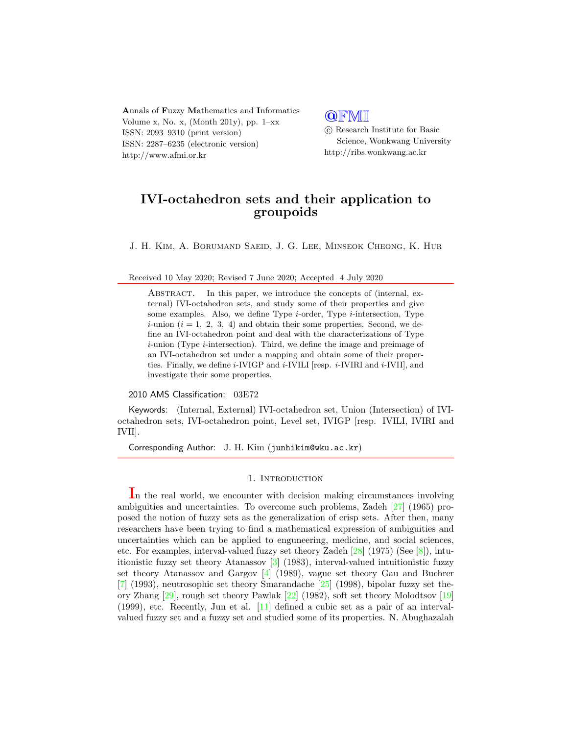# IVI-octahedron sets and their application to groupoids

J. H. Kim, A. Borumand Saeid, J. G. Lee, Minseok Cheong, K. Hur

Received 10 May 2020; Revised 7 June 2020; Accepted 4 July 2020

Abstract. In this paper, we introduce the concepts of (internal, external) IVI-octahedron sets, and study some of their properties and give some examples. Also, we define Type $i$-order, Type $i$-intersection, Type $i$-union ($i = 1,\ 2,\ 3,\ 4$) and obtain their some properties. Second, we define an IVI-octahedron point and deal with the characterizations of Type $i$-union (Type $i$-intersection). Third, we define the image and preimage of an IVI-octahedron set under a mapping and obtain some of their properties. Finally, we define $i$-IVIGP and $i$-IVILI [resp. $i$-IVIRI and $i$-IVII], and investigate their some properties.

2010 AMS Classification: 03E72

Keywords: (Internal, External) IVI-octahedron set, Union (Intersection) of IVI-octahedron sets, IVI-octahedron point, Level set, IVIGP [resp. IVILI, IVIRI and IVII].

Corresponding Author: J. H. Kim (junhikim@wku.ac.kr)

## 1. Introduction

In the real world, we encounter with decision making circumstances involving ambiguities and uncertainties. To overcome such problems, Zadeh [27] (1965) proposed the notion of fuzzy sets as the generalization of crisp sets. After then, many researchers have been trying to find a mathematical expression of ambiguities and uncertainties which can be applied to engungeering, medicine, and social sciences, etc. For examples, interval-valued fuzzy set theory Zadeh [28] (1975) (See [8]), intuitionistic fuzzy set theory Atanassov [3] (1983), interval-valued intuitionistic fuzzy set theory Atanassov and Gargov [4] (1989), vague set theory Gau and Buchrer [7] (1993), neutrosophic set theory Smarandache [25] (1998), bipolar fuzzy set theory Zhang [29], rough set theory Pawlak [22] (1982), soft set theory Molodtsov [19] (1999), etc. Recently, Jun et al. [11] defined a cubic set as a pair of an interval-valued fuzzy set and a fuzzy set and studied some of its properties. N. Abughazalah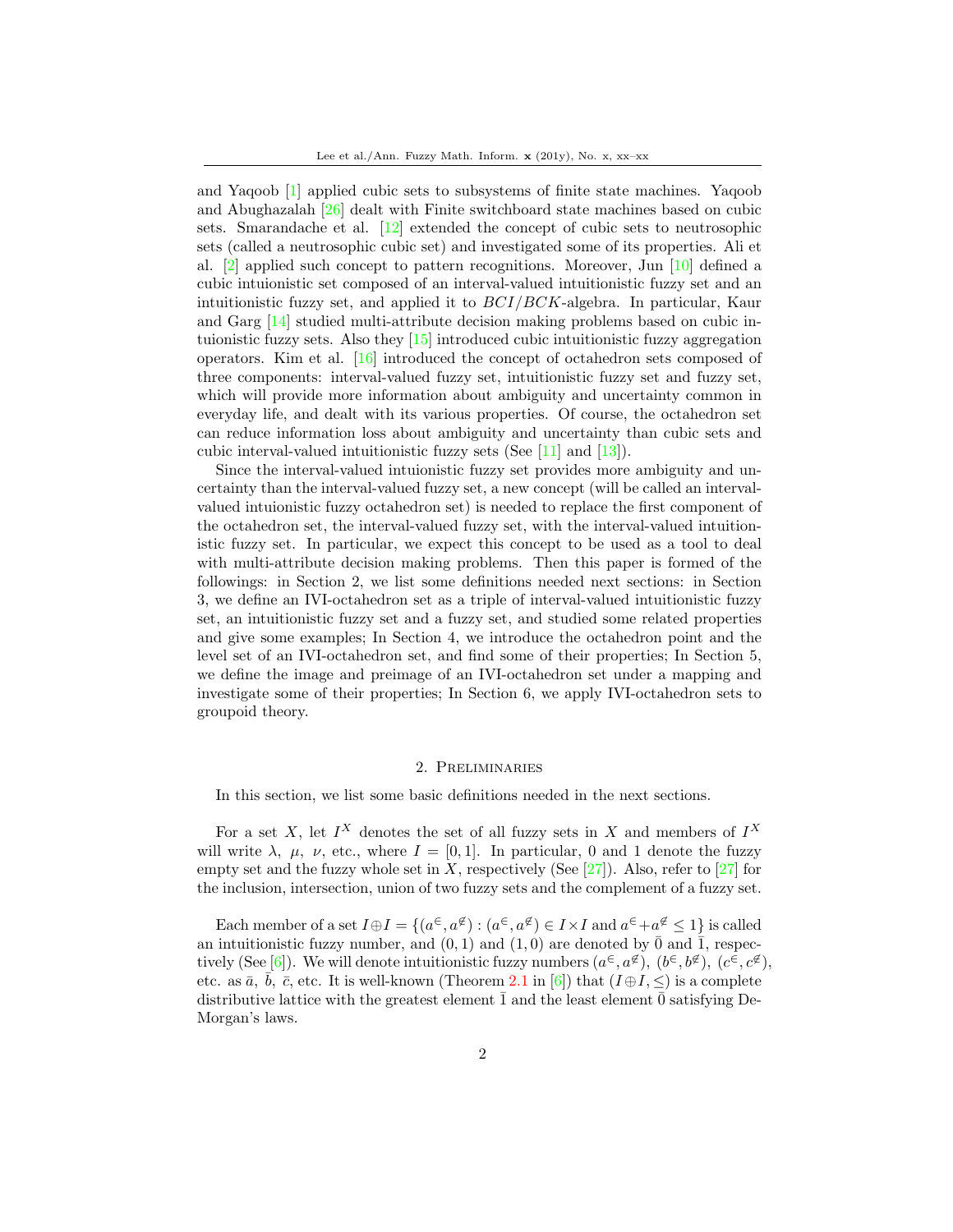and Yaqoob [1] applied cubic sets to subsystems of finite state machines. Yaqoob and Abughazalah [26] dealt with Finite switchboard state machines based on cubic sets. Smarandache et al. [12] extended the concept of cubic sets to neutrosophic sets (called a neutrosophic cubic set) and investigated some of its properties. Ali et al. [2] applied such concept to pattern recognitions. Moreover, Jun [10] defined a cubic intuionistic set composed of an interval-valued intuitionistic fuzzy set and an intuitionistic fuzzy set, and applied it to $BCI/BCK$-algebra. In particular, Kaur and Garg [14] studied multi-attribute decision making problems based on cubic intuionistic fuzzy sets. Also they [15] introduced cubic intuitionistic fuzzy aggregation operators. Kim et al. [16] introduced the concept of octahedron sets composed of three components: interval-valued fuzzy set, intuitionistic fuzzy set and fuzzy set, which will provide more information about ambiguity and uncertainty common in everyday life, and dealt with its various properties. Of course, the octahedron set can reduce information loss about ambiguity and uncertainty than cubic sets and cubic interval-valued intuitionistic fuzzy sets (See [11] and [13]).

Since the interval-valued intuionistic fuzzy set provides more ambiguity and uncertainty than the interval-valued fuzzy set, a new concept (will be called an interval-valued intuionistic fuzzy octahedron set) is needed to replace the first component of the octahedron set, the interval-valued fuzzy set, with the interval-valued intuitionistic fuzzy set. In particular, we expect this concept to be used as a tool to deal with multi-attribute decision making problems. Then this paper is formed of the followings: in Section 2, we list some definitions needed next sections: in Section 3, we define an IVI-octahedron set as a triple of interval-valued intuitionistic fuzzy set, an intuitionistic fuzzy set and a fuzzy set, and studied some related properties and give some examples; In Section 4, we introduce the octahedron point and the level set of an IVI-octahedron set, and find some of their properties; In Section 5, we define the image and preimage of an IVI-octahedron set under a mapping and investigate some of their properties; In Section 6, we apply IVI-octahedron sets to groupoid theory.

## 2. Preliminaries

In this section, we list some basic definitions needed in the next sections.

For a set $X$, let $I^X$ denotes the set of all fuzzy sets in $X$ and members of $I^X$ will write $\lambda$, $\mu$, $\nu$, etc., where $I = [0, 1]$. In particular, 0 and 1 denote the fuzzy empty set and the fuzzy whole set in $X$, respectively (See [27]). Also, refer to [27] for the inclusion, intersection, union of two fuzzy sets and the complement of a fuzzy set.

Each member of a set $I \oplus I = \{(a^{\in}, a^{\notin}) : (a^{\in}, a^{\notin}) \in I \times I \text{ and } a^{\in} + a^{\notin} \leq 1\}$ is called an intuitionistic fuzzy number, and $(0, 1)$ and $(1, 0)$ are denoted by $\bar{0}$ and $\bar{1}$, respectively (See [6]). We will denote intuitionistic fuzzy numbers $(a^{\in}, a^{\notin})$, $(b^{\in}, b^{\notin})$, $(c^{\in}, c^{\notin})$, etc. as $\bar{a}$, $\bar{b}$, $\bar{c}$, etc. It is well-known (Theorem 2.1 in [6]) that $(I \oplus I, \leq)$ is a complete distributive lattice with the greatest element $\bar{1}$ and the least element $\bar{0}$ satisfying De-Morgan's laws.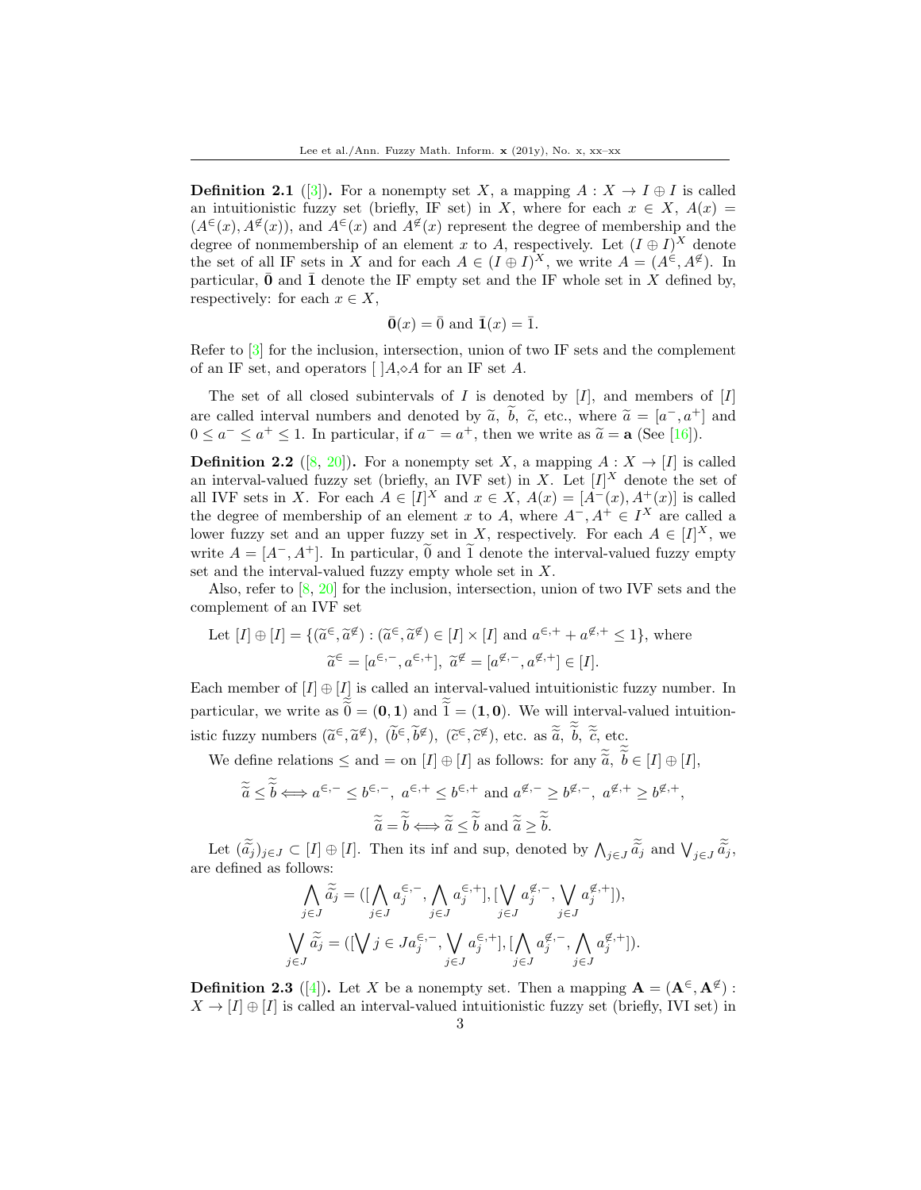**Definition 2.1** ([3]). For a nonempty set $X$, a mapping $A : X \to I \oplus I$ is called an intuitionistic fuzzy set (briefly, IF set) in $X$, where for each $x \in X$, $A(x) = (A^{\in}(x), A^{\notin}(x))$, and $A^{\in}(x)$ and $A^{\notin}(x)$ represent the degree of membership and the degree of nonmembership of an element $x$ to $A$, respectively. Let $(I \oplus I)^X$ denote the set of all IF sets in $X$ and for each $A \in (I \oplus I)^X$, we write $A = (A^{\in}, A^{\notin})$. In particular, $\bar{\mathbf{0}}$ and $\bar{\mathbf{1}}$ denote the IF empty set and the IF whole set in $X$ defined by, respectively: for each $x \in X$,

$$\bar{\mathbf{0}}(x) = \bar{0} \text{ and } \bar{\mathbf{1}}(x) = \bar{1}.$$

Refer to [3] for the inclusion, intersection, union of two IF sets and the complement of an IF set, and operators $[\ ]A, \diamond A$ for an IF set $A$.

The set of all closed subintervals of $I$ is denoted by $[I]$, and members of $[I]$ are called interval numbers and denoted by $\widetilde{a},\ \widetilde{b},\ \widetilde{c}$, etc., where $\widetilde{a} = [a^-, a^+]$ and $0 \leq a^- \leq a^+ \leq 1$. In particular, if $a^- = a^+$, then we write as $\widetilde{a} = \mathbf{a}$ (See [16]).

**Definition 2.2** ([8, 20]). For a nonempty set $X$, a mapping $A : X \to [I]$ is called an interval-valued fuzzy set (briefly, an IVF set) in $X$. Let $[I]^X$ denote the set of all IVF sets in $X$. For each $A \in [I]^X$ and $x \in X$, $A(x) = [A^-(x), A^+(x)]$ is called the degree of membership of an element $x$ to $A$, where $A^-, A^+ \in I^X$ are called a lower fuzzy set and an upper fuzzy set in $X$, respectively. For each $A \in [I]^X$, we write $A = [A^-, A^+]$. In particular, $\widetilde{0}$ and $\widetilde{1}$ denote the interval-valued fuzzy empty set and the interval-valued fuzzy empty whole set in $X$.

Also, refer to [8, 20] for the inclusion, intersection, union of two IVF sets and the complement of an IVF set

Let $[I] \oplus [I] = \{(\widetilde{a}^{\in}, \widetilde{a}^{\notin}) : (\widetilde{a}^{\in}, \widetilde{a}^{\notin}) \in [I] \times [I] \text{ and } a^{\in,+} + a^{\notin,+} \leq 1\}$, where

$$\widetilde{a}^{\in} = [a^{\in,-}, a^{\in,+}],\ \widetilde{a}^{\notin} = [a^{\notin,-}, a^{\notin,+}] \in [I].$$

Each member of $[I] \oplus [I]$ is called an interval-valued intuitionistic fuzzy number. In particular, we write as $\widetilde{\widetilde{0}} = (\mathbf{0}, \mathbf{1})$ and $\widetilde{\widetilde{1}} = (\mathbf{1}, \mathbf{0})$. We will interval-valued intuitionistic fuzzy numbers $(\widetilde{a}^{\in}, \widetilde{a}^{\notin}),\ (\widetilde{b}^{\in}, \widetilde{b}^{\notin}),\ (\widetilde{c}^{\in}, \widetilde{c}^{\notin})$, etc. as $\widetilde{\widetilde{a}},\ \widetilde{\widetilde{b}},\ \widetilde{\widetilde{c}}$, etc.

We define relations $\leq$ and $=$ on $[I] \oplus [I]$ as follows: for any $\widetilde{\widetilde{a}},\ \widetilde{\widetilde{b}} \in [I] \oplus [I]$,

$$\widetilde{\widetilde{a}} \leq \widetilde{\widetilde{b}} \Longleftrightarrow a^{\in,-} \leq b^{\in,-},\ a^{\in,+} \leq b^{\in,+} \text{ and } a^{\notin,-} \geq b^{\notin,-},\ a^{\notin,+} \geq b^{\notin,+},$$

$$\widetilde{\widetilde{a}} = \widetilde{\widetilde{b}} \Longleftrightarrow \widetilde{\widetilde{a}} \leq \widetilde{\widetilde{b}} \text{ and } \widetilde{\widetilde{a}} \geq \widetilde{\widetilde{b}}.$$

Let $(\widetilde{\widetilde{a}}_j)_{j \in J} \subset [I] \oplus [I]$. Then its inf and sup, denoted by $\bigwedge_{j \in J} \widetilde{\widetilde{a}}_j$ and $\bigvee_{j \in J} \widetilde{\widetilde{a}}_j$, are defined as follows:

$$\bigwedge_{j \in J} \widetilde{\widetilde{a}}_j = ([\bigwedge_{j \in J} a_j^{\in,-}, \bigwedge_{j \in J} a_j^{\in,+}], [\bigvee_{j \in J} a_j^{\notin,-}, \bigvee_{j \in J} a_j^{\notin,+}]),$$

$$\bigvee_{j \in J} \widetilde{\widetilde{a}}_j = ([\bigvee j \in J a_j^{\in,-}, \bigvee_{j \in J} a_j^{\in,+}], [\bigwedge_{j \in J} a_j^{\notin,-}, \bigwedge_{j \in J} a_j^{\notin,+}]).$$

**Definition 2.3** ([4]). Let $X$ be a nonempty set. Then a mapping $\mathbf{A} = (\mathbf{A}^{\in}, \mathbf{A}^{\notin}) : X \to [I] \oplus [I]$ is called an interval-valued intuitionistic fuzzy set (briefly, IVI set) in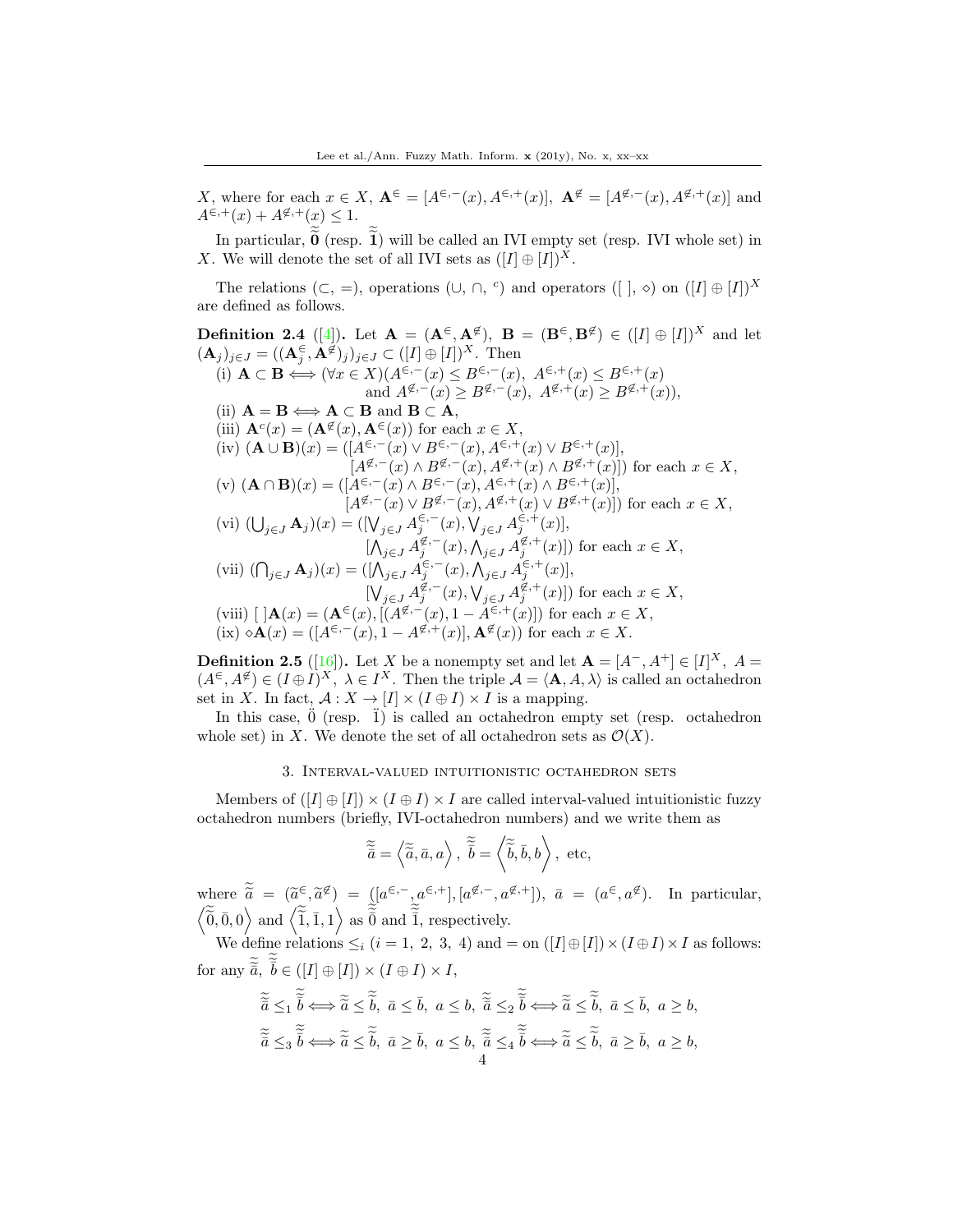$X$, where for each $x \in X$, $\mathbf{A}^{\in} = [A^{\in,-}(x), A^{\in,+}(x)]$, $\mathbf{A}^{\notin} = [A^{\notin,-}(x), A^{\notin,+}(x)]$ and $A^{\in,+}(x) + A^{\notin,+}(x) \leq 1$.

In particular, $\widetilde{\widetilde{\mathbf{0}}}$ (resp. $\widetilde{\widetilde{\mathbf{1}}}$) will be called an IVI empty set (resp. IVI whole set) in $X$. We will denote the set of all IVI sets as $([I] \oplus [I])^X$.

The relations ($\subset$, $=$), operations ($\cup$, $\cap$, $^c$) and operators ($[\ ]$, $\diamond$) on $([I] \oplus [I])^X$ are defined as follows.

**Definition 2.4** ([4]). Let $\mathbf{A} = (\mathbf{A}^{\in}, \mathbf{A}^{\notin})$, $\mathbf{B} = (\mathbf{B}^{\in}, \mathbf{B}^{\notin}) \in ([I] \oplus [I])^X$ and let $(\mathbf{A}_j)_{j \in J} = ((\mathbf{A}_j^{\in}, \mathbf{A}_j^{\notin})_j)_{j \in J} \subset ([I] \oplus [I])^X$. Then

(i) $\mathbf{A} \subset \mathbf{B} \Longleftrightarrow (\forall x \in X)(A^{\in,-}(x) \leq B^{\in,-}(x),\ A^{\in,+}(x) \leq B^{\in,+}(x)$ and $A^{\notin,-}(x) \geq B^{\notin,-}(x),\ A^{\notin,+}(x) \geq B^{\notin,+}(x))$,

(ii) $\mathbf{A} = \mathbf{B} \Longleftrightarrow \mathbf{A} \subset \mathbf{B}$ and $\mathbf{B} \subset \mathbf{A}$,

(iii) $\mathbf{A}^c(x) = (\mathbf{A}^{\notin}(x), \mathbf{A}^{\in}(x))$ for each $x \in X$,

(iv) $(\mathbf{A} \cup \mathbf{B})(x) = ([A^{\in,-}(x) \vee B^{\in,-}(x), A^{\in,+}(x) \vee B^{\in,+}(x)],$ $[A^{\notin,-}(x) \wedge B^{\notin,-}(x), A^{\notin,+}(x) \wedge B^{\notin,+}(x)])$ for each $x \in X$,

(v) $(\mathbf{A} \cap \mathbf{B})(x) = ([A^{\in,-}(x) \wedge B^{\in,-}(x), A^{\in,+}(x) \wedge B^{\in,+}(x)],$ $[A^{\notin,-}(x) \vee B^{\notin,-}(x), A^{\notin,+}(x) \vee B^{\notin,+}(x)])$ for each $x \in X$,

(vi) $(\bigcup_{j \in J} \mathbf{A}_j)(x) = ([\bigvee_{j \in J} A_j^{\in,-}(x), \bigvee_{j \in J} A_j^{\in,+}(x)],$ $[\bigwedge_{j \in J} A_j^{\notin,-}(x), \bigwedge_{j \in J} A_j^{\notin,+}(x)])$ for each $x \in X$,

(vii) $(\bigcap_{j \in J} \mathbf{A}_j)(x) = ([\bigwedge_{j \in J} A_j^{\in,-}(x), \bigwedge_{j \in J} A_j^{\in,+}(x)],$ $[\bigvee_{j \in J} A_j^{\notin,-}(x), \bigvee_{j \in J} A_j^{\notin,+}(x)])$ for each $x \in X$,

(viii) $[\ ]\mathbf{A}(x) = (\mathbf{A}^{\in}(x), [(A^{\notin,-}(x), 1 - A^{\in,+}(x)])$ for each $x \in X$,

(ix) $\diamond\mathbf{A}(x) = ([A^{\in,-}(x), 1 - A^{\notin,+}(x)], \mathbf{A}^{\notin}(x))$ for each $x \in X$.

**Definition 2.5** ([16]). Let $X$ be a nonempty set and let $\mathbf{A} = [A^-, A^+] \in [I]^X$, $A = (A^{\in}, A^{\notin}) \in (I \oplus I)^X$, $\lambda \in I^X$. Then the triple $\mathcal{A} = \langle \mathbf{A}, A, \lambda \rangle$ is called an octahedron set in $X$. In fact, $\mathcal{A} : X \to [I] \times (I \oplus I) \times I$ is a mapping.

In this case, $\ddot{0}$ (resp. $\ddot{1}$) is called an octahedron empty set (resp. octahedron whole set) in $X$. We denote the set of all octahedron sets as $\mathcal{O}(X)$.

## 3. Interval-valued intuitionistic octahedron sets

Members of $([I] \oplus [I]) \times (I \oplus I) \times I$ are called interval-valued intuitionistic fuzzy octahedron numbers (briefly, IVI-octahedron numbers) and we write them as

$$\widetilde{\widetilde{\bar{a}}} = \left\langle \widetilde{\widetilde{a}}, \bar{a}, a \right\rangle,\ \widetilde{\widetilde{\bar{b}}} = \left\langle \widetilde{\widetilde{b}}, \bar{b}, b \right\rangle, \text{ etc,}$$

where $\widetilde{\widetilde{a}} = (\widetilde{a}^{\in}, \widetilde{a}^{\notin}) = ([a^{\in,-}, a^{\in,+}], [a^{\notin,-}, a^{\notin,+}])$, $\bar{a} = (a^{\in}, a^{\notin})$. In particular, $\left\langle \widetilde{\widetilde{0}}, \bar{0}, 0 \right\rangle$ and $\left\langle \widetilde{\widetilde{1}}, \bar{1}, 1 \right\rangle$ as $\widetilde{\widetilde{\bar{0}}}$ and $\widetilde{\widetilde{\bar{1}}}$, respectively.

We define relations $\leq_i$ ($i = 1,\ 2,\ 3,\ 4$) and $=$ on $([I] \oplus [I]) \times (I \oplus I) \times I$ as follows: for any $\widetilde{\widetilde{\bar{a}}},\ \widetilde{\widetilde{\bar{b}}} \in ([I] \oplus [I]) \times (I \oplus I) \times I$,

$$\widetilde{\widetilde{\bar{a}}} \leq_1 \widetilde{\widetilde{\bar{b}}} \Longleftrightarrow \widetilde{\widetilde{a}} \leq \widetilde{\widetilde{b}},\ \bar{a} \leq \bar{b},\ a \leq b,\ \widetilde{\widetilde{\bar{a}}} \leq_2 \widetilde{\widetilde{\bar{b}}} \Longleftrightarrow \widetilde{\widetilde{a}} \leq \widetilde{\widetilde{b}},\ \bar{a} \leq \bar{b},\ a \geq b,$$

$$\widetilde{\widetilde{\bar{a}}} \leq_3 \widetilde{\widetilde{\bar{b}}} \Longleftrightarrow \widetilde{\widetilde{a}} \leq \widetilde{\widetilde{b}},\ \bar{a} \geq \bar{b},\ a \leq b,\ \widetilde{\widetilde{\bar{a}}} \leq_4 \widetilde{\widetilde{\bar{b}}} \Longleftrightarrow \widetilde{\widetilde{a}} \leq \widetilde{\widetilde{b}},\ \bar{a} \geq \bar{b},\ a \geq b,$$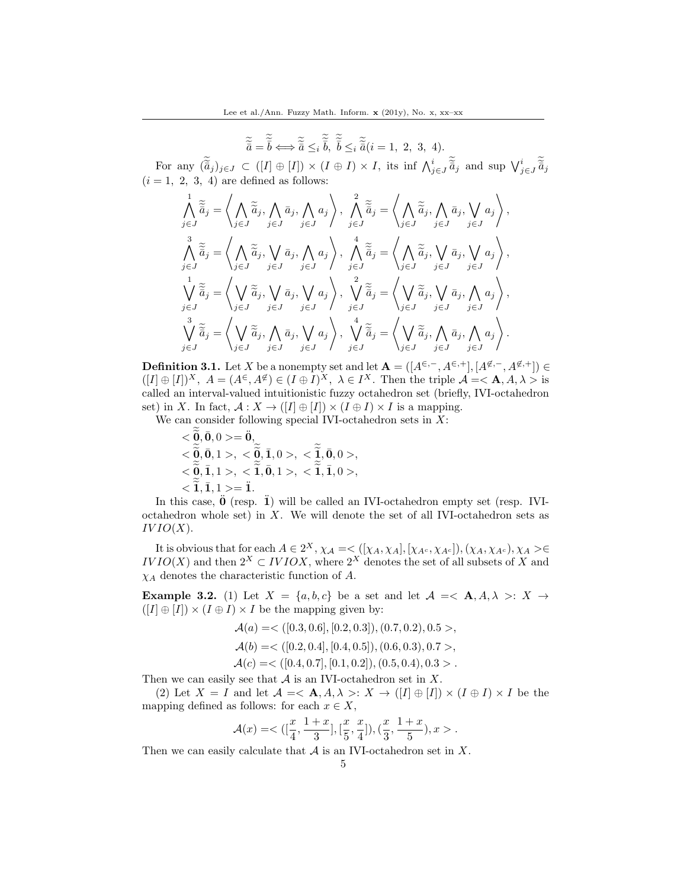$$\widetilde{\widetilde{a}} = \widetilde{\widetilde{b}} \Longleftrightarrow \widetilde{\widetilde{a}} \leq_i \widetilde{\widetilde{b}},\ \widetilde{\widetilde{b}} \leq_i \widetilde{\widetilde{a}} (i = 1,\ 2,\ 3,\ 4).$$

For any $(\widetilde{\widetilde{a}}_j)_{j \in J} \subset ([I] \oplus [I]) \times (I \oplus I) \times I$, its inf $\bigwedge^i_{j \in J} \widetilde{\widetilde{a}}_j$ and sup $\bigvee^i_{j \in J} \widetilde{\widetilde{a}}_j$ $(i = 1,\ 2,\ 3,\ 4)$ are defined as follows:

$$\bigwedge^1_{j \in J} \widetilde{\widetilde{a}}_j = \left\langle \bigwedge_{j \in J} \widetilde{a}_j, \bigwedge_{j \in J} \bar{a}_j, \bigwedge_{j \in J} a_j \right\rangle,\ \bigwedge^2_{j \in J} \widetilde{\widetilde{a}}_j = \left\langle \bigwedge_{j \in J} \widetilde{a}_j, \bigwedge_{j \in J} \bar{a}_j, \bigvee_{j \in J} a_j \right\rangle,$$

$$\bigwedge^3_{j \in J} \widetilde{\widetilde{a}}_j = \left\langle \bigwedge_{j \in J} \widetilde{a}_j, \bigvee_{j \in J} \bar{a}_j, \bigwedge_{j \in J} a_j \right\rangle,\ \bigwedge^4_{j \in J} \widetilde{\widetilde{a}}_j = \left\langle \bigwedge_{j \in J} \widetilde{a}_j, \bigvee_{j \in J} \bar{a}_j, \bigvee_{j \in J} a_j \right\rangle,$$

$$\bigvee^1_{j \in J} \widetilde{\widetilde{a}}_j = \left\langle \bigvee_{j \in J} \widetilde{a}_j, \bigvee_{j \in J} \bar{a}_j, \bigvee_{j \in J} a_j \right\rangle,\ \bigvee^2_{j \in J} \widetilde{\widetilde{a}}_j = \left\langle \bigvee_{j \in J} \widetilde{a}_j, \bigvee_{j \in J} \bar{a}_j, \bigwedge_{j \in J} a_j \right\rangle,$$

$$\bigvee^3_{j \in J} \widetilde{\widetilde{a}}_j = \left\langle \bigvee_{j \in J} \widetilde{a}_j, \bigwedge_{j \in J} \bar{a}_j, \bigvee_{j \in J} a_j \right\rangle,\ \bigvee^4_{j \in J} \widetilde{\widetilde{a}}_j = \left\langle \bigvee_{j \in J} \widetilde{a}_j, \bigwedge_{j \in J} \bar{a}_j, \bigwedge_{j \in J} a_j \right\rangle.$$

**Definition 3.1.** Let $X$ be a nonempty set and let $\mathbf{A} = ([A^{\in,-}, A^{\in,+}], [A^{\notin,-}, A^{\notin,+}]) \in ([I] \oplus [I])^X$, $A = (A^{\in}, A^{\notin}) \in (I \oplus I)^X$, $\lambda \in I^X$. Then the triple $\mathcal{A} =< \mathbf{A}, A, \lambda >$ is called an interval-valued intuitionistic fuzzy octahedron set (briefly, IVI-octahedron set) in $X$. In fact, $\mathcal{A} : X \to ([I] \oplus [I]) \times (I \oplus I) \times I$ is a mapping.

We can consider following special IVI-octahedron sets in $X$:

$< \widetilde{\widetilde{\mathbf{0}}}, \bar{\mathbf{0}}, 0 >= \ddot{\mathbf{0}}$,
$< \widetilde{\widetilde{\mathbf{0}}}, \bar{\mathbf{0}}, 1 >,\ < \widetilde{\widetilde{\mathbf{0}}}, \bar{\mathbf{1}}, 0 >,\ < \widetilde{\widetilde{\mathbf{1}}}, \bar{\mathbf{0}}, 0 >$,
$< \widetilde{\widetilde{\mathbf{0}}}, \bar{\mathbf{1}}, 1 >,\ < \widetilde{\widetilde{\mathbf{1}}}, \bar{\mathbf{0}}, 1 >,\ < \widetilde{\widetilde{\mathbf{1}}}, \bar{\mathbf{1}}, 0 >$,
$< \widetilde{\widetilde{\mathbf{1}}}, \bar{\mathbf{1}}, 1 >= \ddot{\mathbf{1}}$.

In this case, $\ddot{\mathbf{0}}$ (resp. $\ddot{\mathbf{1}}$) will be called an IVI-octahedron empty set (resp. IVI-octahedron whole set) in $X$. We will denote the set of all IVI-octahedron sets as $IVIO(X)$.

It is obvious that for each $A \in 2^X$, $\chi_{\mathcal{A}} =< ([\chi_A, \chi_A], [\chi_{A^c}, \chi_{A^c}]), (\chi_A, \chi_{A^c}), \chi_A > \in IVIO(X)$ and then $2^X \subset IVIOX$, where $2^X$ denotes the set of all subsets of $X$ and $\chi_A$ denotes the characteristic function of $A$.

**Example 3.2.** (1) Let $X = \{a, b, c\}$ be a set and let $\mathcal{A} =< \mathbf{A}, A, \lambda >: X \to ([I] \oplus [I]) \times (I \oplus I) \times I$ be the mapping given by:

$$\mathcal{A}(a) =< ([0.3, 0.6], [0.2, 0.3]), (0.7, 0.2), 0.5 >,$$

$$\mathcal{A}(b) =< ([0.2, 0.4], [0.4, 0.5]), (0.6, 0.3), 0.7 >,$$

$$\mathcal{A}(c) =< ([0.4, 0.7], [0.1, 0.2]), (0.5, 0.4), 0.3 > .$$

Then we can easily see that $\mathcal{A}$ is an IVI-octahedron set in $X$.

(2) Let $X = I$ and let $\mathcal{A} =< \mathbf{A}, A, \lambda >: X \to ([I] \oplus [I]) \times (I \oplus I) \times I$ be the mapping defined as follows: for each $x \in X$,

$$\mathcal{A}(x) =< ([\frac{x}{4}, \frac{1+x}{3}], [\frac{x}{5}, \frac{x}{4}]), (\frac{x}{3}, \frac{1+x}{5}), x > .$$

Then we can easily calculate that $\mathcal{A}$ is an IVI-octahedron set in $X$.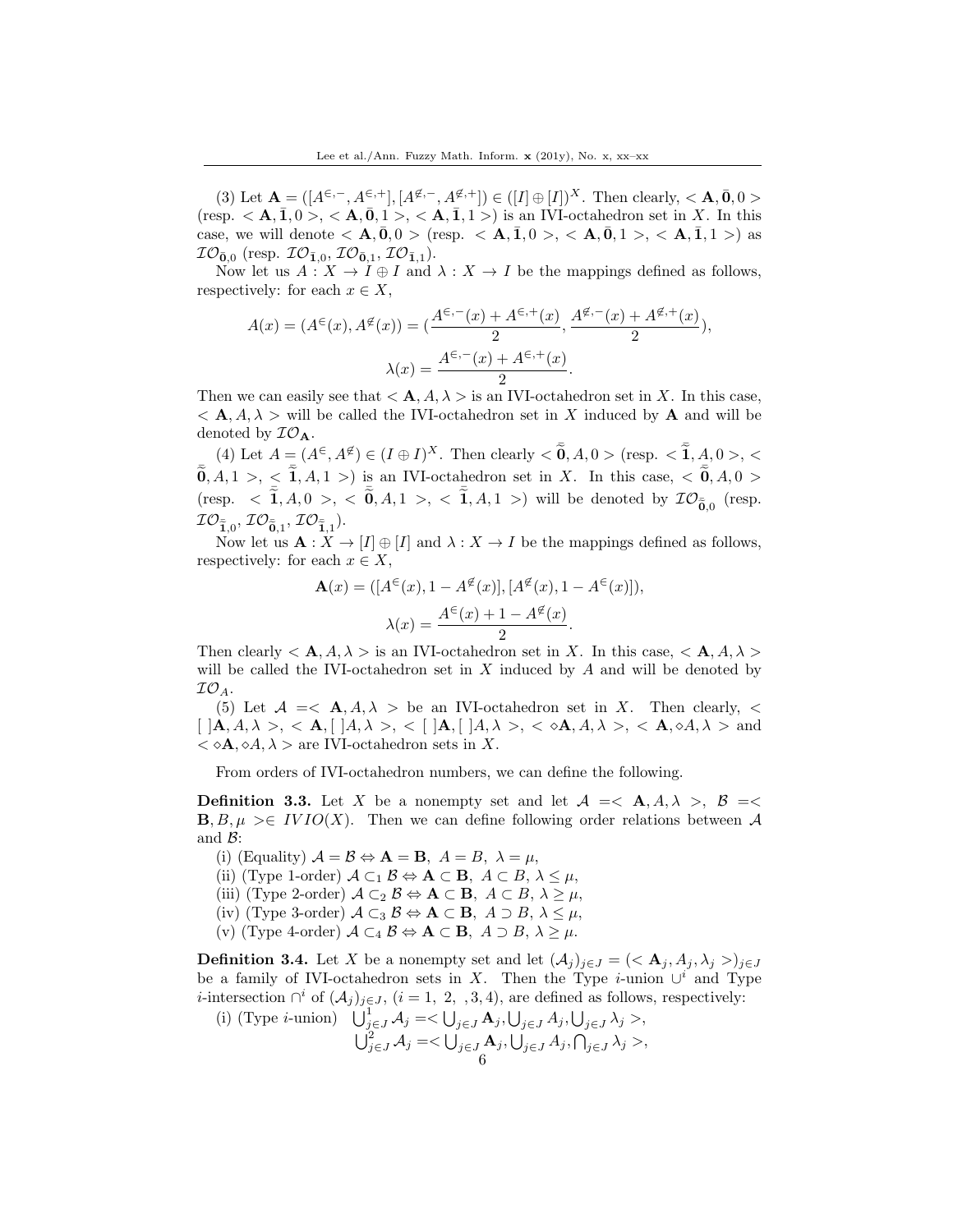(3) Let $\mathbf{A} = ([A^{\in,-}, A^{\in,+}], [A^{\notin,-}, A^{\notin,+}]) \in ([I] \oplus [I])^X$. Then clearly, $< \mathbf{A}, \bar{\mathbf{0}}, 0 >$ (resp. $< \mathbf{A}, \bar{\mathbf{1}}, 0 >$, $< \mathbf{A}, \bar{\mathbf{0}}, 1 >$, $< \mathbf{A}, \bar{\mathbf{1}}, 1 >$) is an IVI-octahedron set in $X$. In this case, we will denote $< \mathbf{A}, \bar{\mathbf{0}}, 0 >$ (resp. $< \mathbf{A}, \bar{\mathbf{1}}, 0 >$, $< \mathbf{A}, \bar{\mathbf{0}}, 1 >$, $< \mathbf{A}, \bar{\mathbf{1}}, 1 >$) as $\mathcal{IO}_{\bar{\mathbf{0}},0}$ (resp. $\mathcal{IO}_{\bar{\mathbf{1}},0}$, $\mathcal{IO}_{\bar{\mathbf{0}},1}$, $\mathcal{IO}_{\bar{\mathbf{1}},1}$).

Now let us $A : X \to I \oplus I$ and $\lambda : X \to I$ be the mappings defined as follows, respectively: for each $x \in X$,

$$A(x) = (A^{\in}(x), A^{\notin}(x)) = (\frac{A^{\in,-}(x) + A^{\in,+}(x)}{2}, \frac{A^{\notin,-}(x) + A^{\notin,+}(x)}{2}),$$

$$\lambda(x) = \frac{A^{\in,-}(x) + A^{\in,+}(x)}{2}.$$

Then we can easily see that $< \mathbf{A}, A, \lambda >$ is an IVI-octahedron set in $X$. In this case, $< \mathbf{A}, A, \lambda >$ will be called the IVI-octahedron set in $X$ induced by $\mathbf{A}$ and will be denoted by $\mathcal{IO}_{\mathbf{A}}$.

(4) Let $A = (A^{\in}, A^{\notin}) \in (I \oplus I)^X$. Then clearly $< \tilde{\bar{\mathbf{0}}}, A, 0 >$ (resp. $< \tilde{\bar{\mathbf{1}}}, A, 0 >$, $< \tilde{\bar{\mathbf{0}}}, A, 1 >$, $< \tilde{\bar{\mathbf{1}}}, A, 1 >$) is an IVI-octahedron set in $X$. In this case, $< \tilde{\bar{\mathbf{0}}}, A, 0 >$ (resp. $< \tilde{\bar{\mathbf{1}}}, A, 0 >$, $< \tilde{\bar{\mathbf{0}}}, A, 1 >$, $< \tilde{\bar{\mathbf{1}}}, A, 1 >$) will be denoted by $\mathcal{IO}_{\tilde{\bar{\mathbf{0}}},0}$ (resp. $\mathcal{IO}_{\tilde{\bar{\mathbf{1}}},0}$, $\mathcal{IO}_{\tilde{\bar{\mathbf{0}}},1}$, $\mathcal{IO}_{\tilde{\bar{\mathbf{1}}},1}$).

Now let us $\mathbf{A} : X \to [I] \oplus [I]$ and $\lambda : X \to I$ be the mappings defined as follows, respectively: for each $x \in X$,

$$\mathbf{A}(x) = ([A^{\in}(x), 1 - A^{\notin}(x)], [A^{\notin}(x), 1 - A^{\in}(x)]),$$

$$\lambda(x) = \frac{A^{\in}(x) + 1 - A^{\notin}(x)}{2}.$$

Then clearly $< \mathbf{A}, A, \lambda >$ is an IVI-octahedron set in $X$. In this case, $< \mathbf{A}, A, \lambda >$ will be called the IVI-octahedron set in $X$ induced by $A$ and will be denoted by $\mathcal{IO}_A$.

(5) Let $\mathcal{A} =< \mathbf{A}, A, \lambda >$ be an IVI-octahedron set in $X$. Then clearly, $< [\ ]\mathbf{A}, A, \lambda >$, $< \mathbf{A}, [\ ]A, \lambda >$, $< [\ ]\mathbf{A}, [\ ]A, \lambda >$, $< \diamond\mathbf{A}, A, \lambda >$, $< \mathbf{A}, \diamond A, \lambda >$ and $< \diamond\mathbf{A}, \diamond A, \lambda >$ are IVI-octahedron sets in $X$.

From orders of IVI-octahedron numbers, we can define the following.

**Definition 3.3.** Let $X$ be a nonempty set and let $\mathcal{A} =< \mathbf{A}, A, \lambda >$, $\mathcal{B} =< \mathbf{B}, B, \mu > \in IVIO(X)$. Then we can define following order relations between $\mathcal{A}$ and $\mathcal{B}$:

(i) (Equality) $\mathcal{A} = \mathcal{B} \Leftrightarrow \mathbf{A} = \mathbf{B},\ A = B,\ \lambda = \mu$,

(ii) (Type 1-order) $\mathcal{A} \subset_1 \mathcal{B} \Leftrightarrow \mathbf{A} \subset \mathbf{B},\ A \subset B,\ \lambda \leq \mu$,

(iii) (Type 2-order) $\mathcal{A} \subset_2 \mathcal{B} \Leftrightarrow \mathbf{A} \subset \mathbf{B},\ A \subset B,\ \lambda \geq \mu$,

(iv) (Type 3-order) $\mathcal{A} \subset_3 \mathcal{B} \Leftrightarrow \mathbf{A} \subset \mathbf{B},\ A \supset B,\ \lambda \leq \mu$,

(v) (Type 4-order) $\mathcal{A} \subset_4 \mathcal{B} \Leftrightarrow \mathbf{A} \subset \mathbf{B},\ A \supset B,\ \lambda \geq \mu$.

**Definition 3.4.** Let $X$ be a nonempty set and let $(\mathcal{A}_j)_{j\in J} = (< \mathbf{A}_j, A_j, \lambda_j >)_{j\in J}$ be a family of IVI-octahedron sets in $X$. Then the Type $i$-union $\cup^i$ and Type $i$-intersection $\cap^i$ of $(\mathcal{A}_j)_{j\in J}$, $(i = 1,\ 2,\ ,3, 4)$, are defined as follows, respectively:

(i) (Type $i$-union) $\bigcup^1_{j\in J} \mathcal{A}_j =< \bigcup_{j\in J} \mathbf{A}_j, \bigcup_{j\in J} A_j, \bigcup_{j\in J} \lambda_j >$,

$\bigcup^2_{j\in J} \mathcal{A}_j =< \bigcup_{j\in J} \mathbf{A}_j, \bigcup_{j\in J} A_j, \bigcap_{j\in J} \lambda_j >$,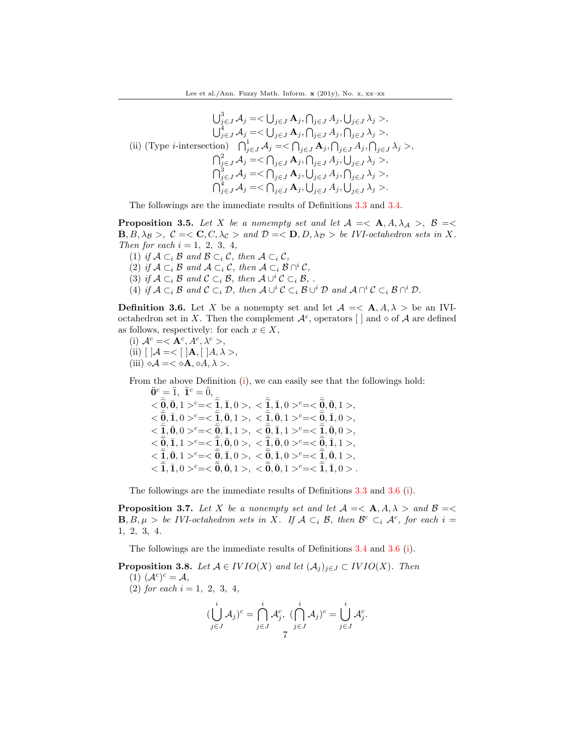$$\bigcup^3_{j\in J}\mathcal{A}_j=<\bigcup_{j\in J}\mathbf{A}_j,\bigcap_{j\in J}A_j,\bigcup_{j\in J}\lambda_j>,$$
$$\bigcup^4_{j\in J}\mathcal{A}_j=<\bigcup_{j\in J}\mathbf{A}_j,\bigcap_{j\in J}A_j,\bigcap_{j\in J}\lambda_j>,$$

(ii) (Type $i$-intersection)
$$\bigcap^1_{j\in J}\mathcal{A}_j=<\bigcap_{j\in J}\mathbf{A}_j,\bigcap_{j\in J}A_j,\bigcap_{j\in J}\lambda_j>,$$
$$\bigcap^2_{j\in J}\mathcal{A}_j=<\bigcap_{j\in J}\mathbf{A}_j,\bigcap_{j\in J}A_j,\bigcup_{j\in J}\lambda_j>,$$
$$\bigcap^3_{j\in J}\mathcal{A}_j=<\bigcap_{j\in J}\mathbf{A}_j,\bigcup_{j\in J}A_j,\bigcap_{j\in J}\lambda_j>,$$
$$\bigcap^4_{j\in J}\mathcal{A}_j=<\bigcap_{j\in J}\mathbf{A}_j,\bigcup_{j\in J}A_j,\bigcup_{j\in J}\lambda_j>.$$

The followings are the immediate results of Definitions 3.3 and 3.4.

**Proposition 3.5.** *Let $X$ be a nonempty set and let $\mathcal{A}=<\mathbf{A},A,\lambda_{\mathcal{A}}>$, $\mathcal{B}=<\mathbf{B},B,\lambda_{\mathcal{B}}>$, $\mathcal{C}=<\mathbf{C},C,\lambda_{\mathcal{C}}>$ and $\mathcal{D}=<\mathbf{D},D,\lambda_{\mathcal{D}}>$ be IVI-octahedron sets in $X$. Then for each $i=1,\ 2,\ 3,\ 4$,*

(1) *if $\mathcal{A}\subset_i\mathcal{B}$ and $\mathcal{B}\subset_i\mathcal{C}$, then $\mathcal{A}\subset_i\mathcal{C}$,*
(2) *if $\mathcal{A}\subset_i\mathcal{B}$ and $\mathcal{A}\subset_i\mathcal{C}$, then $\mathcal{A}\subset_i\mathcal{B}\cap^i\mathcal{C}$,*
(3) *if $\mathcal{A}\subset_i\mathcal{B}$ and $\mathcal{C}\subset_i\mathcal{B}$, then $\mathcal{A}\cup^i\mathcal{C}\subset_i\mathcal{B}$, .*
(4) *if $\mathcal{A}\subset_i\mathcal{B}$ and $\mathcal{C}\subset_i\mathcal{D}$, then $\mathcal{A}\cup^i\mathcal{C}\subset_i\mathcal{B}\cup^i\mathcal{D}$ and $\mathcal{A}\cap^i\mathcal{C}\subset_i\mathcal{B}\cap^i\mathcal{D}$.*

**Definition 3.6.** Let $X$ be a nonempty set and let $\mathcal{A}=<\mathbf{A},A,\lambda>$ be an IVI-octahedron set in $X$. Then the complement $\mathcal{A}^c$, operators [ ] and $\diamond$ of $\mathcal{A}$ are defined as follows, respectively: for each $x\in X$,

(i) $\mathcal{A}^c=<\mathbf{A}^c,A^c,\lambda^c>$,
(ii) $[\,]\mathcal{A}=<[\,]\mathbf{A},[\,]A,\lambda>$,
(iii) $\diamond\mathcal{A}=<\diamond\mathbf{A},\diamond A,\lambda>$.

From the above Definition (i), we can easily see that the followings hold:

$\ddot{\mathbf{0}}^c=\ddot{1},\ \ddot{\mathbf{1}}^c=\ddot{0}$,
$<\tilde{\bar{\mathbf{0}}},\bar{\mathbf{0}},1>^c=<\tilde{\bar{\mathbf{1}}},\bar{\mathbf{1}},0>,\ <\tilde{\bar{\mathbf{1}}},\bar{\mathbf{1}},0>^c=<\tilde{\bar{\mathbf{0}}},\bar{\mathbf{0}},1>$,
$<\tilde{\bar{\mathbf{0}}},\bar{\mathbf{1}},0>^c=<\tilde{\bar{\mathbf{1}}},\bar{\mathbf{0}},1>,\ <\tilde{\bar{\mathbf{1}}},\bar{\mathbf{0}},1>^c=<\tilde{\bar{\mathbf{0}}},\bar{\mathbf{1}},0>$,
$<\tilde{\bar{\mathbf{1}}},\bar{\mathbf{0}},0>^c=<\tilde{\bar{\mathbf{0}}},\bar{\mathbf{1}},1>,\ <\tilde{\bar{\mathbf{0}}},\bar{\mathbf{1}},1>^c=<\tilde{\bar{\mathbf{1}}},\bar{\mathbf{0}},0>$,
$<\tilde{\bar{\mathbf{0}}},\bar{\mathbf{1}},1>^c=<\tilde{\bar{\mathbf{1}}},\bar{\mathbf{0}},0>,\ <\tilde{\bar{\mathbf{1}}},\bar{\mathbf{0}},0>^c=<\tilde{\bar{\mathbf{0}}},\bar{\mathbf{1}},1>$,
$<\tilde{\bar{\mathbf{1}}},\bar{\mathbf{0}},1>^c=<\tilde{\bar{\mathbf{0}}},\bar{\mathbf{1}},0>,\ <\tilde{\bar{\mathbf{0}}},\bar{\mathbf{1}},0>^c=<\tilde{\bar{\mathbf{1}}},\bar{\mathbf{0}},1>$,
$<\tilde{\bar{\mathbf{1}}},\bar{\mathbf{1}},0>^c=<\tilde{\bar{\mathbf{0}}},\bar{\mathbf{0}},1>,\ <\tilde{\bar{\mathbf{0}}},\bar{\mathbf{0}},1>^c=<\tilde{\bar{\mathbf{1}}},\bar{\mathbf{1}},0>$.

The followings are the immediate results of Definitions 3.3 and 3.6 (i).

**Proposition 3.7.** *Let $X$ be a nonempty set and let $\mathcal{A}=<\mathbf{A},A,\lambda>$ and $\mathcal{B}=<\mathbf{B},B,\mu>$ be IVI-octahedron sets in $X$. If $\mathcal{A}\subset_i\mathcal{B}$, then $\mathcal{B}^c\subset_i\mathcal{A}^c$, for each $i=1,\ 2,\ 3,\ 4$.*

The followings are the immediate results of Definitions 3.4 and 3.6 (i).

**Proposition 3.8.** *Let $\mathcal{A}\in IVIO(X)$ and let $(\mathcal{A}_j)_{j\in J}\subset IVIO(X)$. Then*

(1) *$(\mathcal{A}^c)^c=\mathcal{A}$,*
(2) *for each $i=1,\ 2,\ 3,\ 4$,*

$$(\bigcup^i_{j\in J}\mathcal{A}_j)^c=\bigcap^i_{j\in J}\mathcal{A}^c_j,\ (\bigcap^i_{j\in J}\mathcal{A}_j)^c=\bigcup^i_{j\in J}\mathcal{A}^c_j.$$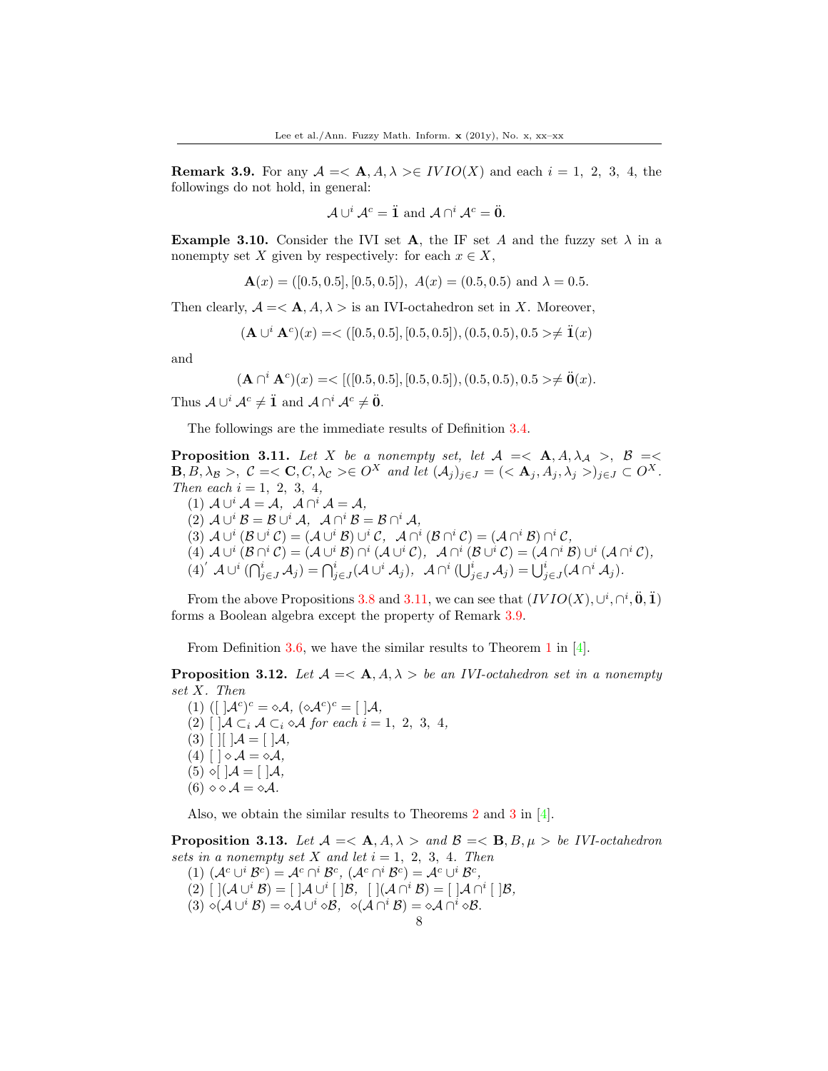**Remark 3.9.** For any $\mathcal{A} =< \mathbf{A}, A, \lambda >\in IVIO(X)$ and each $i = 1,\ 2,\ 3,\ 4$, the followings do not hold, in general:

$$\mathcal{A} \cup^i \mathcal{A}^c = \ddot{\mathbf{1}} \text{ and } \mathcal{A} \cap^i \mathcal{A}^c = \ddot{\mathbf{0}}.$$

**Example 3.10.** Consider the IVI set $\mathbf{A}$, the IF set $A$ and the fuzzy set $\lambda$ in a nonempty set $X$ given by respectively: for each $x \in X$,

$$\mathbf{A}(x) = ([0.5, 0.5], [0.5, 0.5]),\ A(x) = (0.5, 0.5) \text{ and } \lambda = 0.5.$$

Then clearly, $\mathcal{A} =< \mathbf{A}, A, \lambda >$ is an IVI-octahedron set in $X$. Moreover,

$$(\mathbf{A} \cup^i \mathbf{A}^c)(x) =< ([0.5, 0.5], [0.5, 0.5]), (0.5, 0.5), 0.5 >\neq \ddot{\mathbf{1}}(x)$$

and

$$(\mathbf{A} \cap^i \mathbf{A}^c)(x) =< [([0.5, 0.5], [0.5, 0.5]), (0.5, 0.5), 0.5 >\neq \ddot{\mathbf{0}}(x).$$

Thus $\mathcal{A} \cup^i \mathcal{A}^c \neq \ddot{\mathbf{1}}$ and $\mathcal{A} \cap^i \mathcal{A}^c \neq \ddot{\mathbf{0}}$.

The followings are the immediate results of Definition 3.4.

**Proposition 3.11.** *Let $X$ be a nonempty set, let $\mathcal{A} =< \mathbf{A}, A, \lambda_{\mathcal{A}} >$, $\mathcal{B} =< \mathbf{B}, B, \lambda_{\mathcal{B}} >$, $\mathcal{C} =< \mathbf{C}, C, \lambda_{\mathcal{C}} >\in O^X$ and let $(\mathcal{A}_j)_{j \in J} = (< \mathbf{A}_j, A_j, \lambda_j >)_{j \in J} \subset O^X$. Then each $i = 1,\ 2,\ 3,\ 4$,*

(1) $\mathcal{A} \cup^i \mathcal{A} = \mathcal{A},\ \ \mathcal{A} \cap^i \mathcal{A} = \mathcal{A}$,
(2) $\mathcal{A} \cup^i \mathcal{B} = \mathcal{B} \cup^i \mathcal{A},\ \ \mathcal{A} \cap^i \mathcal{B} = \mathcal{B} \cap^i \mathcal{A}$,
(3) $\mathcal{A} \cup^i (\mathcal{B} \cup^i \mathcal{C}) = (\mathcal{A} \cup^i \mathcal{B}) \cup^i \mathcal{C},\ \ \mathcal{A} \cap^i (\mathcal{B} \cap^i \mathcal{C}) = (\mathcal{A} \cap^i \mathcal{B}) \cap^i \mathcal{C}$,
(4) $\mathcal{A} \cup^i (\mathcal{B} \cap^i \mathcal{C}) = (\mathcal{A} \cup^i \mathcal{B}) \cap^i (\mathcal{A} \cup^i \mathcal{C}),\ \ \mathcal{A} \cap^i (\mathcal{B} \cup^i \mathcal{C}) = (\mathcal{A} \cap^i \mathcal{B}) \cup^i (\mathcal{A} \cap^i \mathcal{C})$,
(4)$'$ $\mathcal{A} \cup^i (\bigcap^i_{j \in J} \mathcal{A}_j) = \bigcap^i_{j \in J} (\mathcal{A} \cup^i \mathcal{A}_j),\ \ \mathcal{A} \cap^i (\bigcup^i_{j \in J} \mathcal{A}_j) = \bigcup^i_{j \in J} (\mathcal{A} \cap^i \mathcal{A}_j)$.

From the above Propositions 3.8 and 3.11, we can see that $(IVIO(X), \cup^i, \cap^i, \ddot{\mathbf{0}}, \ddot{\mathbf{1}})$ forms a Boolean algebra except the property of Remark 3.9.

From Definition 3.6, we have the similar results to Theorem 1 in [4].

**Proposition 3.12.** *Let $\mathcal{A} =< \mathbf{A}, A, \lambda >$ be an IVI-octahedron set in a nonempty set $X$. Then*

(1) $([\ ]\mathcal{A}^c)^c = \diamond\mathcal{A}$, $(\diamond\mathcal{A}^c)^c = [\ ]\mathcal{A}$,
(2) $[\ ]\mathcal{A} \subset_i \mathcal{A} \subset_i \diamond\mathcal{A}$ *for each* $i = 1,\ 2,\ 3,\ 4$,
(3) $[\ ][\ ]\mathcal{A} = [\ ]\mathcal{A}$,
(4) $[\ ] \diamond \mathcal{A} = \diamond\mathcal{A}$,
(5) $\diamond[\ ]\mathcal{A} = [\ ]\mathcal{A}$,
(6) $\diamond \diamond \mathcal{A} = \diamond\mathcal{A}$.

Also, we obtain the similar results to Theorems 2 and 3 in [4].

**Proposition 3.13.** *Let $\mathcal{A} =< \mathbf{A}, A, \lambda >$ and $\mathcal{B} =< \mathbf{B}, B, \mu >$ be IVI-octahedron sets in a nonempty set $X$ and let $i = 1,\ 2,\ 3,\ 4$. Then*

(1) $(\mathcal{A}^c \cup^i \mathcal{B}^c) = \mathcal{A}^c \cap^i \mathcal{B}^c$, $(\mathcal{A}^c \cap^i \mathcal{B}^c) = \mathcal{A}^c \cup^i \mathcal{B}^c$,
(2) $[\ ](\mathcal{A} \cup^i \mathcal{B}) = [\ ]\mathcal{A} \cup^i [\ ]\mathcal{B},\ \ [\ ](\mathcal{A} \cap^i \mathcal{B}) = [\ ]\mathcal{A} \cap^i [\ ]\mathcal{B}$,
(3) $\diamond(\mathcal{A} \cup^i \mathcal{B}) = \diamond\mathcal{A} \cup^i \diamond\mathcal{B},\ \ \diamond(\mathcal{A} \cap^i \mathcal{B}) = \diamond\mathcal{A} \cap^i \diamond\mathcal{B}$.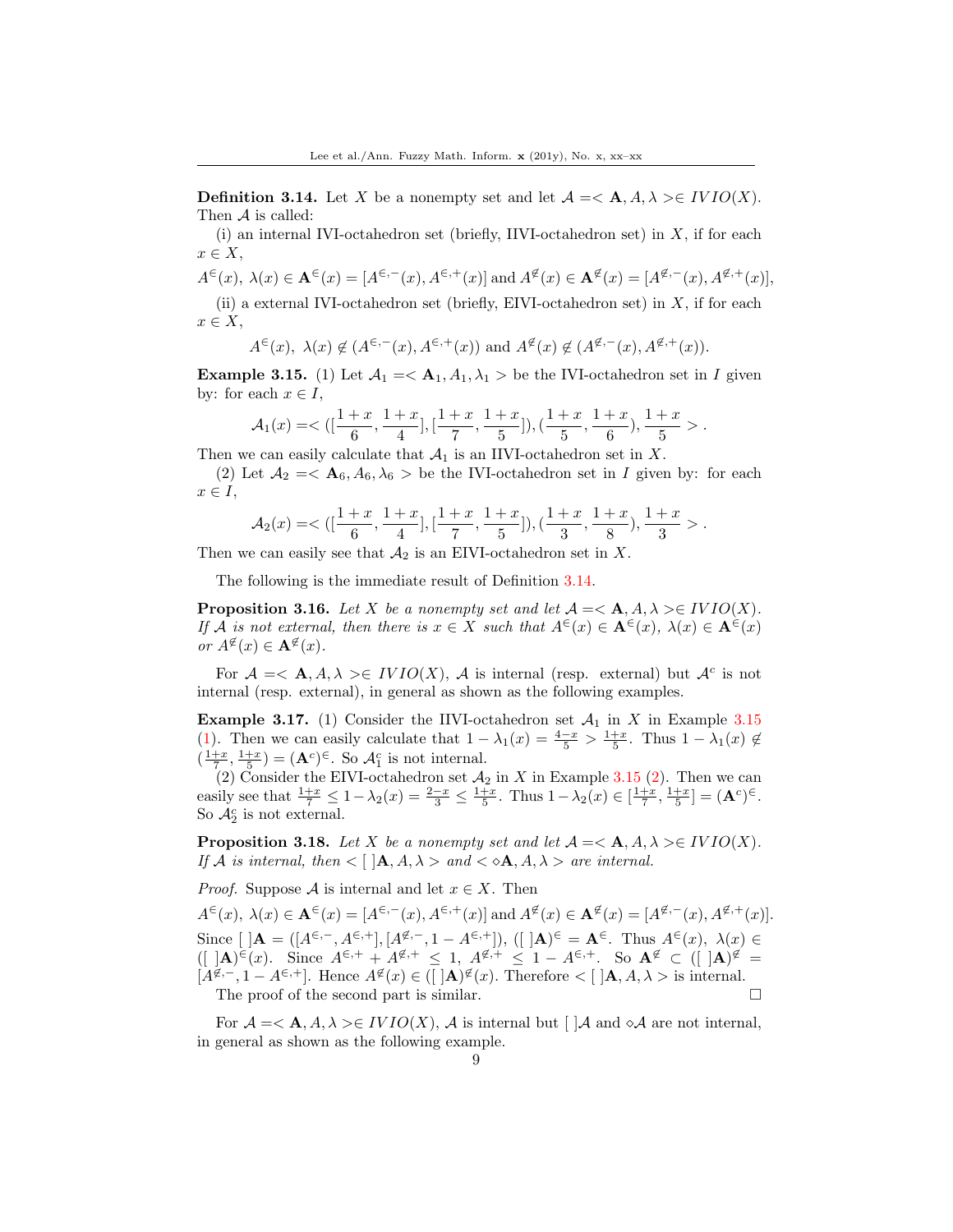**Definition 3.14.** Let $X$ be a nonempty set and let $\mathcal{A} =< \mathbf{A}, A, \lambda >\in IVIO(X)$. Then $\mathcal{A}$ is called:

(i) an internal IVI-octahedron set (briefly, IIVI-octahedron set) in $X$, if for each $x \in X$,

$A^{\in}(x),\ \lambda(x) \in \mathbf{A}^{\in}(x) = [A^{\in,-}(x), A^{\in,+}(x)]$ and $A^{\notin}(x) \in \mathbf{A}^{\notin}(x) = [A^{\notin,-}(x), A^{\notin,+}(x)]$,

(ii) a external IVI-octahedron set (briefly, EIVI-octahedron set) in $X$, if for each $x \in X$,

$$A^{\in}(x),\ \lambda(x) \notin (A^{\in,-}(x), A^{\in,+}(x)) \text{ and } A^{\notin}(x) \notin (A^{\notin,-}(x), A^{\notin,+}(x)).$$

**Example 3.15.** (1) Let $\mathcal{A}_1 =< \mathbf{A}_1, A_1, \lambda_1 >$ be the IVI-octahedron set in $I$ given by: for each $x \in I$,

$$\mathcal{A}_1(x) =< ([\frac{1+x}{6}, \frac{1+x}{4}], [\frac{1+x}{7}, \frac{1+x}{5}]), (\frac{1+x}{5}, \frac{1+x}{6}), \frac{1+x}{5} > .$$

Then we can easily calculate that $\mathcal{A}_1$ is an IIVI-octahedron set in $X$.

(2) Let $\mathcal{A}_2 =< \mathbf{A}_6, A_6, \lambda_6 >$ be the IVI-octahedron set in $I$ given by: for each $x \in I$,

$$\mathcal{A}_2(x) =< ([\frac{1+x}{6}, \frac{1+x}{4}], [\frac{1+x}{7}, \frac{1+x}{5}]), (\frac{1+x}{3}, \frac{1+x}{8}), \frac{1+x}{3} > .$$

Then we can easily see that $\mathcal{A}_2$ is an EIVI-octahedron set in $X$.

The following is the immediate result of Definition 3.14.

**Proposition 3.16.** *Let $X$ be a nonempty set and let $\mathcal{A} =< \mathbf{A}, A, \lambda >\in IVIO(X)$. If $\mathcal{A}$ is not external, then there is $x \in X$ such that $A^{\in}(x) \in \mathbf{A}^{\in}(x)$, $\lambda(x) \in \mathbf{A}^{\in}(x)$ or $A^{\notin}(x) \in \mathbf{A}^{\notin}(x)$.*

For $\mathcal{A} =< \mathbf{A}, A, \lambda >\in IVIO(X)$, $\mathcal{A}$ is internal (resp. external) but $\mathcal{A}^c$ is not internal (resp. external), in general as shown as the following examples.

**Example 3.17.** (1) Consider the IIVI-octahedron set $\mathcal{A}_1$ in $X$ in Example 3.15 (1). Then we can easily calculate that $1 - \lambda_1(x) = \frac{4-x}{5} > \frac{1+x}{5}$. Thus $1 - \lambda_1(x) \notin (\frac{1+x}{7}, \frac{1+x}{5}) = (\mathbf{A}^c)^{\in}$. So $\mathcal{A}_1^c$ is not internal.

(2) Consider the EIVI-octahedron set $\mathcal{A}_2$ in $X$ in Example 3.15 (2). Then we can easily see that $\frac{1+x}{7} \leq 1 - \lambda_2(x) = \frac{2-x}{3} \leq \frac{1+x}{5}$. Thus $1 - \lambda_2(x) \in [\frac{1+x}{7}, \frac{1+x}{5}] = (\mathbf{A}^c)^{\in}$. So $\mathcal{A}_2^c$ is not external.

**Proposition 3.18.** *Let $X$ be a nonempty set and let $\mathcal{A} =< \mathbf{A}, A, \lambda >\in IVIO(X)$. If $\mathcal{A}$ is internal, then $< [\ ]\mathbf{A}, A, \lambda >$ and $< \diamond\mathbf{A}, A, \lambda >$ are internal.*

*Proof.* Suppose $\mathcal{A}$ is internal and let $x \in X$. Then

$A^{\in}(x),\ \lambda(x) \in \mathbf{A}^{\in}(x) = [A^{\in,-}(x), A^{\in,+}(x)]$ and $A^{\notin}(x) \in \mathbf{A}^{\notin}(x) = [A^{\notin,-}(x), A^{\notin,+}(x)]$.

Since $[\ ]\mathbf{A} = ([A^{\in,-}, A^{\in,+}], [A^{\notin,-}, 1 - A^{\in,+}])$, $([\ ]\mathbf{A})^{\in} = \mathbf{A}^{\in}$. Thus $A^{\in}(x),\ \lambda(x) \in ([\ ]\mathbf{A})^{\in}(x)$. Since $A^{\in,+} + A^{\notin,+} \leq 1$, $A^{\notin,+} \leq 1 - A^{\in,+}$. So $\mathbf{A}^{\notin} \subset ([\ ]\mathbf{A})^{\notin} = [A^{\notin,-}, 1 - A^{\in,+}]$. Hence $A^{\notin}(x) \in ([\ ]\mathbf{A})^{\notin}(x)$. Therefore $< [\ ]\mathbf{A}, A, \lambda >$ is internal.

The proof of the second part is similar. □

For $\mathcal{A} =< \mathbf{A}, A, \lambda >\in IVIO(X)$, $\mathcal{A}$ is internal but $[\ ]\mathcal{A}$ and $\diamond\mathcal{A}$ are not internal, in general as shown as the following example.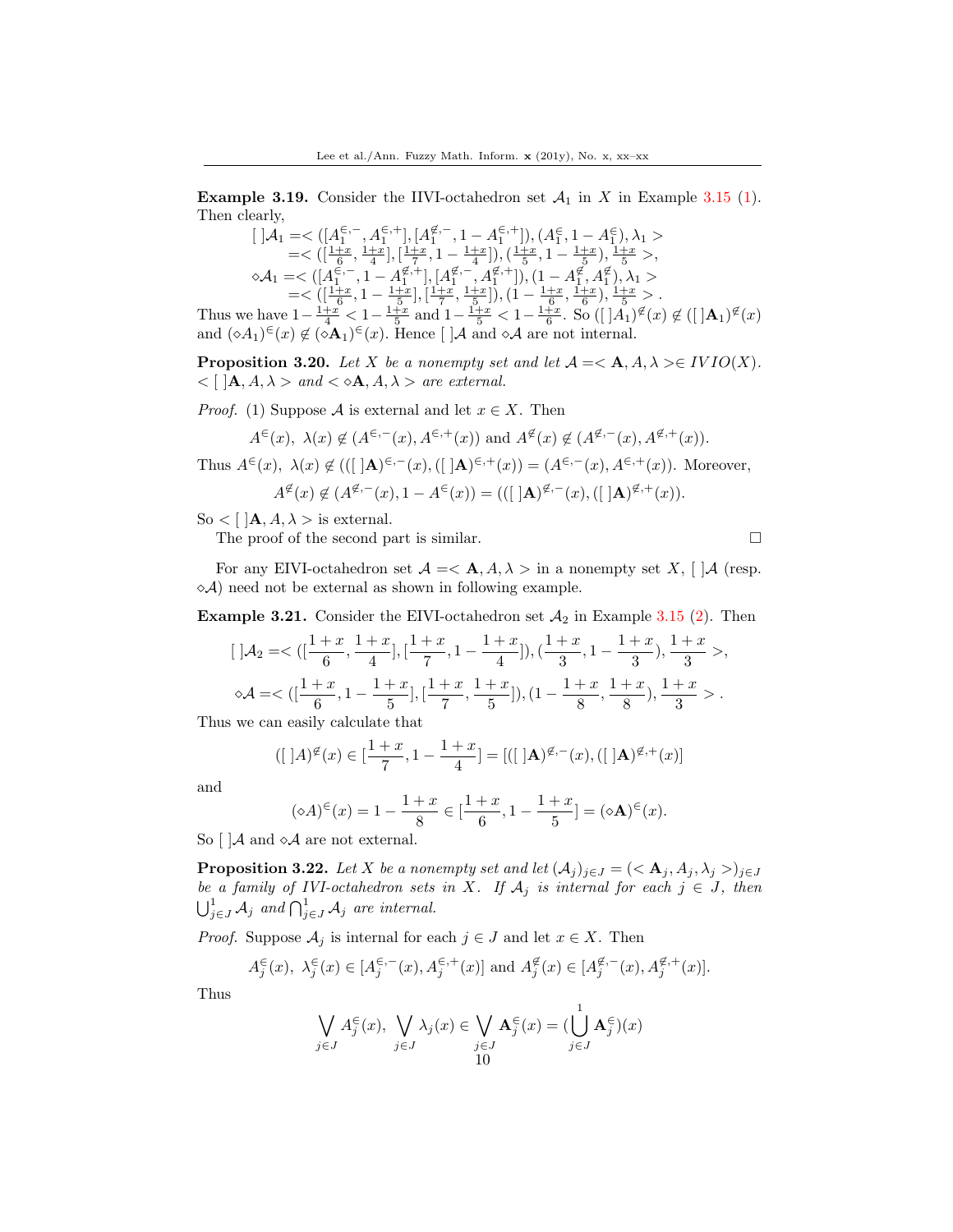**Example 3.19.** Consider the IIVI-octahedron set $\mathcal{A}_1$ in $X$ in Example 3.15 (1). Then clearly,

$$[\ ]\mathcal{A}_1 =<([A_1^{\in,-}, A_1^{\in,+}], [A_1^{\notin,-}, 1-A_1^{\in,+}]), (A_1^{\in}, 1-A_1^{\in}), \lambda_1>$$
$$=<([\tfrac{1+x}{6}, \tfrac{1+x}{4}], [\tfrac{1+x}{7}, 1-\tfrac{1+x}{4}]), (\tfrac{1+x}{5}, 1-\tfrac{1+x}{5}), \tfrac{1+x}{5}>,$$
$$\diamond\mathcal{A}_1 =<([A_1^{\in,-}, 1-A_1^{\notin,+}], [A_1^{\notin,-}, A_1^{\notin,+}]), (1-A_1^{\notin}, A_1^{\notin}), \lambda_1>$$
$$=<([\tfrac{1+x}{6}, 1-\tfrac{1+x}{5}], [\tfrac{1+x}{7}, \tfrac{1+x}{5}]), (1-\tfrac{1+x}{6}, \tfrac{1+x}{6}), \tfrac{1+x}{5}>.$$

Thus we have $1-\frac{1+x}{4} < 1-\frac{1+x}{5}$ and $1-\frac{1+x}{5} < 1-\frac{1+x}{6}$. So $([\ ]A_1)^{\notin}(x) \notin ([\ ]\mathbf{A}_1)^{\notin}(x)$ and $(\diamond A_1)^{\in}(x) \notin (\diamond \mathbf{A}_1)^{\in}(x)$. Hence $[\ ]\mathcal{A}$ and $\diamond\mathcal{A}$ are not internal.

**Proposition 3.20.** *Let $X$ be a nonempty set and let $\mathcal{A} =<\mathbf{A}, A, \lambda>\in IVIO(X)$. $<[\ ]\mathbf{A}, A, \lambda>$ and $<\diamond\mathbf{A}, A, \lambda>$ are external.*

*Proof.* (1) Suppose $\mathcal{A}$ is external and let $x \in X$. Then

$$A^{\in}(x),\ \lambda(x) \notin (A^{\in,-}(x), A^{\in,+}(x)) \text{ and } A^{\notin}(x) \notin (A^{\notin,-}(x), A^{\notin,+}(x)).$$

Thus $A^{\in}(x),\ \lambda(x) \notin (([\ ]\mathbf{A})^{\in,-}(x), ([\ ]\mathbf{A})^{\in,+}(x)) = (A^{\in,-}(x), A^{\in,+}(x))$. Moreover,

$$A^{\notin}(x) \notin (A^{\notin,-}(x), 1-A^{\in}(x)) = (([\ ]\mathbf{A})^{\notin,-}(x), ([\ ]\mathbf{A})^{\notin,+}(x)).$$

So $<[\ ]\mathbf{A}, A, \lambda>$ is external.

The proof of the second part is similar. □

For any EIVI-octahedron set $\mathcal{A} =<\mathbf{A}, A, \lambda>$ in a nonempty set $X$, $[\ ]\mathcal{A}$ (resp. $\diamond\mathcal{A}$) need not be external as shown in following example.

**Example 3.21.** Consider the EIVI-octahedron set $\mathcal{A}_2$ in Example 3.15 (2). Then

$$[\ ]\mathcal{A}_2 =<([\frac{1+x}{6}, \frac{1+x}{4}], [\frac{1+x}{7}, 1-\frac{1+x}{4}]), (\frac{1+x}{3}, 1-\frac{1+x}{3}), \frac{1+x}{3}>,$$

$$\diamond\mathcal{A} =<([\frac{1+x}{6}, 1-\frac{1+x}{5}], [\frac{1+x}{7}, \frac{1+x}{5}]), (1-\frac{1+x}{8}, \frac{1+x}{8}), \frac{1+x}{3}>.$$

Thus we can easily calculate that

$$([\ ]A)^{\notin}(x) \in [\frac{1+x}{7}, 1-\frac{1+x}{4}] = [([\ ]\mathbf{A})^{\notin,-}(x), ([\ ]\mathbf{A})^{\notin,+}(x)]$$

and

$$(\diamond A)^{\in}(x) = 1-\frac{1+x}{8} \in [\frac{1+x}{6}, 1-\frac{1+x}{5}] = (\diamond\mathbf{A})^{\in}(x).$$

So $[\ ]\mathcal{A}$ and $\diamond\mathcal{A}$ are not external.

**Proposition 3.22.** *Let $X$ be a nonempty set and let $(\mathcal{A}_j)_{j\in J} = (<\mathbf{A}_j, A_j, \lambda_j>)_{j\in J}$ be a family of IVI-octahedron sets in $X$. If $\mathcal{A}_j$ is internal for each $j \in J$, then $\bigcup^1_{j\in J}\mathcal{A}_j$ and $\bigcap^1_{j\in J}\mathcal{A}_j$ are internal.*

*Proof.* Suppose $\mathcal{A}_j$ is internal for each $j \in J$ and let $x \in X$. Then

$$A_j^{\in}(x),\ \lambda_j^{\in}(x) \in [A_j^{\in,-}(x), A_j^{\in,+}(x)] \text{ and } A_j^{\notin}(x) \in [A_j^{\notin,-}(x), A_j^{\notin,+}(x)].$$

Thus

$$\bigvee_{j\in J} A_j^{\in}(x),\ \bigvee_{j\in J}\lambda_j(x) \in \bigvee_{j\in J}\mathbf{A}_j^{\in}(x) = (\bigcup^1_{j\in J}\mathbf{A}_j^{\in})(x)$$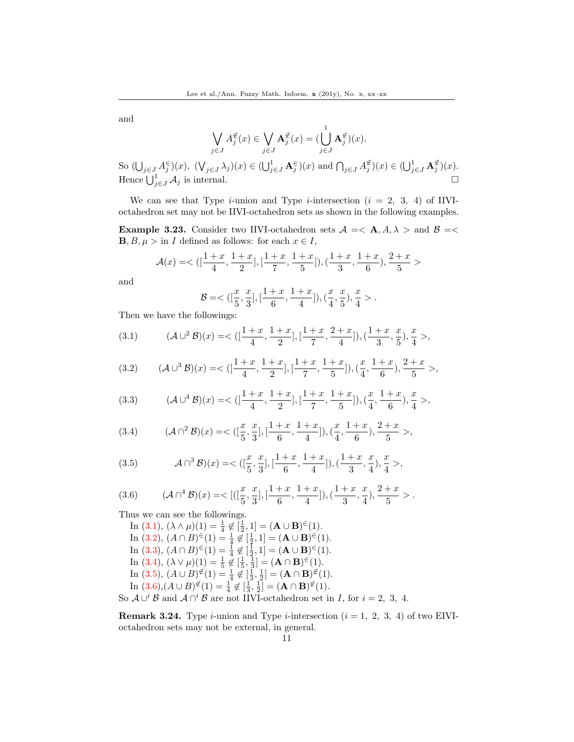and

$$\bigvee_{j\in J} A_j^{\not\in}(x) \in \bigvee_{j\in J} \mathbf{A}_j^{\not\in}(x) = (\bigcup_{j\in J}^{1} \mathbf{A}_j^{\not\in})(x).$$

So $(\bigcup_{j\in J} A_j^{\in})(x)$, $(\bigvee_{j\in J} \lambda_j)(x) \in (\bigcup_{j\in J}^{1} \mathbf{A}_j^{\in})(x)$ and $\bigcap_{j\in J} A_j^{\not\in})(x) \in (\bigcup_{j\in J}^{1} \mathbf{A}_j^{\not\in})(x)$. Hence $\bigcup_{j\in J}^{1} \mathcal{A}_j$ is internal. $\square$

We can see that Type $i$-union and Type $i$-intersection ($i = 2,\ 3,\ 4$) of IIVI-octahedron set may not be IIVI-octahedron sets as shown in the following examples.

**Example 3.23.** Consider two IIVI-octahedron sets $\mathcal{A} =< \mathbf{A}, A, \lambda >$ and $\mathcal{B} =< \mathbf{B}, B, \mu >$ in $I$ defined as follows: for each $x \in I$,

$$\mathcal{A}(x) =< ([\frac{1+x}{4}, \frac{1+x}{2}], [\frac{1+x}{7}, \frac{1+x}{5}]), (\frac{1+x}{3}, \frac{1+x}{6}), \frac{2+x}{5} >$$

and

$$\mathcal{B} =< ([\frac{x}{5}, \frac{x}{3}], [\frac{1+x}{6}, \frac{1+x}{4}]), (\frac{x}{4}, \frac{x}{5}), \frac{x}{4} > .$$

Then we have the followings:

$$(3.1) \qquad (\mathcal{A} \cup^2 \mathcal{B})(x) =< ([\frac{1+x}{4}, \frac{1+x}{2}], [\frac{1+x}{7}, \frac{2+x}{4}]), (\frac{1+x}{3}, \frac{x}{5}), \frac{x}{4} >,$$

$$(3.2) \qquad (\mathcal{A} \cup^3 \mathcal{B})(x) =< ([\frac{1+x}{4}, \frac{1+x}{2}], [\frac{1+x}{7}, \frac{1+x}{5}]), (\frac{x}{4}, \frac{1+x}{6}), \frac{2+x}{5} >,$$

$$(3.3) \qquad (\mathcal{A} \cup^4 \mathcal{B})(x) =< ([\frac{1+x}{4}, \frac{1+x}{2}], [\frac{1+x}{7}, \frac{1+x}{5}]), (\frac{x}{4}, \frac{1+x}{6}), \frac{x}{4} >,$$

$$(3.4) \qquad (\mathcal{A} \cap^2 \mathcal{B})(x) =< ([\frac{x}{5}, \frac{x}{3}], [\frac{1+x}{6}, \frac{1+x}{4}]), (\frac{x}{4}, \frac{1+x}{6}), \frac{2+x}{5} >,$$

$$(3.5) \qquad \mathcal{A} \cap^3 \mathcal{B})(x) =< ([\frac{x}{5}, \frac{x}{3}], [\frac{1+x}{6}, \frac{1+x}{4}]), (\frac{1+x}{3}, \frac{x}{4}), \frac{x}{4} >,$$

$$(3.6) \qquad (\mathcal{A} \cap^4 \mathcal{B})(x) =< [([\frac{x}{5}, \frac{x}{3}], [\frac{1+x}{6}, \frac{1+x}{4}]), (\frac{1+x}{3}, \frac{x}{4}), \frac{2+x}{5} > .$$

Thus we can see the followings.

In (3.1), $(\lambda \wedge \mu)(1) = \frac{1}{4} \not\in [\frac{1}{2}, 1] = (\mathbf{A} \cup \mathbf{B})^{\in}(1)$.
In (3.2), $(A \cap B)^{\in}(1) = \frac{1}{4} \not\in [\frac{1}{2}, 1] = (\mathbf{A} \cup \mathbf{B})^{\in}(1)$.
In (3.3), $(A \cap B)^{\in}(1) = \frac{1}{4} \not\in [\frac{1}{2}, 1] = (\mathbf{A} \cup \mathbf{B})^{\in}(1)$.
In (3.4), $(\lambda \vee \mu)(1) = \frac{1}{5} \not\in [\frac{1}{5}, \frac{1}{3}] = (\mathbf{A} \cap \mathbf{B})^{\in}(1)$.
In (3.5), $(A \cup B)^{\not\in}(1) = \frac{1}{4} \not\in [\frac{1}{3}, \frac{1}{2}] = (\mathbf{A} \cap \mathbf{B})^{\not\in}(1)$.
In (3.6),$(A \cup B)^{\not\in}(1) = \frac{1}{4} \not\in [\frac{1}{3}, \frac{1}{2}] = (\mathbf{A} \cap \mathbf{B})^{\not\in}(1)$.

So $\mathcal{A} \cup^i \mathcal{B}$ and $\mathcal{A} \cap^i \mathcal{B}$ are not IIVI-octahedron set in $I$, for $i = 2,\ 3,\ 4$.

**Remark 3.24.** Type $i$-union and Type $i$-intersection ($i = 1,\ 2,\ 3,\ 4$) of two EIVI-octahedron sets may not be external, in general.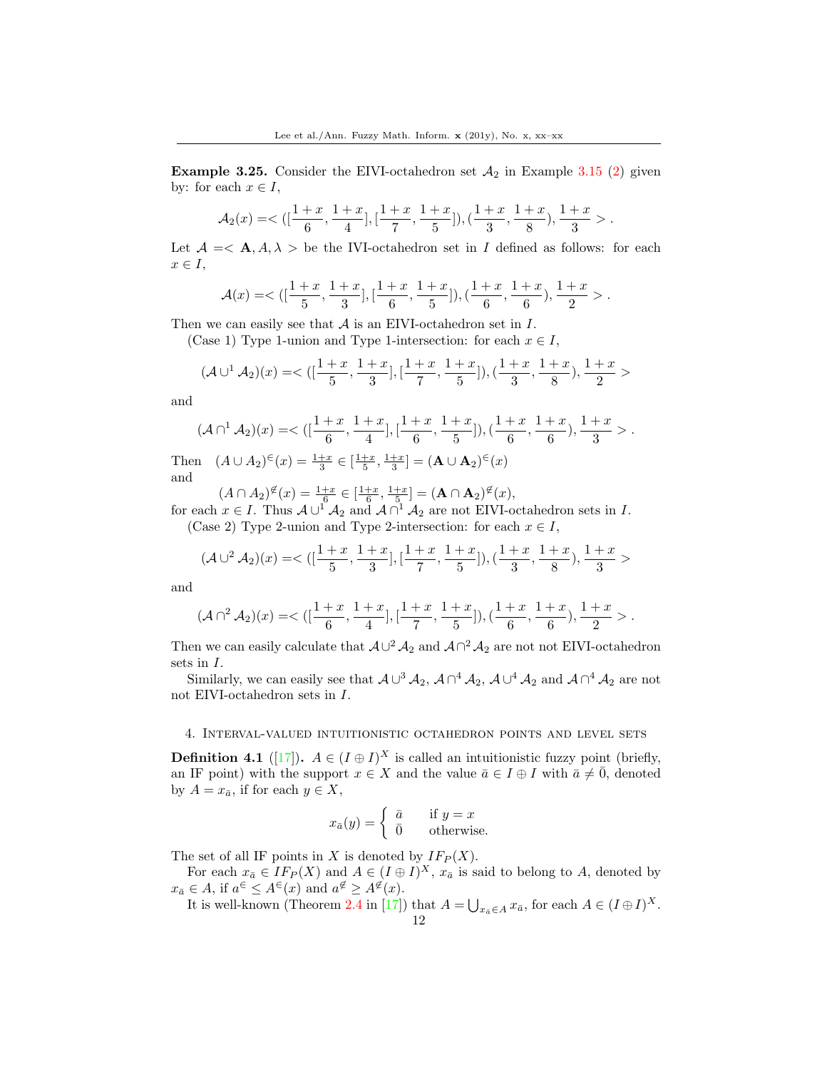**Example 3.25.** Consider the EIVI-octahedron set $\mathcal{A}_2$ in Example 3.15 (2) given by: for each $x \in I$,

$$\mathcal{A}_2(x) =< ([\frac{1+x}{6}, \frac{1+x}{4}], [\frac{1+x}{7}, \frac{1+x}{5}]), (\frac{1+x}{3}, \frac{1+x}{8}), \frac{1+x}{3} > .$$

Let $\mathcal{A} =< \mathbf{A}, A, \lambda >$ be the IVI-octahedron set in $I$ defined as follows: for each $x \in I$,

$$\mathcal{A}(x) =< ([\frac{1+x}{5}, \frac{1+x}{3}], [\frac{1+x}{6}, \frac{1+x}{5}]), (\frac{1+x}{6}, \frac{1+x}{6}), \frac{1+x}{2} > .$$

Then we can easily see that $\mathcal{A}$ is an EIVI-octahedron set in $I$.

(Case 1) Type 1-union and Type 1-intersection: for each $x \in I$,

$$(\mathcal{A} \cup^1 \mathcal{A}_2)(x) =< ([\frac{1+x}{5}, \frac{1+x}{3}], [\frac{1+x}{7}, \frac{1+x}{5}]), (\frac{1+x}{3}, \frac{1+x}{8}), \frac{1+x}{2} >$$

and

$$(\mathcal{A} \cap^1 \mathcal{A}_2)(x) =< ([\frac{1+x}{6}, \frac{1+x}{4}], [\frac{1+x}{6}, \frac{1+x}{5}]), (\frac{1+x}{6}, \frac{1+x}{6}), \frac{1+x}{3} > .$$

Then $(A \cup A_2)^{\in}(x) = \frac{1+x}{3} \in [\frac{1+x}{5}, \frac{1+x}{3}] = (\mathbf{A} \cup \mathbf{A}_2)^{\in}(x)$
and

$(A \cap A_2)^{\notin}(x) = \frac{1+x}{6} \in [\frac{1+x}{6}, \frac{1+x}{5}] = (\mathbf{A} \cap \mathbf{A}_2)^{\notin}(x)$,

for each $x \in I$. Thus $\mathcal{A} \cup^1 \mathcal{A}_2$ and $\mathcal{A} \cap^1 \mathcal{A}_2$ are not EIVI-octahedron sets in $I$.

(Case 2) Type 2-union and Type 2-intersection: for each $x \in I$,

$$(\mathcal{A} \cup^2 \mathcal{A}_2)(x) =< ([\frac{1+x}{5}, \frac{1+x}{3}], [\frac{1+x}{7}, \frac{1+x}{5}]), (\frac{1+x}{3}, \frac{1+x}{8}), \frac{1+x}{3} >$$

and

$$(\mathcal{A} \cap^2 \mathcal{A}_2)(x) =< ([\frac{1+x}{6}, \frac{1+x}{4}], [\frac{1+x}{7}, \frac{1+x}{5}]), (\frac{1+x}{6}, \frac{1+x}{6}), \frac{1+x}{2} > .$$

Then we can easily calculate that $\mathcal{A} \cup^2 \mathcal{A}_2$ and $\mathcal{A} \cap^2 \mathcal{A}_2$ are not not EIVI-octahedron sets in $I$.

Similarly, we can easily see that $\mathcal{A} \cup^3 \mathcal{A}_2$, $\mathcal{A} \cap^4 \mathcal{A}_2$, $\mathcal{A} \cup^4 \mathcal{A}_2$ and $\mathcal{A} \cap^4 \mathcal{A}_2$ are not not EIVI-octahedron sets in $I$.

## 4. Interval-valued intuitionistic octahedron points and level sets

**Definition 4.1** ([17]). $A \in (I \oplus I)^X$ is called an intuitionistic fuzzy point (briefly, an IF point) with the support $x \in X$ and the value $\bar{a} \in I \oplus I$ with $\bar{a} \neq \bar{0}$, denoted by $A = x_{\bar{a}}$, if for each $y \in X$,

$$x_{\bar{a}}(y) = \begin{cases} \bar{a} & \text{if } y = x \\ \bar{0} & \text{otherwise.} \end{cases}$$

The set of all IF points in $X$ is denoted by $IF_P(X)$.

For each $x_{\bar{a}} \in IF_P(X)$ and $A \in (I \oplus I)^X$, $x_{\bar{a}}$ is said to belong to $A$, denoted by $x_{\bar{a}} \in A$, if $a^{\in} \leq A^{\in}(x)$ and $a^{\notin} \geq A^{\notin}(x)$.

It is well-known (Theorem 2.4 in [17]) that $A = \bigcup_{x_{\bar{a}} \in A} x_{\bar{a}}$, for each $A \in (I \oplus I)^X$.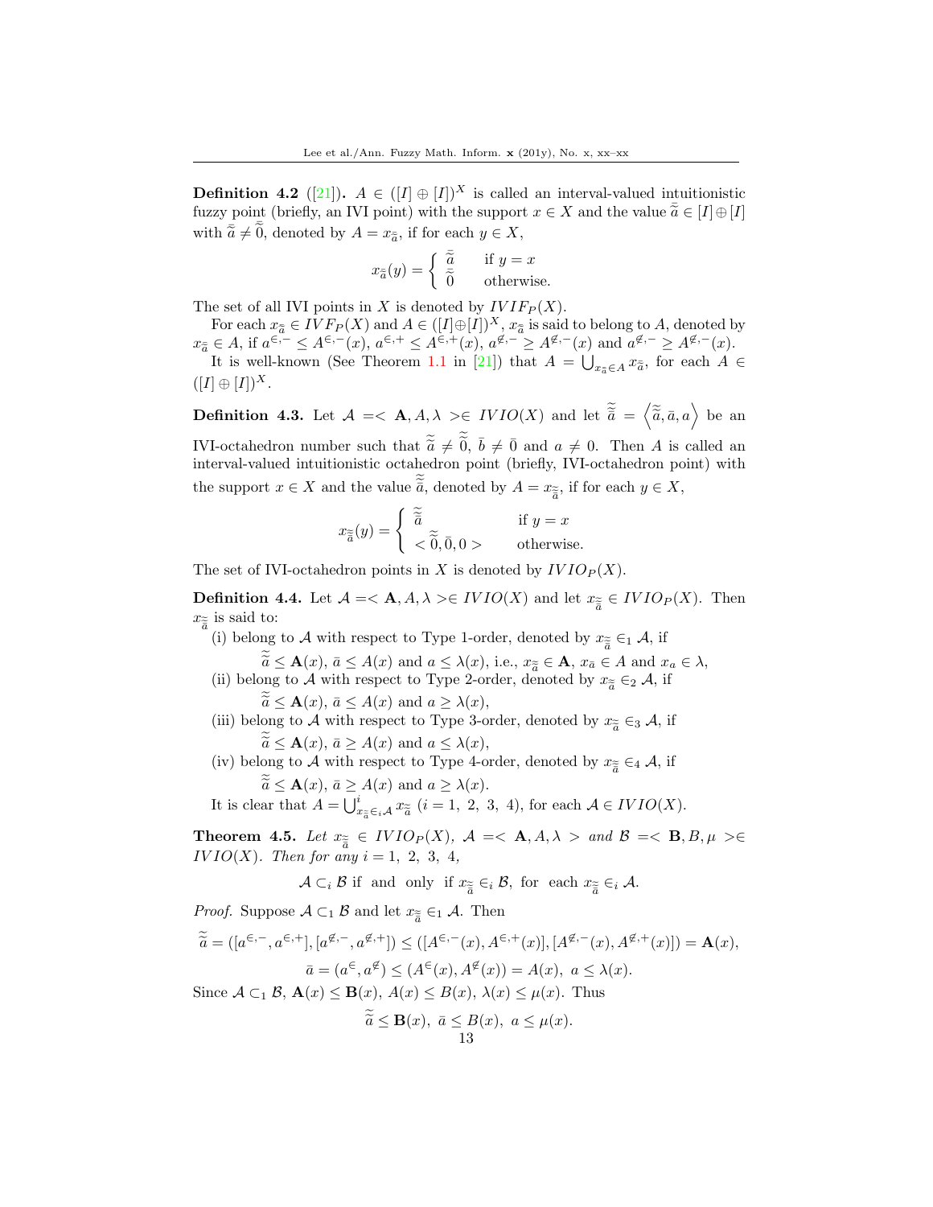**Definition 4.2** ([21]). $A \in ([I] \oplus [I])^X$ is called an interval-valued intuitionistic fuzzy point (briefly, an IVI point) with the support $x \in X$ and the value $\widetilde{\bar{a}} \in [I] \oplus [I]$ with $\widetilde{\bar{a}} \neq \widetilde{\bar{0}}$, denoted by $A = x_{\widetilde{\bar{a}}}$, if for each $y \in X$,

$$x_{\widetilde{\bar{a}}}(y) = \begin{cases} \widetilde{\bar{a}} & \text{if } y = x \\ \widetilde{\bar{0}} & \text{otherwise.} \end{cases}$$

The set of all IVI points in $X$ is denoted by $IVIF_P(X)$.

For each $x_{\widetilde{\bar{a}}} \in IVF_P(X)$ and $A \in ([I] \oplus [I])^X$, $x_{\widetilde{\bar{a}}}$ is said to belong to $A$, denoted by $x_{\widetilde{\bar{a}}} \in A$, if $a^{\in,-} \leq A^{\in,-}(x)$, $a^{\in,+} \leq A^{\in,+}(x)$, $a^{\not\in,-} \geq A^{\not\in,-}(x)$ and $a^{\not\in,-} \geq A^{\not\in,-}(x)$.

It is well-known (See Theorem 1.1 in [21]) that $A = \bigcup_{x_{\widetilde{\bar{a}}} \in A} x_{\widetilde{\bar{a}}}$, for each $A \in ([I] \oplus [I])^X$.

**Definition 4.3.** Let $\mathcal{A} =< \mathbf{A}, A, \lambda > \in IVIO(X)$ and let $\widetilde{\widetilde{a}} = \left\langle \widetilde{\bar{a}}, \bar{a}, a \right\rangle$ be an IVI-octahedron number such that $\widetilde{\bar{a}} \neq \widetilde{\bar{0}}$, $\bar{b} \neq \bar{0}$ and $a \neq 0$. Then $A$ is called an interval-valued intuitionistic octahedron point (briefly, IVI-octahedron point) with the support $x \in X$ and the value $\widetilde{\widetilde{a}}$, denoted by $A = x_{\widetilde{\widetilde{a}}}$, if for each $y \in X$,

$$x_{\widetilde{\widetilde{a}}}(y) = \begin{cases} \widetilde{\widetilde{a}} & \text{if } y = x \\ < \widetilde{\bar{0}}, \bar{0}, 0 > & \text{otherwise.} \end{cases}$$

The set of IVI-octahedron points in $X$ is denoted by $IVIO_P(X)$.

**Definition 4.4.** Let $\mathcal{A} =< \mathbf{A}, A, \lambda > \in IVIO(X)$ and let $x_{\widetilde{\widetilde{a}}} \in IVIO_P(X)$. Then $x_{\widetilde{\widetilde{a}}}$ is said to:

(i) belong to $\mathcal{A}$ with respect to Type 1-order, denoted by $x_{\widetilde{\widetilde{a}}} \in_1 \mathcal{A}$, if
$\widetilde{\bar{a}} \leq \mathbf{A}(x)$, $\bar{a} \leq A(x)$ and $a \leq \lambda(x)$, i.e., $x_{\widetilde{\bar{a}}} \in \mathbf{A}$, $x_{\bar{a}} \in A$ and $x_a \in \lambda$,

(ii) belong to $\mathcal{A}$ with respect to Type 2-order, denoted by $x_{\widetilde{\widetilde{a}}} \in_2 \mathcal{A}$, if
$\widetilde{\bar{a}} \leq \mathbf{A}(x)$, $\bar{a} \leq A(x)$ and $a \geq \lambda(x)$,

(iii) belong to $\mathcal{A}$ with respect to Type 3-order, denoted by $x_{\widetilde{\widetilde{a}}} \in_3 \mathcal{A}$, if
$\widetilde{\bar{a}} \leq \mathbf{A}(x)$, $\bar{a} \geq A(x)$ and $a \leq \lambda(x)$,

(iv) belong to $\mathcal{A}$ with respect to Type 4-order, denoted by $x_{\widetilde{\widetilde{a}}} \in_4 \mathcal{A}$, if
$\widetilde{\bar{a}} \leq \mathbf{A}(x)$, $\bar{a} \geq A(x)$ and $a \geq \lambda(x)$.

It is clear that $A = \bigcup^i_{x_{\widetilde{\widetilde{a}}} \in_i \mathcal{A}} x_{\widetilde{\widetilde{a}}}$ $(i = 1,\ 2,\ 3,\ 4)$, for each $\mathcal{A} \in IVIO(X)$.

**Theorem 4.5.** *Let $x_{\widetilde{\widetilde{a}}} \in IVIO_P(X)$, $\mathcal{A} =< \mathbf{A}, A, \lambda >$ and $\mathcal{B} =< \mathbf{B}, B, \mu > \in IVIO(X)$. Then for any $i = 1,\ 2,\ 3,\ 4$,*

$$\mathcal{A} \subset_i \mathcal{B} \text{ if and only if } x_{\widetilde{\widetilde{a}}} \in_i \mathcal{B}, \text{ for each } x_{\widetilde{\widetilde{a}}} \in_i \mathcal{A}.$$

*Proof.* Suppose $\mathcal{A} \subset_1 \mathcal{B}$ and let $x_{\widetilde{\widetilde{a}}} \in_1 \mathcal{A}$. Then

$$\widetilde{\bar{a}} = ([a^{\in,-}, a^{\in,+}], [a^{\not\in,-}, a^{\not\in,+}]) \leq ([A^{\in,-}(x), A^{\in,+}(x)], [A^{\not\in,-}(x), A^{\not\in,+}(x)]) = \mathbf{A}(x),$$

$$\bar{a} = (a^{\in}, a^{\not\in}) \leq (A^{\in}(x), A^{\not\in}(x)) = A(x),\ a \leq \lambda(x).$$

Since $\mathcal{A} \subset_1 \mathcal{B}$, $\mathbf{A}(x) \leq \mathbf{B}(x)$, $A(x) \leq B(x)$, $\lambda(x) \leq \mu(x)$. Thus

$$\widetilde{\bar{a}} \leq \mathbf{B}(x),\ \bar{a} \leq B(x),\ a \leq \mu(x).$$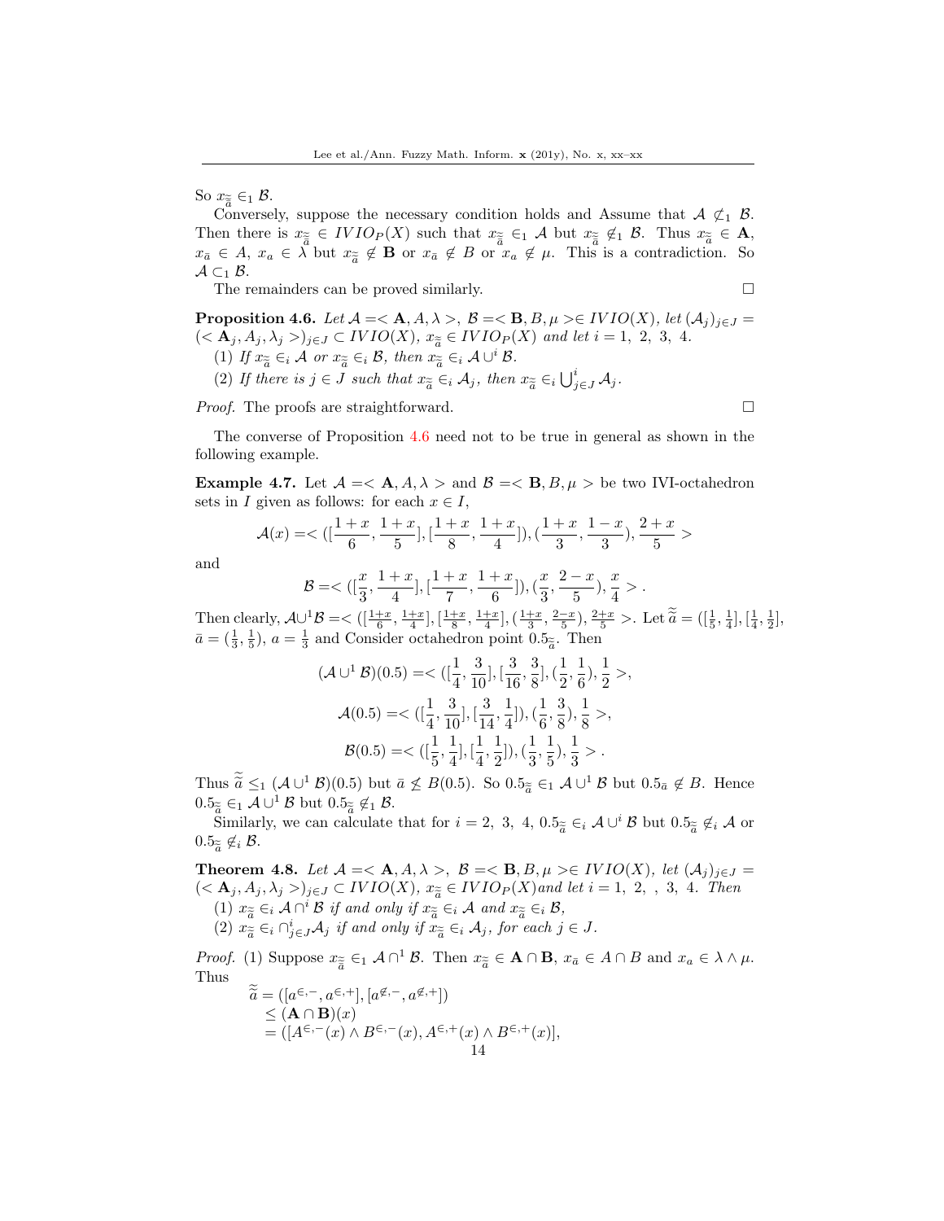So $x_{\tilde{\bar{a}}} \in_1 \mathcal{B}$.

Conversely, suppose the necessary condition holds and Assume that $\mathcal{A} \not\subset_1 \mathcal{B}$. Then there is $x_{\tilde{\bar{a}}} \in IVIO_P(X)$ such that $x_{\tilde{\bar{a}}} \in_1 \mathcal{A}$ but $x_{\tilde{\bar{a}}} \not\in_1 \mathcal{B}$. Thus $x_{\tilde{\bar{a}}} \in \mathbf{A}$, $x_{\bar{a}} \in A$, $x_a \in \lambda$ but $x_{\tilde{\bar{a}}} \not\in \mathbf{B}$ or $x_{\bar{a}} \not\in B$ or $x_a \not\in \mu$. This is a contradiction. So $\mathcal{A} \subset_1 \mathcal{B}$.

The remainders can be proved similarly. □

**Proposition 4.6.** *Let $\mathcal{A} =< \mathbf{A}, A, \lambda >$, $\mathcal{B} =< \mathbf{B}, B, \mu > \in IVIO(X)$, let $(\mathcal{A}_j)_{j\in J} = (< \mathbf{A}_j, A_j, \lambda_j >)_{j\in J} \subset IVIO(X)$, $x_{\tilde{\bar{a}}} \in IVIO_P(X)$ and let $i = 1,\ 2,\ 3,\ 4$.*

(1) *If $x_{\tilde{\bar{a}}} \in_i \mathcal{A}$ or $x_{\tilde{\bar{a}}} \in_i \mathcal{B}$, then $x_{\tilde{\bar{a}}} \in_i \mathcal{A} \cup^i \mathcal{B}$.*

(2) *If there is $j \in J$ such that $x_{\tilde{\bar{a}}} \in_i \mathcal{A}_j$, then $x_{\tilde{\bar{a}}} \in_i \bigcup^i_{j\in J} \mathcal{A}_j$.*

*Proof.* The proofs are straightforward. □

The converse of Proposition 4.6 need not to be true in general as shown in the following example.

**Example 4.7.** Let $\mathcal{A} =< \mathbf{A}, A, \lambda >$ and $\mathcal{B} =< \mathbf{B}, B, \mu >$ be two IVI-octahedron sets in $I$ given as follows: for each $x \in I$,

$$\mathcal{A}(x) =< ([\frac{1+x}{6}, \frac{1+x}{5}], [\frac{1+x}{8}, \frac{1+x}{4}]), (\frac{1+x}{3}, \frac{1-x}{3}), \frac{2+x}{5} >$$

and

$$\mathcal{B} =< ([\frac{x}{3}, \frac{1+x}{4}], [\frac{1+x}{7}, \frac{1+x}{6}]), (\frac{x}{3}, \frac{2-x}{5}), \frac{x}{4} > .$$

Then clearly, $\mathcal{A} \cup^1 \mathcal{B} =< ([\frac{1+x}{6}, \frac{1+x}{4}], [\frac{1+x}{8}, \frac{1+x}{4}], (\frac{1+x}{3}, \frac{2-x}{5}), \frac{2+x}{5} >$. Let $\tilde{\bar{a}} = ([\frac{1}{5}, \frac{1}{4}], [\frac{1}{4}, \frac{1}{2}]$, $\bar{a} = (\frac{1}{3}, \frac{1}{5})$, $a = \frac{1}{3}$ and Consider octahedron point $0.5_{\tilde{\bar{a}}}$. Then

$$(\mathcal{A} \cup^1 \mathcal{B})(0.5) =< ([\frac{1}{4}, \frac{3}{10}], [\frac{3}{16}, \frac{3}{8}], (\frac{1}{2}, \frac{1}{6}), \frac{1}{2} >,$$

$$\mathcal{A}(0.5) =< ([\frac{1}{4}, \frac{3}{10}], [\frac{3}{14}, \frac{1}{4}]), (\frac{1}{6}, \frac{3}{8}), \frac{1}{8} >,$$

$$\mathcal{B}(0.5) =< ([\frac{1}{5}, \frac{1}{4}], [\frac{1}{4}, \frac{1}{2}]), (\frac{1}{3}, \frac{1}{5}), \frac{1}{3} > .$$

Thus $\tilde{\bar{a}} \leq_1 (\mathcal{A} \cup^1 \mathcal{B})(0.5)$ but $\bar{a} \not\leq B(0.5)$. So $0.5_{\tilde{\bar{a}}} \in_1 \mathcal{A} \cup^1 \mathcal{B}$ but $0.5_{\bar{a}} \not\in B$. Hence $0.5_{\tilde{\bar{a}}} \in_1 \mathcal{A} \cup^1 \mathcal{B}$ but $0.5_{\tilde{\bar{a}}} \not\in_1 \mathcal{B}$.

Similarly, we can calculate that for $i = 2,\ 3,\ 4$, $0.5_{\tilde{\bar{a}}} \in_i \mathcal{A} \cup^i \mathcal{B}$ but $0.5_{\tilde{\bar{a}}} \not\in_i \mathcal{A}$ or $0.5_{\tilde{\bar{a}}} \not\in_i \mathcal{B}$.

**Theorem 4.8.** *Let $\mathcal{A} =< \mathbf{A}, A, \lambda >$, $\mathcal{B} =< \mathbf{B}, B, \mu > \in IVIO(X)$, let $(\mathcal{A}_j)_{j\in J} = (< \mathbf{A}_j, A_j, \lambda_j >)_{j\in J} \subset IVIO(X)$, $x_{\tilde{\bar{a}}} \in IVIO_P(X)$and let $i = 1,\ 2,\ ,\ 3,\ 4$. Then*

(1) *$x_{\tilde{\bar{a}}} \in_i \mathcal{A} \cap^i \mathcal{B}$ if and only if $x_{\tilde{\bar{a}}} \in_i \mathcal{A}$ and $x_{\tilde{\bar{a}}} \in_i \mathcal{B}$,*

(2) *$x_{\tilde{\bar{a}}} \in_i \cap^i_{j\in J}\mathcal{A}_j$ if and only if $x_{\tilde{\bar{a}}} \in_i \mathcal{A}_j$, for each $j \in J$.*

*Proof.* (1) Suppose $x_{\tilde{\bar{a}}} \in_1 \mathcal{A} \cap^1 \mathcal{B}$. Then $x_{\tilde{\bar{a}}} \in \mathbf{A} \cap \mathbf{B}$, $x_{\bar{a}} \in A \cap B$ and $x_a \in \lambda \wedge \mu$. Thus

$$\begin{aligned}
\tilde{\bar{a}} &= ([a^{\in,-}, a^{\in,+}], [a^{\not\in,-}, a^{\not\in,+}]) \\
&\leq (\mathbf{A} \cap \mathbf{B})(x) \\
&= ([A^{\in,-}(x) \wedge B^{\in,-}(x), A^{\in,+}(x) \wedge B^{\in,+}(x)],
\end{aligned}$$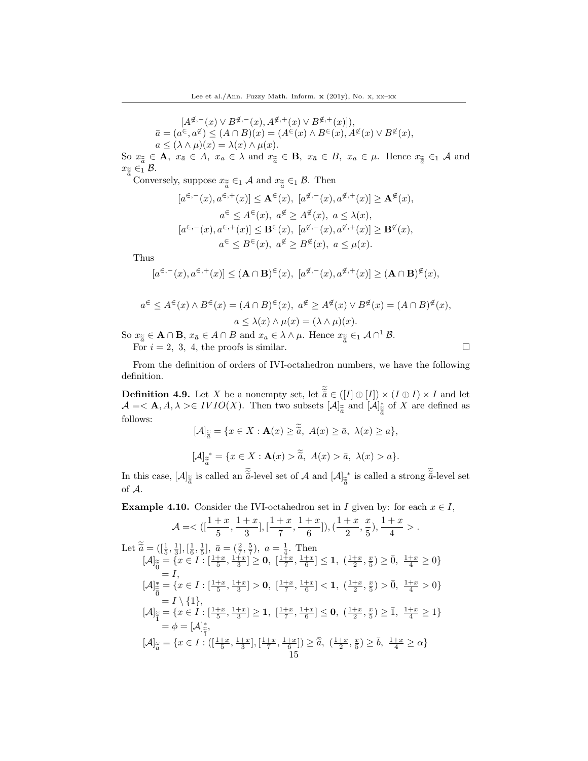$$[A^{\notin,-}(x) \vee B^{\notin,-}(x), A^{\notin,+}(x) \vee B^{\notin,+}(x)]),$$
$$\bar{a} = (a^{\in}, a^{\notin}) \leq (A \cap B)(x) = (A^{\in}(x) \wedge B^{\in}(x), A^{\notin}(x) \vee B^{\notin}(x),$$
$$a \leq (\lambda \wedge \mu)(x) = \lambda(x) \wedge \mu(x).$$

So $x_{\tilde{\tilde{a}}} \in \mathbf{A}$, $x_{\bar{a}} \in A$, $x_a \in \lambda$ and $x_{\tilde{\tilde{a}}} \in \mathbf{B}$, $x_{\bar{a}} \in B$, $x_a \in \mu$. Hence $x_{\tilde{\tilde{a}}} \in_1 \mathcal{A}$ and $x_{\tilde{\tilde{a}}} \in_1 \mathcal{B}$.

Conversely, suppose $x_{\tilde{\tilde{a}}} \in_1 \mathcal{A}$ and $x_{\tilde{\tilde{a}}} \in_1 \mathcal{B}$. Then

$$[a^{\in,-}(x), a^{\in,+}(x)] \leq \mathbf{A}^{\in}(x),\ [a^{\notin,-}(x), a^{\notin,+}(x)] \geq \mathbf{A}^{\notin}(x),$$
$$a^{\in} \leq A^{\in}(x),\ a^{\notin} \geq A^{\notin}(x),\ a \leq \lambda(x),$$
$$[a^{\in,-}(x), a^{\in,+}(x)] \leq \mathbf{B}^{\in}(x),\ [a^{\notin,-}(x), a^{\notin,+}(x)] \geq \mathbf{B}^{\notin}(x),$$
$$a^{\in} \leq B^{\in}(x),\ a^{\notin} \geq B^{\notin}(x),\ a \leq \mu(x).$$

Thus

$$[a^{\in,-}(x), a^{\in,+}(x)] \leq (\mathbf{A} \cap \mathbf{B})^{\in}(x),\ [a^{\notin,-}(x), a^{\notin,+}(x)] \geq (\mathbf{A} \cap \mathbf{B})^{\notin}(x),$$

$$a^{\in} \leq A^{\in}(x) \wedge B^{\in}(x) = (A \cap B)^{\in}(x),\ a^{\notin} \geq A^{\notin}(x) \vee B^{\notin}(x) = (A \cap B)^{\notin}(x),$$
$$a \leq \lambda(x) \wedge \mu(x) = (\lambda \wedge \mu)(x).$$

So $x_{\tilde{\tilde{a}}} \in \mathbf{A} \cap \mathbf{B}$, $x_{\bar{a}} \in A \cap B$ and $x_a \in \lambda \wedge \mu$. Hence $x_{\tilde{\tilde{a}}} \in_1 \mathcal{A} \cap^1 \mathcal{B}$.

For $i = 2,\ 3,\ 4$, the proofs is similar. □

From the definition of orders of IVI-octahedron numbers, we have the following definition.

**Definition 4.9.** Let $X$ be a nonempty set, let $\tilde{\tilde{a}} \in ([I] \oplus [I]) \times (I \oplus I) \times I$ and let $\mathcal{A} = <\mathbf{A}, A, \lambda> \in IVIO(X)$. Then two subsets $[\mathcal{A}]_{\tilde{\tilde{a}}}$ and $[\mathcal{A}]^*_{\tilde{\tilde{a}}}$ of $X$ are defined as follows:

$$[\mathcal{A}]_{\tilde{\tilde{a}}} = \{x \in X : \mathbf{A}(x) \geq \tilde{\tilde{a}},\ A(x) \geq \bar{a},\ \lambda(x) \geq a\},$$

$$[\mathcal{A}]_{\tilde{\tilde{a}}}^* = \{x \in X : \mathbf{A}(x) > \tilde{\tilde{a}},\ A(x) > \bar{a},\ \lambda(x) > a\}.$$

In this case, $[\mathcal{A}]_{\tilde{\tilde{a}}}$ is called an $\tilde{\tilde{a}}$-level set of $\mathcal{A}$ and $[\mathcal{A}]_{\tilde{\tilde{a}}}^*$ is called a strong $\tilde{\tilde{a}}$-level set of $\mathcal{A}$.

**Example 4.10.** Consider the IVI-octahedron set in $I$ given by: for each $x \in I$,

$$\mathcal{A} = <([\frac{1+x}{5}, \frac{1+x}{3}], [\frac{1+x}{7}, \frac{1+x}{6}]), (\frac{1+x}{2}, \frac{x}{5}), \frac{1+x}{4}>.$$

Let $\tilde{\tilde{a}} = ([\frac{1}{5}, \frac{1}{3}], [\frac{1}{6}, \frac{1}{5}],\ \bar{a} = (\frac{2}{7}, \frac{5}{7}),\ a = \frac{1}{4}$. Then

$[\mathcal{A}]_{\tilde{\tilde{0}}} = \{x \in I : [\frac{1+x}{5}, \frac{1+x}{3}] \geq \mathbf{0},\ [\frac{1+x}{7}, \frac{1+x}{6}] \leq \mathbf{1},\ (\frac{1+x}{2}, \frac{x}{5}) \geq \bar{0},\ \frac{1+x}{4} \geq 0\}$
$= I,$

$[\mathcal{A}]^*_{\tilde{\tilde{0}}} = \{x \in I : [\frac{1+x}{5}, \frac{1+x}{3}] > \mathbf{0},\ [\frac{1+x}{7}, \frac{1+x}{6}] < \mathbf{1},\ (\frac{1+x}{2}, \frac{x}{5}) > \bar{0},\ \frac{1+x}{4} > 0\}$
$= I \setminus \{1\},$

$[\mathcal{A}]_{\tilde{\tilde{1}}} = \{x \in I : [\frac{1+x}{5}, \frac{1+x}{3}] \geq \mathbf{1},\ [\frac{1+x}{7}, \frac{1+x}{6}] \leq \mathbf{0},\ (\frac{1+x}{2}, \frac{x}{5}) \geq \bar{1},\ \frac{1+x}{4} \geq 1\}$
$= \phi = [\mathcal{A}]^*_{\tilde{\tilde{1}}},$

$[\mathcal{A}]_{\tilde{\tilde{a}}} = \{x \in I : ([\frac{1+x}{5}, \frac{1+x}{3}], [\frac{1+x}{7}, \frac{1+x}{6}]) \geq \tilde{\tilde{a}},\ (\frac{1+x}{2}, \frac{x}{5}) \geq \bar{b},\ \frac{1+x}{4} \geq \alpha\}$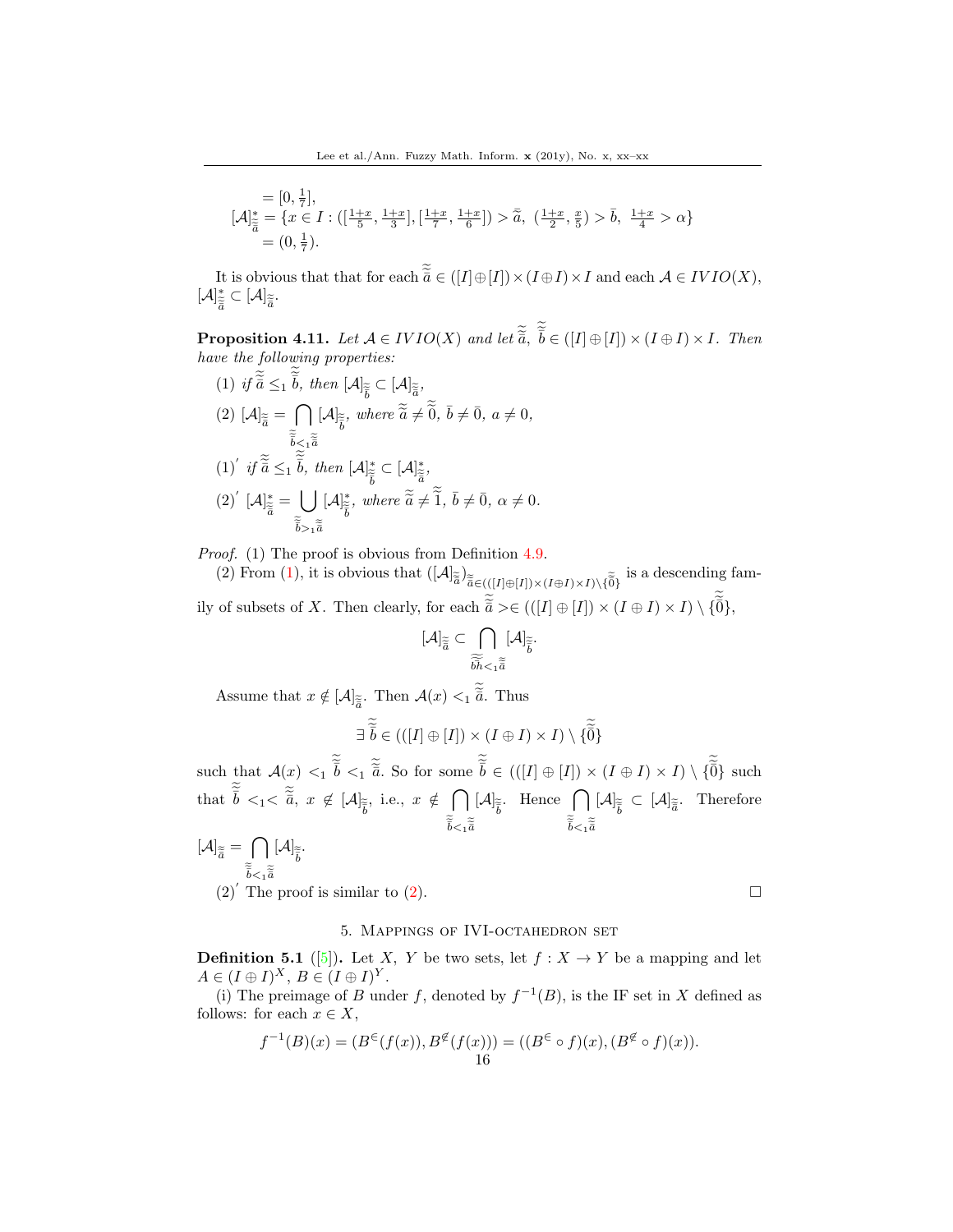$$= [0, \tfrac{1}{7}],$$

$$[\mathcal{A}]^*_{\tilde{\tilde{a}}} = \{x \in I : ([\tfrac{1+x}{5}, \tfrac{1+x}{3}], [\tfrac{1+x}{7}, \tfrac{1+x}{6}]) > \tilde{\tilde{a}},\ (\tfrac{1+x}{2}, \tfrac{x}{5}) > \bar{b},\ \tfrac{1+x}{4} > \alpha\}$$
$$= (0, \tfrac{1}{7}).$$

It is obvious that that for each $\tilde{\tilde{a}} \in ([I] \oplus [I]) \times (I \oplus I) \times I$ and each $\mathcal{A} \in IVIO(X)$, $[\mathcal{A}]^*_{\tilde{\tilde{a}}} \subset [\mathcal{A}]_{\tilde{\tilde{a}}}$.

**Proposition 4.11.** *Let $\mathcal{A} \in IVIO(X)$ and let $\tilde{\tilde{a}}$, $\tilde{\tilde{b}} \in ([I] \oplus [I]) \times (I \oplus I) \times I$. Then have the following properties:*

(1) *if $\tilde{\tilde{a}} \leq_1 \tilde{\tilde{b}}$, then $[\mathcal{A}]_{\tilde{\tilde{b}}} \subset [\mathcal{A}]_{\tilde{\tilde{a}}}$,*

(2) $[\mathcal{A}]_{\tilde{\tilde{a}}} = \bigcap_{\tilde{\tilde{b}} <_1 \tilde{\tilde{a}}} [\mathcal{A}]_{\tilde{\tilde{b}}}$*, where $\tilde{\tilde{a}} \neq \tilde{\tilde{0}}$, $\bar{b} \neq \bar{0}$, $a \neq 0$,*

$(1)'$ *if $\tilde{\tilde{a}} \leq_1 \tilde{\tilde{b}}$, then $[\mathcal{A}]^*_{\tilde{\tilde{b}}} \subset [\mathcal{A}]^*_{\tilde{\tilde{a}}}$,*

$(2)'$ $[\mathcal{A}]^*_{\tilde{\tilde{a}}} = \bigcup_{\tilde{\tilde{b}} >_1 \tilde{\tilde{a}}} [\mathcal{A}]^*_{\tilde{\tilde{b}}}$*, where $\tilde{\tilde{a}} \neq \tilde{\tilde{1}}$, $\bar{b} \neq \bar{0}$, $\alpha \neq 0$.*

*Proof.* (1) The proof is obvious from Definition 4.9.

(2) From (1), it is obvious that $([\mathcal{A}]_{\tilde{\tilde{a}}})_{\tilde{\tilde{a}} \in (([I]\oplus[I])\times(I\oplus I)\times I)\setminus\{\tilde{\tilde{0}}\}}$ is a descending family of subsets of $X$. Then clearly, for each $\tilde{\tilde{a}} > \in (([I] \oplus [I]) \times (I \oplus I) \times I) \setminus \{\tilde{\tilde{0}}\}$,

$$[\mathcal{A}]_{\tilde{\tilde{a}}} \subset \bigcap_{\tilde{\tilde{b}h} <_1 \tilde{\tilde{a}}} [\mathcal{A}]_{\tilde{\tilde{b}}}.$$

Assume that $x \notin [\mathcal{A}]_{\tilde{\tilde{a}}}$. Then $\mathcal{A}(x) <_1 \tilde{\tilde{a}}$. Thus

$$\exists\ \tilde{\tilde{b}} \in (([I] \oplus [I]) \times (I \oplus I) \times I) \setminus \{\tilde{\tilde{0}}\}$$

such that $\mathcal{A}(x) <_1 \tilde{\tilde{b}} <_1 \tilde{\tilde{a}}$. So for some $\tilde{\tilde{b}} \in (([I] \oplus [I]) \times (I \oplus I) \times I) \setminus \{\tilde{\tilde{0}}\}$ such that $\tilde{\tilde{b}} <_1< \tilde{\tilde{a}}$, $x \notin [\mathcal{A}]_{\tilde{\tilde{b}}}$, i.e., $x \notin \bigcap_{\tilde{\tilde{b}} <_1 \tilde{\tilde{a}}} [\mathcal{A}]_{\tilde{\tilde{b}}}$. Hence $\bigcap_{\tilde{\tilde{b}} <_1 \tilde{\tilde{a}}} [\mathcal{A}]_{\tilde{\tilde{b}}} \subset [\mathcal{A}]_{\tilde{\tilde{a}}}$. Therefore $[\mathcal{A}]_{\tilde{\tilde{a}}} = \bigcap_{\tilde{\tilde{b}} <_1 \tilde{\tilde{a}}} [\mathcal{A}]_{\tilde{\tilde{b}}}$.

$(2)'$ The proof is similar to (2). □

## 5. Mappings of IVI-octahedron set

**Definition 5.1** ([5]). Let $X$, $Y$ be two sets, let $f : X \to Y$ be a mapping and let $A \in (I \oplus I)^X$, $B \in (I \oplus I)^Y$.

(i) The preimage of $B$ under $f$, denoted by $f^{-1}(B)$, is the IF set in $X$ defined as follows: for each $x \in X$,

$$f^{-1}(B)(x) = (B^{\in}(f(x)), B^{\notin}(f(x))) = ((B^{\in} \circ f)(x), (B^{\notin} \circ f)(x)).$$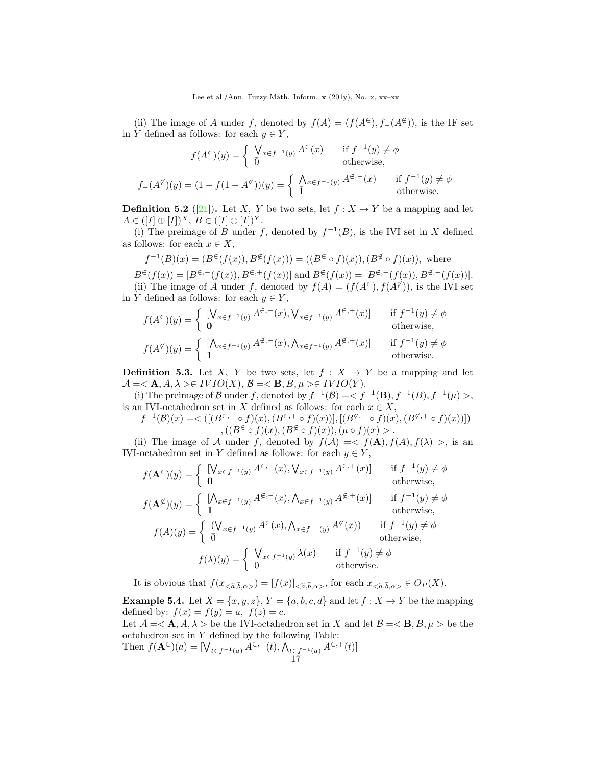(ii) The image of $A$ under $f$, denoted by $f(A) = (f(A^{\in}), f_{-}(A^{\not\in}))$, is the IF set in $Y$ defined as follows: for each $y \in Y$,

$$f(A^{\in})(y) = \begin{cases} \bigvee_{x \in f^{-1}(y)} A^{\in}(x) & \text{if } f^{-1}(y) \neq \phi \\ \bar{0} & \text{otherwise,} \end{cases}$$

$$f_{-}(A^{\not\in})(y) = (1 - f(1 - A^{\not\in}))(y) = \begin{cases} \bigwedge_{x \in f^{-1}(y)} A^{\not\in,-}(x) & \text{if } f^{-1}(y) \neq \phi \\ \bar{1} & \text{otherwise.} \end{cases}$$

**Definition 5.2** ([21]). Let $X$, $Y$ be two sets, let $f : X \to Y$ be a mapping and let $A \in ([I] \oplus [I])^X$, $B \in ([I] \oplus [I])^Y$.

(i) The preimage of $B$ under $f$, denoted by $f^{-1}(B)$, is the IVI set in $X$ defined as follows: for each $x \in X$,

$$f^{-1}(B)(x) = (B^{\in}(f(x)), B^{\not\in}(f(x))) = ((B^{\in} \circ f)(x)), (B^{\not\in} \circ f)(x)), \text{ where}$$

$$B^{\in}(f(x)) = [B^{\in,-}(f(x)), B^{\in,+}(f(x))] \text{ and } B^{\not\in}(f(x)) = [B^{\not\in,-}(f(x)), B^{\not\in,+}(f(x))].$$

(ii) The image of $A$ under $f$, denoted by $f(A) = (f(A^{\in}), f(A^{\not\in}))$, is the IVI set in $Y$ defined as follows: for each $y \in Y$,

$$f(A^{\in})(y) = \begin{cases} [\bigvee_{x \in f^{-1}(y)} A^{\in,-}(x), \bigvee_{x \in f^{-1}(y)} A^{\in,+}(x)] & \text{if } f^{-1}(y) \neq \phi \\ \mathbf{0} & \text{otherwise,} \end{cases}$$

$$f(A^{\not\in})(y) = \begin{cases} [\bigwedge_{x \in f^{-1}(y)} A^{\not\in,-}(x), \bigwedge_{x \in f^{-1}(y)} A^{\not\in,+}(x)] & \text{if } f^{-1}(y) \neq \phi \\ \mathbf{1} & \text{otherwise.} \end{cases}$$

**Definition 5.3.** Let $X$, $Y$ be two sets, let $f : X \to Y$ be a mapping and let $\mathcal{A} = < \mathbf{A}, A, \lambda > \in IVIO(X)$, $\mathcal{B} = < \mathbf{B}, B, \mu > \in IVIO(Y)$.

(i) The preimage of $\mathcal{B}$ under $f$, denoted by $f^{-1}(\mathcal{B}) = < f^{-1}(\mathbf{B}), f^{-1}(B), f^{-1}(\mu) >$, is an IVI-octahedron set in $X$ defined as follows: for each $x \in X$,

$$f^{-1}(\mathcal{B})(x) = < ([(B^{\in,-} \circ f)(x), (B^{\in,+} \circ f)(x))], [(B^{\not\in,-} \circ f)(x), (B^{\not\in,+} \circ f)(x))]) , ((B^{\in} \circ f)(x), (B^{\not\in} \circ f)(x)), (\mu \circ f)(x) > .$$

(ii) The image of $\mathcal{A}$ under $f$, denoted by $f(\mathcal{A}) = < f(\mathbf{A}), f(A), f(\lambda) >$, is an IVI-octahedron set in $Y$ defined as follows: for each $y \in Y$,

$$f(\mathbf{A}^{\in})(y) = \begin{cases} [\bigvee_{x \in f^{-1}(y)} A^{\in,-}(x), \bigvee_{x \in f^{-1}(y)} A^{\in,+}(x)] & \text{if } f^{-1}(y) \neq \phi \\ \mathbf{0} & \text{otherwise,} \end{cases}$$

$$f(\mathbf{A}^{\not\in})(y) = \begin{cases} [\bigwedge_{x \in f^{-1}(y)} A^{\not\in,-}(x), \bigwedge_{x \in f^{-1}(y)} A^{\not\in,+}(x)] & \text{if } f^{-1}(y) \neq \phi \\ \mathbf{1} & \text{otherwise,} \end{cases}$$

$$f(A)(y) = \begin{cases} (\bigvee_{x \in f^{-1}(y)} A^{\in}(x), \bigwedge_{x \in f^{-1}(y)} A^{\not\in}(x)) & \text{if } f^{-1}(y) \neq \phi \\ \bar{0} & \text{otherwise,} \end{cases}$$

$$f(\lambda)(y) = \begin{cases} \bigvee_{x \in f^{-1}(y)} \lambda(x) & \text{if } f^{-1}(y) \neq \phi \\ 0 & \text{otherwise.} \end{cases}$$

It is obvious that $f(x_{<\tilde{a},\bar{b},\alpha>}) = [f(x)]_{<\tilde{a},\bar{b},\alpha>}$, for each $x_{<\tilde{a},\bar{b},\alpha>} \in O_P(X)$.

**Example 5.4.** Let $X = \{x, y, z\}$, $Y = \{a, b, c, d\}$ and let $f : X \to Y$ be the mapping defined by: $f(x) = f(y) = a$, $f(z) = c$.
Let $\mathcal{A} = < \mathbf{A}, A, \lambda >$ be the IVI-octahedron set in $X$ and let $\mathcal{B} = < \mathbf{B}, B, \mu >$ be the octahedron set in $Y$ defined by the following Table:
Then $f(\mathbf{A}^{\in})(a) = [\bigvee_{t \in f^{-1}(a)} A^{\in,-}(t), \bigwedge_{t \in f^{-1}(a)} A^{\in,+}(t)]$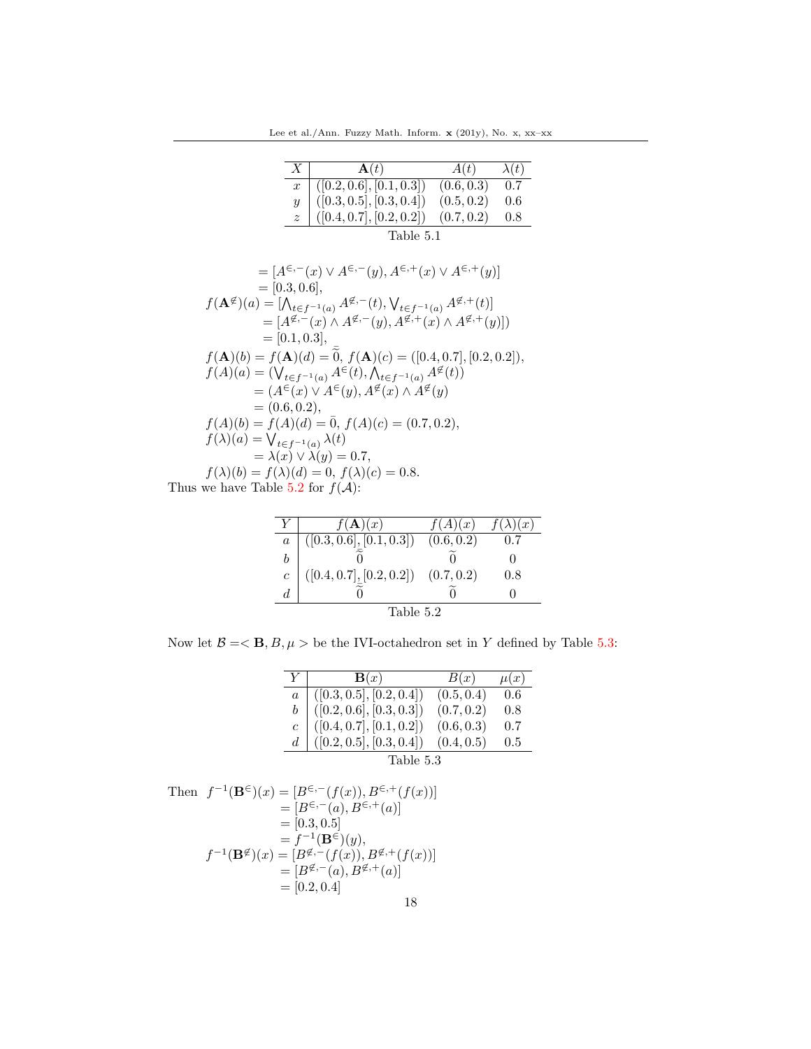| $X$ | $\mathbf{A}(t)$ | $A(t)$ | $\lambda(t)$ |
|---|---|---|---|
| $x$ | $([0.2, 0.6], [0.1, 0.3])$ | $(0.6, 0.3)$ | $0.7$ |
| $y$ | $([0.3, 0.5], [0.3, 0.4])$ | $(0.5, 0.2)$ | $0.6$ |
| $z$ | $([0.4, 0.7], [0.2, 0.2])$ | $(0.7, 0.2)$ | $0.8$ |

Table 5.1

$$
\begin{aligned}
&= [A^{\in,-}(x) \vee A^{\in,-}(y), A^{\in,+}(x) \vee A^{\in,+}(y)] \\
&= [0.3, 0.6], \\
f(\mathbf{A}^{\notin})(a) &= [\bigwedge_{t \in f^{-1}(a)} A^{\notin,-}(t), \bigvee_{t \in f^{-1}(a)} A^{\notin,+}(t)] \\
&= [A^{\notin,-}(x) \wedge A^{\notin,-}(y), A^{\notin,+}(x) \wedge A^{\notin,+}(y)]) \\
&= [0.1, 0.3], \\
f(\mathbf{A})(b) &= f(\mathbf{A})(d) = \tilde{\tilde{0}},\ f(\mathbf{A})(c) = ([0.4, 0.7], [0.2, 0.2]), \\
f(A)(a) &= (\bigvee_{t \in f^{-1}(a)} A^{\in}(t), \bigwedge_{t \in f^{-1}(a)} A^{\notin}(t)) \\
&= (A^{\in}(x) \vee A^{\in}(y), A^{\notin}(x) \wedge A^{\notin}(y) \\
&= (0.6, 0.2), \\
f(A)(b) &= f(A)(d) = \bar{0},\ f(A)(c) = (0.7, 0.2), \\
f(\lambda)(a) &= \bigvee_{t \in f^{-1}(a)} \lambda(t) \\
&= \lambda(x) \vee \lambda(y) = 0.7, \\
f(\lambda)(b) &= f(\lambda)(d) = 0,\ f(\lambda)(c) = 0.8.
\end{aligned}
$$

Thus we have Table 5.2 for $f(\mathcal{A})$:

| $Y$ | $f(\mathbf{A})(x)$ | $f(A)(x)$ | $f(\lambda)(x)$ |
|---|---|---|---|
| $a$ | $([0.3, 0.6], [0.1, 0.3])$ | $(0.6, 0.2)$ | $0.7$ |
| $b$ | $\tilde{\tilde{0}}$ | $\tilde{0}$ | $0$ |
| $c$ | $([0.4, 0.7], [0.2, 0.2])$ | $(0.7, 0.2)$ | $0.8$ |
| $d$ | $\tilde{\tilde{0}}$ | $\tilde{0}$ | $0$ |

Table 5.2

Now let $\mathcal{B} =< \mathbf{B}, B, \mu >$ be the IVI-octahedron set in $Y$ defined by Table 5.3:

| $Y$ | $\mathbf{B}(x)$ | $B(x)$ | $\mu(x)$ |
|---|---|---|---|
| $a$ | $([0.3, 0.5], [0.2, 0.4])$ | $(0.5, 0.4)$ | $0.6$ |
| $b$ | $([0.2, 0.6], [0.3, 0.3])$ | $(0.7, 0.2)$ | $0.8$ |
| $c$ | $([0.4, 0.7], [0.1, 0.2])$ | $(0.6, 0.3)$ | $0.7$ |
| $d$ | $([0.2, 0.5], [0.3, 0.4])$ | $(0.4, 0.5)$ | $0.5$ |

Table 5.3

Then

$$
\begin{aligned}
f^{-1}(\mathbf{B}^{\in})(x) &= [B^{\in,-}(f(x)), B^{\in,+}(f(x))] \\
&= [B^{\in,-}(a), B^{\in,+}(a)] \\
&= [0.3, 0.5] \\
&= f^{-1}(\mathbf{B}^{\in})(y), \\
f^{-1}(\mathbf{B}^{\notin})(x) &= [B^{\notin,-}(f(x)), B^{\notin,+}(f(x))] \\
&= [B^{\notin,-}(a), B^{\notin,+}(a)] \\
&= [0.2, 0.4]
\end{aligned}
$$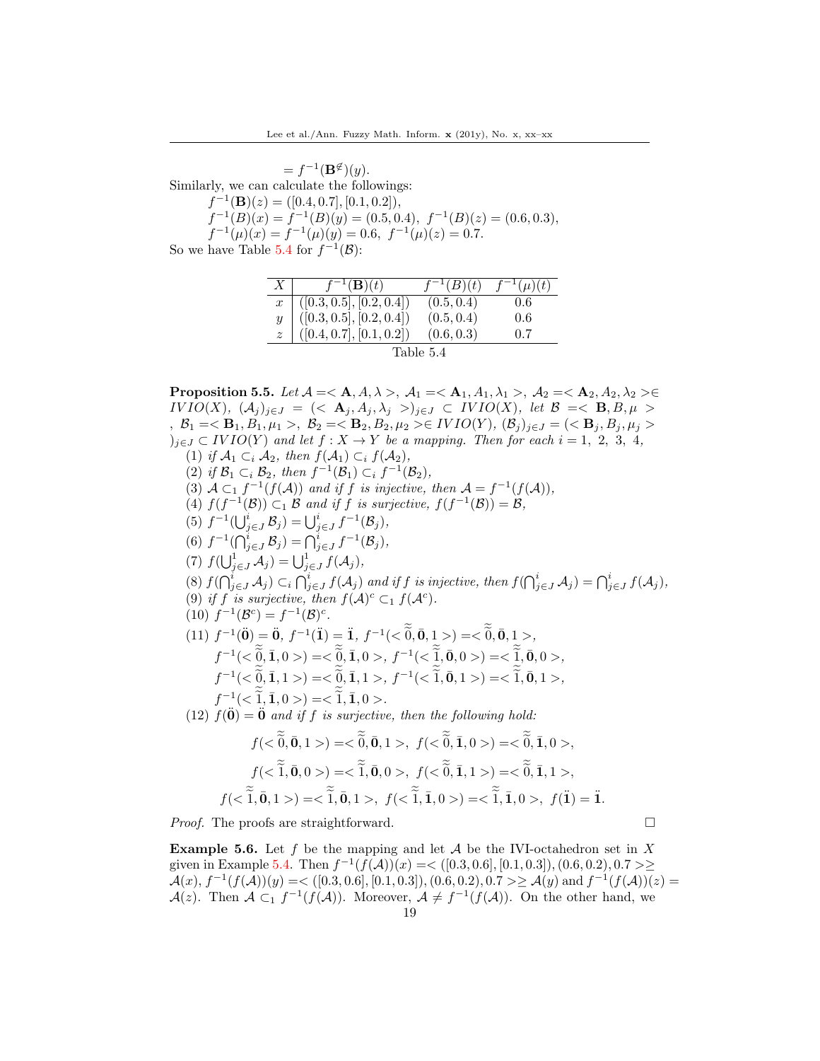$= f^{-1}(\mathbf{B}^{\notin})(y)$.

Similarly, we can calculate the followings:

$f^{-1}(\mathbf{B})(z) = ([0.4, 0.7], [0.1, 0.2])$,

$f^{-1}(B)(x) = f^{-1}(B)(y) = (0.5, 0.4),\ f^{-1}(B)(z) = (0.6, 0.3)$,

$f^{-1}(\mu)(x) = f^{-1}(\mu)(y) = 0.6,\ f^{-1}(\mu)(z) = 0.7$.

So we have Table 5.4 for $f^{-1}(\mathcal{B})$:

| $X$ | $f^{-1}(\mathbf{B})(t)$ | $f^{-1}(B)(t)$ | $f^{-1}(\mu)(t)$ |
|---|---|---|---|
| $x$ | $([0.3, 0.5], [0.2, 0.4])$ | $(0.5, 0.4)$ | 0.6 |
| $y$ | $([0.3, 0.5], [0.2, 0.4])$ | $(0.5, 0.4)$ | 0.6 |
| $z$ | $([0.4, 0.7], [0.1, 0.2])$ | $(0.6, 0.3)$ | 0.7 |

Table 5.4

**Proposition 5.5.** *Let* $\mathcal{A} =< \mathbf{A}, A, \lambda >$, $\mathcal{A}_1 =< \mathbf{A}_1, A_1, \lambda_1 >$, $\mathcal{A}_2 =< \mathbf{A}_2, A_2, \lambda_2 >\in IVIO(X)$, $(\mathcal{A}_j)_{j\in J} = (< \mathbf{A}_j, A_j, \lambda_j >)_{j\in J} \subset IVIO(X)$, *let* $\mathcal{B} =< \mathbf{B}, B, \mu >$, $\mathcal{B}_1 =< \mathbf{B}_1, B_1, \mu_1 >$, $\mathcal{B}_2 =< \mathbf{B}_2, B_2, \mu_2 >\in IVIO(Y)$, $(\mathcal{B}_j)_{j\in J} = (< \mathbf{B}_j, B_j, \mu_j >)_{j\in J} \subset IVIO(Y)$ *and let* $f : X \to Y$ *be a mapping. Then for each* $i = 1,\ 2,\ 3,\ 4$,

(1) *if* $\mathcal{A}_1 \subset_i \mathcal{A}_2$, *then* $f(\mathcal{A}_1) \subset_i f(\mathcal{A}_2)$,

(2) *if* $\mathcal{B}_1 \subset_i \mathcal{B}_2$, *then* $f^{-1}(\mathcal{B}_1) \subset_i f^{-1}(\mathcal{B}_2)$,

(3) $\mathcal{A} \subset_1 f^{-1}(f(\mathcal{A}))$ *and if* $f$ *is injective, then* $\mathcal{A} = f^{-1}(f(\mathcal{A}))$,

(4) $f(f^{-1}(\mathcal{B})) \subset_1 \mathcal{B}$ *and if* $f$ *is surjective,* $f(f^{-1}(\mathcal{B})) = \mathcal{B}$,

(5) $f^{-1}(\bigcup^{i}_{j\in J} \mathcal{B}_j) = \bigcup^{i}_{j\in J} f^{-1}(\mathcal{B}_j)$,

(6) $f^{-1}(\bigcap^{i}_{j\in J} \mathcal{B}_j) = \bigcap^{i}_{j\in J} f^{-1}(\mathcal{B}_j)$,

(7) $f(\bigcup^{1}_{j\in J} \mathcal{A}_j) = \bigcup^{1}_{j\in J} f(\mathcal{A}_j)$,

(8) $f(\bigcap^{i}_{j\in J} \mathcal{A}_j) \subset_i \bigcap^{i}_{j\in J} f(\mathcal{A}_j)$ *and if* $f$ *is injective, then* $f(\bigcap^{i}_{j\in J} \mathcal{A}_j) = \bigcap^{i}_{j\in J} f(\mathcal{A}_j)$,

(9) *if* $f$ *is surjective, then* $f(\mathcal{A})^c \subset_1 f(\mathcal{A}^c)$.

(10) $f^{-1}(\mathcal{B}^c) = f^{-1}(\mathcal{B})^c$.

(11) $f^{-1}(\ddot{\mathbf{0}}) = \ddot{\mathbf{0}}$, $f^{-1}(\ddot{\mathbf{1}}) = \ddot{\mathbf{1}}$, $f^{-1}(<\widetilde{\widetilde{0}}, \bar{\mathbf{0}}, 1 >) =< \widetilde{\widetilde{0}}, \bar{\mathbf{0}}, 1 >$,
$f^{-1}(<\widetilde{\widetilde{0}}, \bar{\mathbf{1}}, 0 >) =< \widetilde{\widetilde{0}}, \bar{\mathbf{1}}, 0 >$, $f^{-1}(<\widetilde{\widetilde{1}}, \bar{\mathbf{0}}, 0 >) =< \widetilde{\widetilde{1}}, \bar{\mathbf{0}}, 0 >$,
$f^{-1}(<\widetilde{\widetilde{0}}, \bar{\mathbf{1}}, 1 >) =< \widetilde{\widetilde{0}}, \bar{\mathbf{1}}, 1 >$, $f^{-1}(<\widetilde{\widetilde{1}}, \bar{\mathbf{0}}, 1 >) =< \widetilde{\widetilde{1}}, \bar{\mathbf{0}}, 1 >$,
$f^{-1}(<\widetilde{\widetilde{1}}, \bar{\mathbf{1}}, 0 >) =< \widetilde{\widetilde{1}}, \bar{\mathbf{1}}, 0 >$.

(12) $f(\ddot{\mathbf{0}}) = \ddot{\mathbf{0}}$ *and if* $f$ *is surjective, then the following hold:*

$$f(<\widetilde{\widetilde{0}}, \bar{\mathbf{0}}, 1 >) =< \widetilde{\widetilde{0}}, \bar{\mathbf{0}}, 1 >,\ f(<\widetilde{\widetilde{0}}, \bar{\mathbf{1}}, 0 >) =< \widetilde{\widetilde{0}}, \bar{\mathbf{1}}, 0 >,$$

$$f(<\widetilde{\widetilde{1}}, \bar{\mathbf{0}}, 0 >) =< \widetilde{\widetilde{1}}, \bar{\mathbf{0}}, 0 >,\ f(<\widetilde{\widetilde{0}}, \bar{\mathbf{1}}, 1 >) =< \widetilde{\widetilde{0}}, \bar{\mathbf{1}}, 1 >,$$

$$f(<\widetilde{\widetilde{1}}, \bar{\mathbf{0}}, 1 >) =< \widetilde{\widetilde{1}}, \bar{\mathbf{0}}, 1 >,\ f(<\widetilde{\widetilde{1}}, \bar{\mathbf{1}}, 0 >) =< \widetilde{\widetilde{1}}, \bar{\mathbf{1}}, 0 >,\ f(\ddot{\mathbf{1}}) = \ddot{\mathbf{1}}.$$

*Proof.* The proofs are straightforward. □

**Example 5.6.** Let $f$ be the mapping and let $\mathcal{A}$ be the IVI-octahedron set in $X$ given in Example 5.4. Then $f^{-1}(f(\mathcal{A}))(x) =< ([0.3, 0.6], [0.1, 0.3]), (0.6, 0.2), 0.7 >\geq \mathcal{A}(x)$, $f^{-1}(f(\mathcal{A}))(y) =< ([0.3, 0.6], [0.1, 0.3]), (0.6, 0.2), 0.7 >\geq \mathcal{A}(y)$ and $f^{-1}(f(\mathcal{A}))(z) = \mathcal{A}(z)$. Then $\mathcal{A} \subset_1 f^{-1}(f(\mathcal{A}))$. Moreover, $\mathcal{A} \neq f^{-1}(f(\mathcal{A}))$. On the other hand, we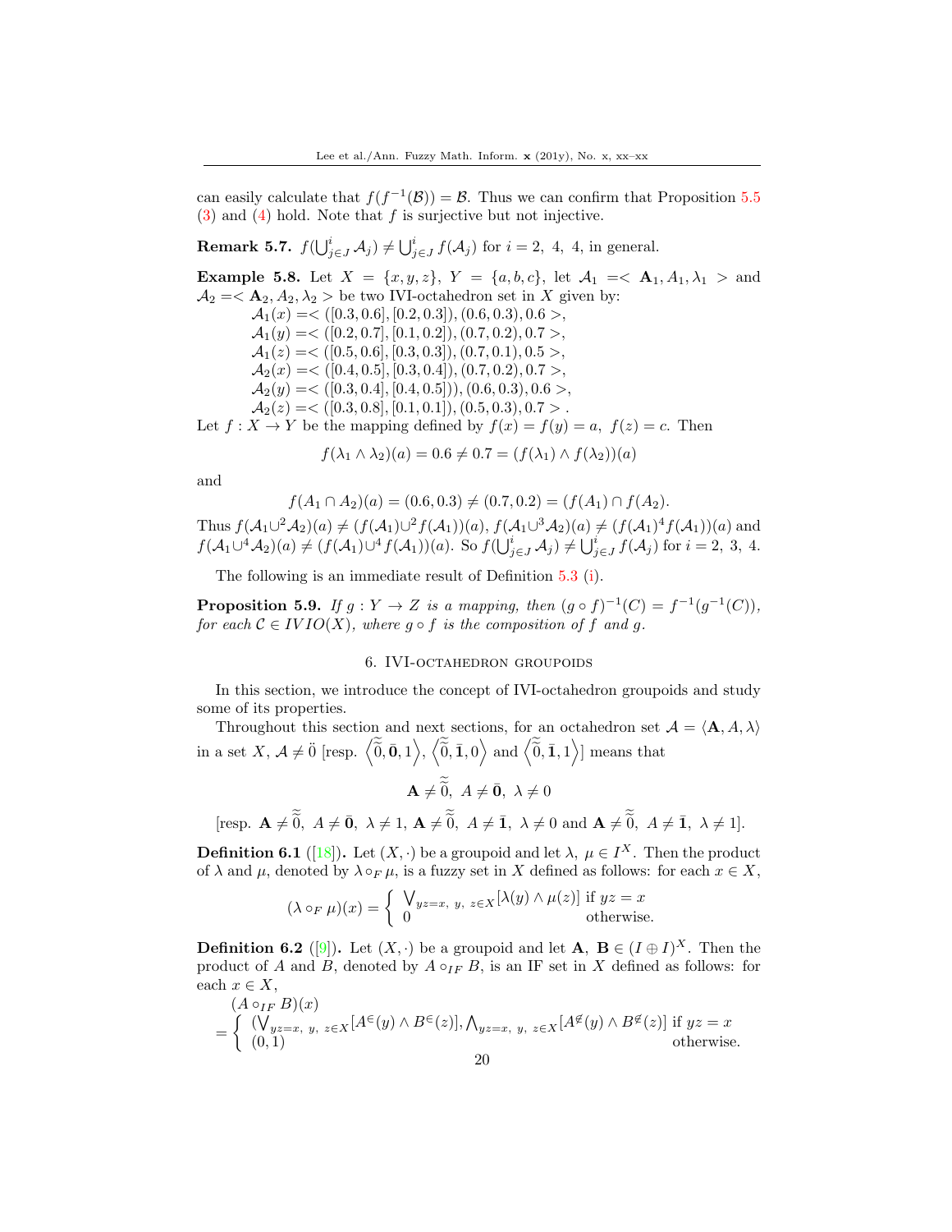can easily calculate that $f(f^{-1}(\mathcal{B})) = \mathcal{B}$. Thus we can confirm that Proposition 5.5 (3) and (4) hold. Note that $f$ is surjective but not injective.

**Remark 5.7.** $f(\bigcup^{i}_{j\in J} \mathcal{A}_j) \neq \bigcup^{i}_{j\in J} f(\mathcal{A}_j)$ for $i = 2,\ 4,\ 4$, in general.

**Example 5.8.** Let $X = \{x, y, z\}$, $Y = \{a, b, c\}$, let $\mathcal{A}_1 =< \mathbf{A}_1, A_1, \lambda_1 >$ and $\mathcal{A}_2 =< \mathbf{A}_2, A_2, \lambda_2 >$ be two IVI-octahedron set in $X$ given by:

$\mathcal{A}_1(x) =< ([0.3, 0.6], [0.2, 0.3]), (0.6, 0.3), 0.6 >$,
$\mathcal{A}_1(y) =< ([0.2, 0.7], [0.1, 0.2]), (0.7, 0.2), 0.7 >$,
$\mathcal{A}_1(z) =< ([0.5, 0.6], [0.3, 0.3]), (0.7, 0.1), 0.5 >$,
$\mathcal{A}_2(x) =< ([0.4, 0.5], [0.3, 0.4]), (0.7, 0.2), 0.7 >$,
$\mathcal{A}_2(y) =< ([0.3, 0.4], [0.4, 0.5])), (0.6, 0.3), 0.6 >$,
$\mathcal{A}_2(z) =< ([0.3, 0.8], [0.1, 0.1]), (0.5, 0.3), 0.7 >$.

Let $f : X \to Y$ be the mapping defined by $f(x) = f(y) = a,\ f(z) = c$. Then

$$f(\lambda_1 \wedge \lambda_2)(a) = 0.6 \neq 0.7 = (f(\lambda_1) \wedge f(\lambda_2))(a)$$

and

$$f(A_1 \cap A_2)(a) = (0.6, 0.3) \neq (0.7, 0.2) = (f(A_1) \cap f(A_2)).$$

Thus $f(\mathcal{A}_1 \cup^2 \mathcal{A}_2)(a) \neq (f(\mathcal{A}_1) \cup^2 f(\mathcal{A}_1))(a)$, $f(\mathcal{A}_1 \cup^3 \mathcal{A}_2)(a) \neq (f(\mathcal{A}_1)^4 f(\mathcal{A}_1))(a)$ and $f(\mathcal{A}_1 \cup^4 \mathcal{A}_2)(a) \neq (f(\mathcal{A}_1) \cup^4 f(\mathcal{A}_1))(a)$. So $f(\bigcup^{i}_{j\in J} \mathcal{A}_j) \neq \bigcup^{i}_{j\in J} f(\mathcal{A}_j)$ for $i = 2,\ 3,\ 4$.

The following is an immediate result of Definition 5.3 (i).

**Proposition 5.9.** *If $g : Y \to Z$ is a mapping, then $(g \circ f)^{-1}(C) = f^{-1}(g^{-1}(C))$, for each $\mathcal{C} \in IVIO(X)$, where $g \circ f$ is the composition of $f$ and $g$.*

## 6. IVI-octahedron groupoids

In this section, we introduce the concept of IVI-octahedron groupoids and study some of its properties.

Throughout this section and next sections, for an octahedron set $\mathcal{A} = \langle \mathbf{A}, A, \lambda \rangle$ in a set $X$, $\mathcal{A} \neq \ddot{0}$ [resp. $\left\langle \widetilde{\widetilde{0}}, \bar{\mathbf{0}}, 1 \right\rangle$, $\left\langle \widetilde{\widetilde{0}}, \bar{\mathbf{1}}, 0 \right\rangle$ and $\left\langle \widetilde{\widetilde{0}}, \bar{\mathbf{1}}, 1 \right\rangle$] means that

$$\mathbf{A} \neq \widetilde{\widetilde{0}},\ A \neq \bar{\mathbf{0}},\ \lambda \neq 0$$

[resp. $\mathbf{A} \neq \widetilde{\widetilde{0}},\ A \neq \bar{\mathbf{0}},\ \lambda \neq 1$, $\mathbf{A} \neq \widetilde{\widetilde{0}},\ A \neq \bar{\mathbf{1}},\ \lambda \neq 0$ and $\mathbf{A} \neq \widetilde{\widetilde{0}},\ A \neq \bar{\mathbf{1}},\ \lambda \neq 1$].

**Definition 6.1** ([18]). Let $(X, \cdot)$ be a groupoid and let $\lambda,\ \mu \in I^X$. Then the product of $\lambda$ and $\mu$, denoted by $\lambda \circ_F \mu$, is a fuzzy set in $X$ defined as follows: for each $x \in X$,

$$(\lambda \circ_F \mu)(x) = \begin{cases} \bigvee_{yz=x,\ y,\ z\in X}[\lambda(y) \wedge \mu(z)] & \text{if } yz = x \\ 0 & \text{otherwise.} \end{cases}$$

**Definition 6.2** ([9]). Let $(X, \cdot)$ be a groupoid and let $\mathbf{A},\ \mathbf{B} \in (I \oplus I)^X$. Then the product of $A$ and $B$, denoted by $A \circ_{IF} B$, is an IF set in $X$ defined as follows: for each $x \in X$,

$$(A \circ_{IF} B)(x)$$
$$= \begin{cases} (\bigvee_{yz=x,\ y,\ z\in X}[A^{\in}(y) \wedge B^{\in}(z)], \bigwedge_{yz=x,\ y,\ z\in X}[A^{\notin}(y) \wedge B^{\notin}(z)] & \text{if } yz = x \\ (0, 1) & \text{otherwise.} \end{cases}$$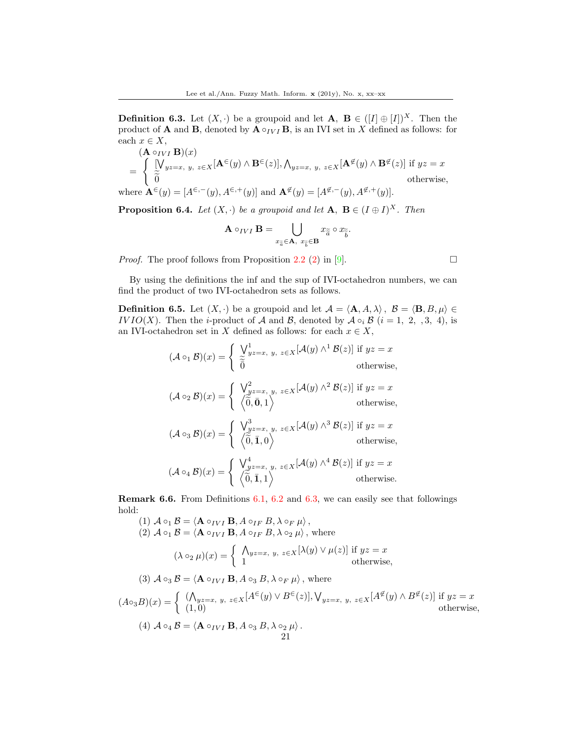**Definition 6.3.** Let $(X, \cdot)$ be a groupoid and let $\mathbf{A},\ \mathbf{B} \in ([I] \oplus [I])^X$. Then the product of $\mathbf{A}$ and $\mathbf{B}$, denoted by $\mathbf{A} \circ_{IVI} \mathbf{B}$, is an IVI set in $X$ defined as follows: for each $x \in X$,

$$(\mathbf{A} \circ_{IVI} \mathbf{B})(x) = \begin{cases} [\bigvee_{yz=x,\ y,\ z \in X}[\mathbf{A}^{\in}(y) \wedge \mathbf{B}^{\in}(z)], \bigwedge_{yz=x,\ y,\ z \in X}[\mathbf{A}^{\notin}(y) \wedge \mathbf{B}^{\notin}(z)] & \text{if } yz = x \\ \widetilde{\widetilde{0}} & \text{otherwise,} \end{cases}$$

where $\mathbf{A}^{\in}(y) = [A^{\in,-}(y), A^{\in,+}(y)]$ and $\mathbf{A}^{\notin}(y) = [A^{\notin,-}(y), A^{\notin,+}(y)]$.

**Proposition 6.4.** *Let $(X, \cdot)$ be a groupoid and let $\mathbf{A},\ \mathbf{B} \in (I \oplus I)^X$. Then*

$$\mathbf{A} \circ_{IVI} \mathbf{B} = \bigcup_{x_{\widetilde{a}} \in \mathbf{A},\ x_{\widetilde{b}} \in \mathbf{B}} x_{\widetilde{a}} \circ x_{\widetilde{b}}.$$

*Proof.* The proof follows from Proposition 2.2 (2) in [9]. □

By using the definitions the inf and the sup of IVI-octahedron numbers, we can find the product of two IVI-octahedron sets as follows.

**Definition 6.5.** Let $(X, \cdot)$ be a groupoid and let $\mathcal{A} = \langle \mathbf{A}, A, \lambda \rangle,\ \mathcal{B} = \langle \mathbf{B}, B, \mu \rangle \in IVIO(X)$. Then the $i$-product of $\mathcal{A}$ and $\mathcal{B}$, denoted by $\mathcal{A} \circ_i \mathcal{B}$ $(i = 1,\ 2,\ ,3,\ 4)$, is an IVI-octahedron set in $X$ defined as follows: for each $x \in X$,

$$(\mathcal{A} \circ_1 \mathcal{B})(x) = \begin{cases} \bigvee^1_{yz=x,\ y,\ z \in X}[\mathcal{A}(y) \wedge^1 \mathcal{B}(z)] & \text{if } yz = x \\ \widetilde{\widetilde{0}} & \text{otherwise,} \end{cases}$$

$$(\mathcal{A} \circ_2 \mathcal{B})(x) = \begin{cases} \bigvee^2_{yz=x,\ y,\ z \in X}[\mathcal{A}(y) \wedge^2 \mathcal{B}(z)] & \text{if } yz = x \\ \left\langle \widetilde{\widetilde{0}}, \bar{\mathbf{0}}, 1 \right\rangle & \text{otherwise,} \end{cases}$$

$$(\mathcal{A} \circ_3 \mathcal{B})(x) = \begin{cases} \bigvee^3_{yz=x,\ y,\ z \in X}[\mathcal{A}(y) \wedge^3 \mathcal{B}(z)] & \text{if } yz = x \\ \left\langle \widetilde{\widetilde{0}}, \bar{\mathbf{1}}, 0 \right\rangle & \text{otherwise,} \end{cases}$$

$$(\mathcal{A} \circ_4 \mathcal{B})(x) = \begin{cases} \bigvee^4_{yz=x,\ y,\ z \in X}[\mathcal{A}(y) \wedge^4 \mathcal{B}(z)] & \text{if } yz = x \\ \left\langle \widetilde{\widetilde{0}}, \bar{\mathbf{1}}, 1 \right\rangle & \text{otherwise.} \end{cases}$$

**Remark 6.6.** From Definitions 6.1, 6.2 and 6.3, we can easily see that followings hold:

(1) $\mathcal{A} \circ_1 \mathcal{B} = \langle \mathbf{A} \circ_{IVI} \mathbf{B}, A \circ_{IF} B, \lambda \circ_F \mu \rangle$,

(2) $\mathcal{A} \circ_1 \mathcal{B} = \langle \mathbf{A} \circ_{IVI} \mathbf{B}, A \circ_{IF} B, \lambda \circ_2 \mu \rangle$, where

$$(\lambda \circ_2 \mu)(x) = \begin{cases} \bigwedge_{yz=x,\ y,\ z \in X}[\lambda(y) \vee \mu(z)] & \text{if } yz = x \\ 1 & \text{otherwise,} \end{cases}$$

(3) $\mathcal{A} \circ_3 \mathcal{B} = \langle \mathbf{A} \circ_{IVI} \mathbf{B}, A \circ_3 B, \lambda \circ_F \mu \rangle$, where

$$(A \circ_3 B)(x) = \begin{cases} (\bigwedge_{yz=x,\ y,\ z \in X}[A^{\in}(y) \vee B^{\in}(z)], \bigvee_{yz=x,\ y,\ z \in X}[A^{\notin}(y) \wedge B^{\notin}(z)] & \text{if } yz = x \\ (1, 0) & \text{otherwise,} \end{cases}$$

(4) $\mathcal{A} \circ_4 \mathcal{B} = \langle \mathbf{A} \circ_{IVI} \mathbf{B}, A \circ_3 B, \lambda \circ_2 \mu \rangle$.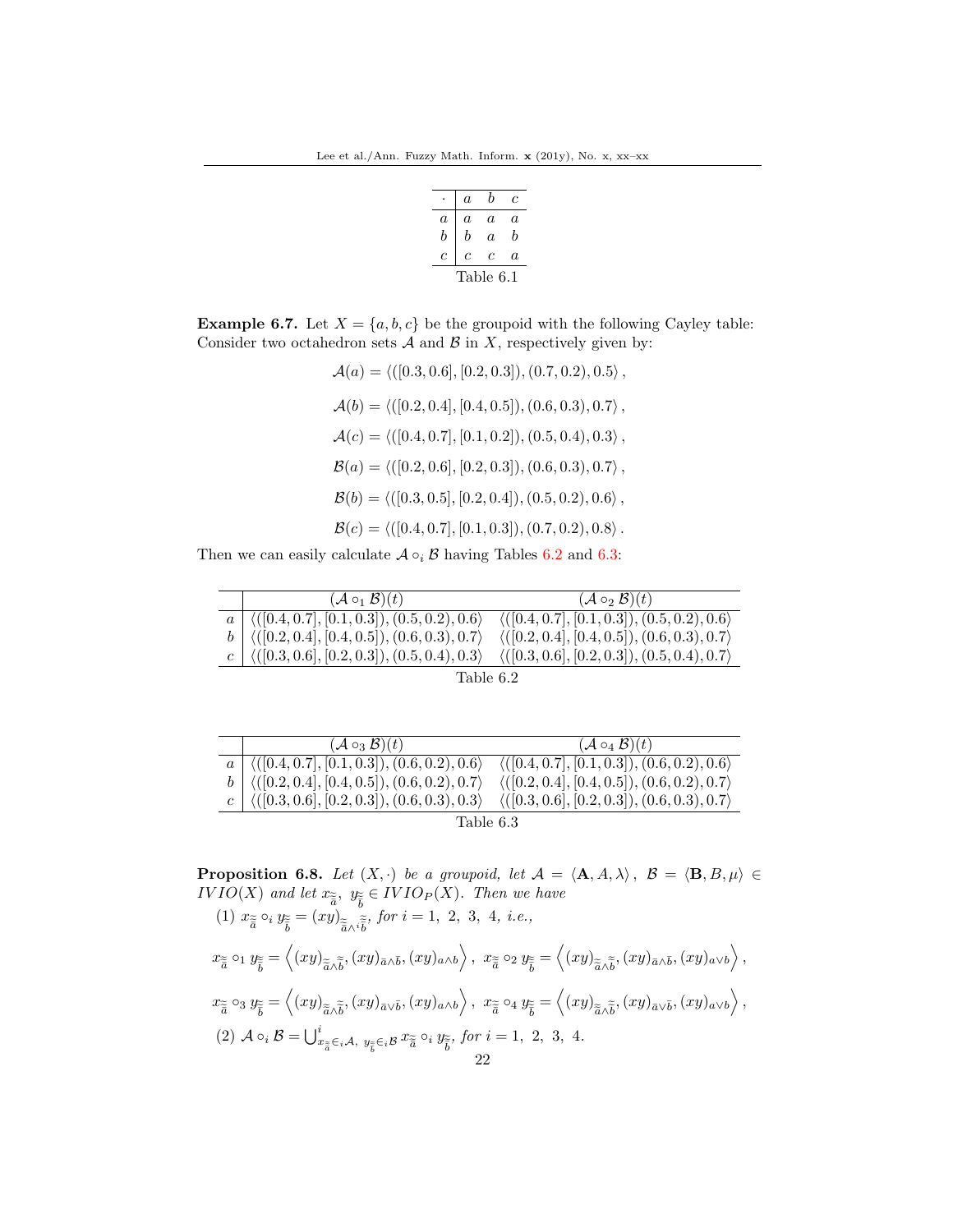| $\cdot$ | $a$ | $b$ | $c$ |
|---|---|---|---|
| $a$ | $a$ | $a$ | $a$ |
| $b$ | $b$ | $a$ | $b$ |
| $c$ | $c$ | $c$ | $a$ |

Table 6.1

**Example 6.7.** Let $X = \{a, b, c\}$ be the groupoid with the following Cayley table: Consider two octahedron sets $\mathcal{A}$ and $\mathcal{B}$ in $X$, respectively given by:

$$\mathcal{A}(a) = \langle ([0.3, 0.6], [0.2, 0.3]), (0.7, 0.2), 0.5\rangle,$$

$$\mathcal{A}(b) = \langle ([0.2, 0.4], [0.4, 0.5]), (0.6, 0.3), 0.7\rangle,$$

$$\mathcal{A}(c) = \langle ([0.4, 0.7], [0.1, 0.2]), (0.5, 0.4), 0.3\rangle,$$

$$\mathcal{B}(a) = \langle ([0.2, 0.6], [0.2, 0.3]), (0.6, 0.3), 0.7\rangle,$$

$$\mathcal{B}(b) = \langle ([0.3, 0.5], [0.2, 0.4]), (0.5, 0.2), 0.6\rangle,$$

$$\mathcal{B}(c) = \langle ([0.4, 0.7], [0.1, 0.3]), (0.7, 0.2), 0.8\rangle.$$

Then we can easily calculate $\mathcal{A} \circ_i \mathcal{B}$ having Tables 6.2 and 6.3:

| | $(\mathcal{A} \circ_1 \mathcal{B})(t)$ | $(\mathcal{A} \circ_2 \mathcal{B})(t)$ |
|---|---|---|
| $a$ | $\langle ([0.4, 0.7], [0.1, 0.3]), (0.5, 0.2), 0.6\rangle$ | $\langle ([0.4, 0.7], [0.1, 0.3]), (0.5, 0.2), 0.6\rangle$ |
| $b$ | $\langle ([0.2, 0.4], [0.4, 0.5]), (0.6, 0.3), 0.7\rangle$ | $\langle ([0.2, 0.4], [0.4, 0.5]), (0.6, 0.3), 0.7\rangle$ |
| $c$ | $\langle ([0.3, 0.6], [0.2, 0.3]), (0.5, 0.4), 0.3\rangle$ | $\langle ([0.3, 0.6], [0.2, 0.3]), (0.5, 0.4), 0.7\rangle$ |

Table 6.2

| | $(\mathcal{A} \circ_3 \mathcal{B})(t)$ | $(\mathcal{A} \circ_4 \mathcal{B})(t)$ |
|---|---|---|
| $a$ | $\langle ([0.4, 0.7], [0.1, 0.3]), (0.6, 0.2), 0.6\rangle$ | $\langle ([0.4, 0.7], [0.1, 0.3]), (0.6, 0.2), 0.6\rangle$ |
| $b$ | $\langle ([0.2, 0.4], [0.4, 0.5]), (0.6, 0.2), 0.7\rangle$ | $\langle ([0.2, 0.4], [0.4, 0.5]), (0.6, 0.2), 0.7\rangle$ |
| $c$ | $\langle ([0.3, 0.6], [0.2, 0.3]), (0.6, 0.3), 0.3\rangle$ | $\langle ([0.3, 0.6], [0.2, 0.3]), (0.6, 0.3), 0.7\rangle$ |

Table 6.3

**Proposition 6.8.** *Let $(X, \cdot)$ be a groupoid, let $\mathcal{A} = \langle \mathbf{A}, A, \lambda\rangle,\ \mathcal{B} = \langle \mathbf{B}, B, \mu\rangle \in IVIO(X)$ and let $x_{\tilde{\bar{a}}},\ y_{\tilde{\bar{b}}} \in IVIO_P(X)$. Then we have*

(1) $x_{\tilde{\bar{a}}} \circ_i y_{\tilde{\bar{b}}} = (xy)_{\tilde{\bar{a}} \wedge^i \tilde{\bar{b}}}$, *for $i = 1,\ 2,\ 3,\ 4$, i.e.,*

$$x_{\tilde{\bar{a}}} \circ_1 y_{\tilde{\bar{b}}} = \left\langle (xy)_{\tilde{\bar{a}} \wedge \tilde{\bar{b}}}, (xy)_{\bar{a} \wedge \bar{b}}, (xy)_{a \wedge b} \right\rangle,\ x_{\tilde{\bar{a}}} \circ_2 y_{\tilde{\bar{b}}} = \left\langle (xy)_{\tilde{\bar{a}} \wedge \tilde{\bar{b}}}, (xy)_{\bar{a} \wedge \bar{b}}, (xy)_{a \vee b} \right\rangle,$$

$$x_{\tilde{\bar{a}}} \circ_3 y_{\tilde{\bar{b}}} = \left\langle (xy)_{\tilde{\bar{a}} \wedge \tilde{\bar{b}}}, (xy)_{\bar{a} \vee \bar{b}}, (xy)_{a \wedge b} \right\rangle,\ x_{\tilde{\bar{a}}} \circ_4 y_{\tilde{\bar{b}}} = \left\langle (xy)_{\tilde{\bar{a}} \wedge \tilde{\bar{b}}}, (xy)_{\bar{a} \vee \bar{b}}, (xy)_{a \vee b} \right\rangle,$$

(2) $\mathcal{A} \circ_i \mathcal{B} = \bigcup^i_{x_{\tilde{\bar{a}}} \in_i \mathcal{A},\ y_{\tilde{\bar{b}}} \in_i \mathcal{B}} x_{\tilde{\bar{a}}} \circ_i y_{\tilde{\bar{b}}}$, *for $i = 1,\ 2,\ 3,\ 4$.*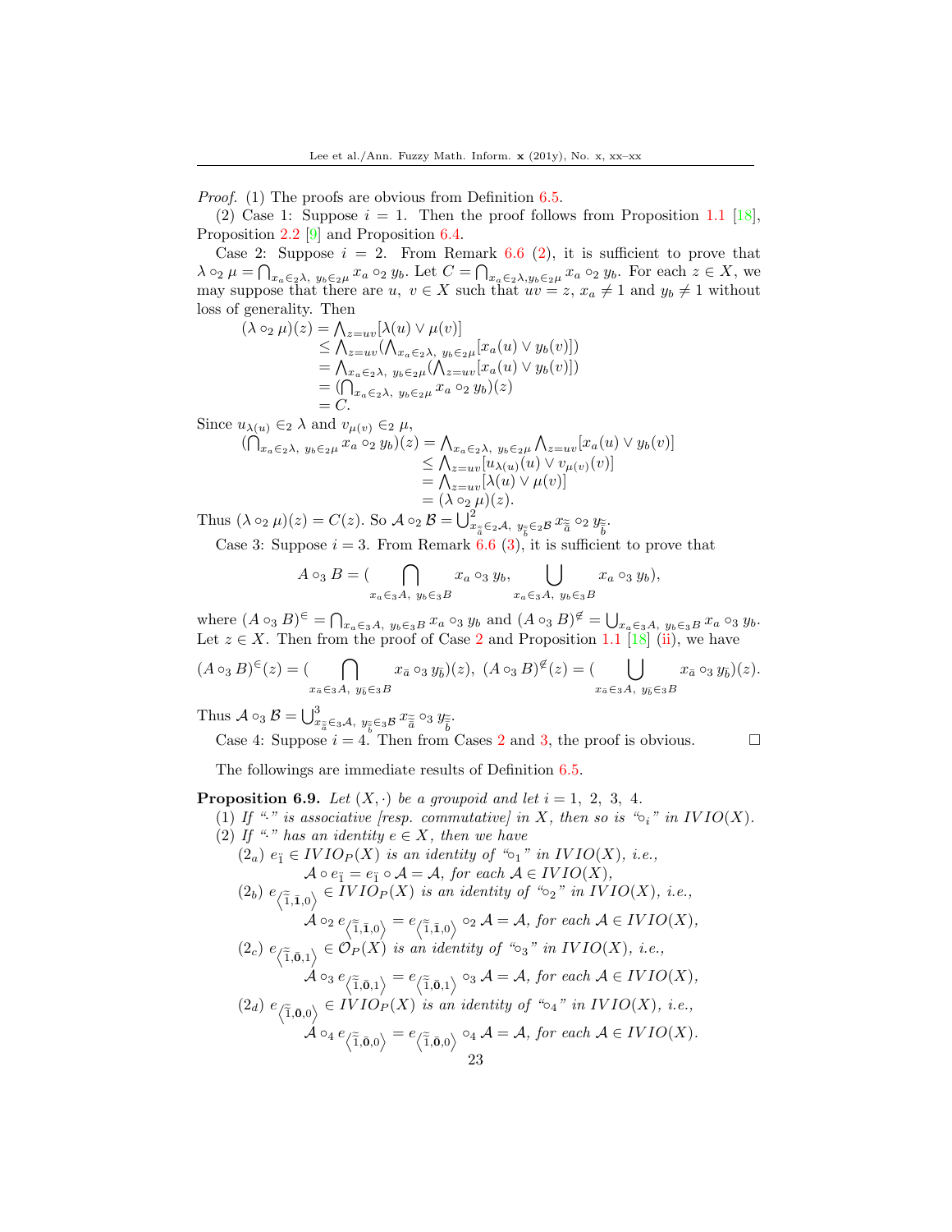*Proof.* (1) The proofs are obvious from Definition 6.5.

(2) Case 1: Suppose $i = 1$. Then the proof follows from Proposition 1.1 [18], Proposition 2.2 [9] and Proposition 6.4.

Case 2: Suppose $i = 2$. From Remark 6.6 (2), it is sufficient to prove that $\lambda \circ_2 \mu = \bigcap_{x_a \in_2 \lambda,\ y_b \in_2 \mu} x_a \circ_2 y_b$. Let $C = \bigcap_{x_a \in_2 \lambda, y_b \in_2 \mu} x_a \circ_2 y_b$. For each $z \in X$, we may suppose that there are $u,\ v \in X$ such that $uv = z$, $x_a \neq 1$ and $y_b \neq 1$ without loss of generality. Then

$$\begin{aligned}(\lambda \circ_2 \mu)(z) &= \bigwedge_{z=uv}[\lambda(u) \vee \mu(v)] \\ &\leq \bigwedge_{z=uv}(\bigwedge_{x_a \in_2 \lambda,\ y_b \in_2 \mu}[x_a(u) \vee y_b(v)]) \\ &= \bigwedge_{x_a \in_2 \lambda,\ y_b \in_2 \mu}(\bigwedge_{z=uv}[x_a(u) \vee y_b(v)]) \\ &= (\bigcap_{x_a \in_2 \lambda,\ y_b \in_2 \mu} x_a \circ_2 y_b)(z) \\ &= C.\end{aligned}$$

Since $u_{\lambda(u)} \in_2 \lambda$ and $v_{\mu(v)} \in_2 \mu$,

$$\begin{aligned}(\bigcap_{x_a \in_2 \lambda,\ y_b \in_2 \mu} x_a \circ_2 y_b)(z) &= \bigwedge_{x_a \in_2 \lambda,\ y_b \in_2 \mu} \bigwedge_{z=uv}[x_a(u) \vee y_b(v)] \\ &\leq \bigwedge_{z=uv}[u_{\lambda(u)}(u) \vee v_{\mu(v)}(v)] \\ &= \bigwedge_{z=uv}[\lambda(u) \vee \mu(v)] \\ &= (\lambda \circ_2 \mu)(z).\end{aligned}$$

Thus $(\lambda \circ_2 \mu)(z) = C(z)$. So $\mathcal{A} \circ_2 \mathcal{B} = \bigcup^2_{x_{\tilde{\bar{a}}} \in_2 \mathcal{A},\ y_{\tilde{\bar{b}}} \in_2 \mathcal{B}} x_{\tilde{\bar{a}}} \circ_2 y_{\tilde{\bar{b}}}$.

Case 3: Suppose $i = 3$. From Remark 6.6 (3), it is sufficient to prove that

$$A \circ_3 B = (\bigcap_{x_a \in_3 A,\ y_b \in_3 B} x_a \circ_3 y_b, \bigcup_{x_a \in_3 A,\ y_b \in_3 B} x_a \circ_3 y_b),$$

where $(A \circ_3 B)^{\in} = \bigcap_{x_a \in_3 A,\ y_b \in_3 B} x_a \circ_3 y_b$ and $(A \circ_3 B)^{\notin} = \bigcup_{x_a \in_3 A,\ y_b \in_3 B} x_a \circ_3 y_b$. Let $z \in X$. Then from the proof of Case 2 and Proposition 1.1 [18] (ii), we have

$$(A \circ_3 B)^{\in}(z) = (\bigcap_{x_{\bar{a}} \in_3 A,\ y_{\bar{b}} \in_3 B} x_{\bar{a}} \circ_3 y_{\bar{b}})(z),\ (A \circ_3 B)^{\notin}(z) = (\bigcup_{x_{\bar{a}} \in_3 A,\ y_{\bar{b}} \in_3 B} x_{\bar{a}} \circ_3 y_{\bar{b}})(z).$$

Thus $\mathcal{A} \circ_3 \mathcal{B} = \bigcup^3_{x_{\tilde{\bar{a}}} \in_3 \mathcal{A},\ y_{\tilde{\bar{b}}} \in_3 \mathcal{B}} x_{\tilde{\bar{a}}} \circ_3 y_{\tilde{\bar{b}}}$.

Case 4: Suppose $i = 4$. Then from Cases 2 and 3, the proof is obvious. □

The followings are immediate results of Definition 6.5.

**Proposition 6.9.** *Let $(X, \cdot)$ be a groupoid and let $i = 1,\ 2,\ 3,\ 4$.*

(1) *If "$\cdot$" is associative [resp. commutative] in $X$, then so is "$\circ_i$" in $IVIO(X)$.*

(2) *If "$\cdot$" has an identity $e \in X$, then we have*

$(2_a)$ *$e_{\ddot{1}} \in IVIO_P(X)$ is an identity of "$\circ_1$" in $IVIO(X)$, i.e.,*
$\mathcal{A} \circ e_{\ddot{1}} = e_{\ddot{1}} \circ \mathcal{A} = \mathcal{A}$, *for each* $\mathcal{A} \in IVIO(X)$,

$(2_b)$ *$e_{\left\langle \widetilde{1}, \bar{\mathbf{1}}, 0 \right\rangle} \in IVIO_P(X)$ is an identity of "$\circ_2$" in $IVIO(X)$, i.e.,*
$\mathcal{A} \circ_2 e_{\left\langle \widetilde{1}, \bar{\mathbf{1}}, 0 \right\rangle} = e_{\left\langle \widetilde{1}, \bar{\mathbf{1}}, 0 \right\rangle} \circ_2 \mathcal{A} = \mathcal{A}$, *for each* $\mathcal{A} \in IVIO(X)$,

$(2_c)$ *$e_{\left\langle \widetilde{1}, \bar{\mathbf{0}}, 1 \right\rangle} \in \mathcal{O}_P(X)$ is an identity of "$\circ_3$" in $IVIO(X)$, i.e.,*
$\mathcal{A} \circ_3 e_{\left\langle \widetilde{1}, \bar{\mathbf{0}}, 1 \right\rangle} = e_{\left\langle \widetilde{1}, \bar{\mathbf{0}}, 1 \right\rangle} \circ_3 \mathcal{A} = \mathcal{A}$, *for each* $\mathcal{A} \in IVIO(X)$,

$(2_d)$ *$e_{\left\langle \widetilde{1}, \bar{\mathbf{0}}, 0 \right\rangle} \in IVIO_P(X)$ is an identity of "$\circ_4$" in $IVIO(X)$, i.e.,*
$\mathcal{A} \circ_4 e_{\left\langle \widetilde{1}, \bar{\mathbf{0}}, 0 \right\rangle} = e_{\left\langle \widetilde{1}, \bar{\mathbf{0}}, 0 \right\rangle} \circ_4 \mathcal{A} = \mathcal{A}$, *for each* $\mathcal{A} \in IVIO(X)$.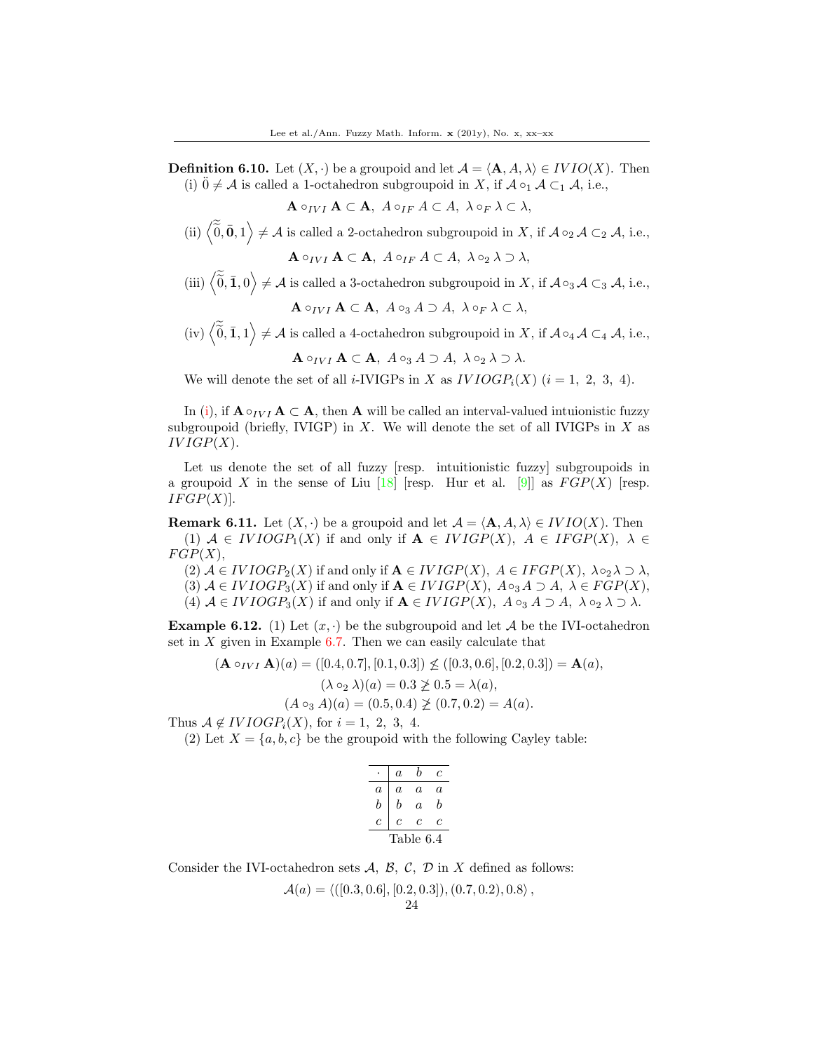**Definition 6.10.** Let $(X, \cdot)$ be a groupoid and let $\mathcal{A} = \langle \mathbf{A}, A, \lambda \rangle \in IVIO(X)$. Then

(i) $\ddot{0} \neq \mathcal{A}$ is called a 1-octahedron subgroupoid in $X$, if $\mathcal{A} \circ_1 \mathcal{A} \subset_1 \mathcal{A}$, i.e.,

$$\mathbf{A} \circ_{IVI} \mathbf{A} \subset \mathbf{A},\ A \circ_{IF} A \subset A,\ \lambda \circ_F \lambda \subset \lambda,$$

(ii) $\left\langle \widetilde{\tilde{0}}, \bar{\mathbf{0}}, 1 \right\rangle \neq \mathcal{A}$ is called a 2-octahedron subgroupoid in $X$, if $\mathcal{A} \circ_2 \mathcal{A} \subset_2 \mathcal{A}$, i.e.,

$$\mathbf{A} \circ_{IVI} \mathbf{A} \subset \mathbf{A},\ A \circ_{IF} A \subset A,\ \lambda \circ_2 \lambda \supset \lambda,$$

(iii) $\left\langle \widetilde{\tilde{0}}, \bar{\mathbf{1}}, 0 \right\rangle \neq \mathcal{A}$ is called a 3-octahedron subgroupoid in $X$, if $\mathcal{A} \circ_3 \mathcal{A} \subset_3 \mathcal{A}$, i.e.,

$$\mathbf{A} \circ_{IVI} \mathbf{A} \subset \mathbf{A},\ A \circ_3 A \supset A,\ \lambda \circ_F \lambda \subset \lambda,$$

(iv) $\left\langle \widetilde{\tilde{0}}, \bar{\mathbf{1}}, 1 \right\rangle \neq \mathcal{A}$ is called a 4-octahedron subgroupoid in $X$, if $\mathcal{A} \circ_4 \mathcal{A} \subset_4 \mathcal{A}$, i.e.,

$$\mathbf{A} \circ_{IVI} \mathbf{A} \subset \mathbf{A},\ A \circ_3 A \supset A,\ \lambda \circ_2 \lambda \supset \lambda.$$

We will denote the set of all $i$-IVIGPs in $X$ as $IVIOGP_i(X)$ $(i = 1,\ 2,\ 3,\ 4)$.

In (i), if $\mathbf{A} \circ_{IVI} \mathbf{A} \subset \mathbf{A}$, then $\mathbf{A}$ will be called an interval-valued intuionistic fuzzy subgroupoid (briefly, IVIGP) in $X$. We will denote the set of all IVIGPs in $X$ as $IVIGP(X)$.

Let us denote the set of all fuzzy [resp. intuitionistic fuzzy] subgroupoids in a groupoid $X$ in the sense of Liu [18] [resp. Hur et al. [9]] as $FGP(X)$ [resp. $IFGP(X)$].

**Remark 6.11.** Let $(X, \cdot)$ be a groupoid and let $\mathcal{A} = \langle \mathbf{A}, A, \lambda \rangle \in IVIO(X)$. Then

(1) $\mathcal{A} \in IVIOGP_1(X)$ if and only if $\mathbf{A} \in IVIGP(X),\ A \in IFGP(X),\ \lambda \in FGP(X)$,

(2) $\mathcal{A} \in IVIOGP_2(X)$ if and only if $\mathbf{A} \in IVIGP(X),\ A \in IFGP(X),\ \lambda \circ_2 \lambda \supset \lambda$,

(3) $\mathcal{A} \in IVIOGP_3(X)$ if and only if $\mathbf{A} \in IVIGP(X),\ A \circ_3 A \supset A,\ \lambda \in FGP(X)$,

(4) $\mathcal{A} \in IVIOGP_3(X)$ if and only if $\mathbf{A} \in IVIGP(X),\ A \circ_3 A \supset A,\ \lambda \circ_2 \lambda \supset \lambda$.

**Example 6.12.** (1) Let $(x, \cdot)$ be the subgroupoid and let $\mathcal{A}$ be the IVI-octahedron set in $X$ given in Example 6.7. Then we can easily calculate that

$$(\mathbf{A} \circ_{IVI} \mathbf{A})(a) = ([0.4, 0.7], [0.1, 0.3]) \not\leq ([0.3, 0.6], [0.2, 0.3]) = \mathbf{A}(a),$$

$$(\lambda \circ_2 \lambda)(a) = 0.3 \not\geq 0.5 = \lambda(a),$$

$$(A \circ_3 A)(a) = (0.5, 0.4) \not\geq (0.7, 0.2) = A(a).$$

Thus $\mathcal{A} \notin IVIOGP_i(X)$, for $i = 1,\ 2,\ 3,\ 4$.

(2) Let $X = \{a, b, c\}$ be the groupoid with the following Cayley table:

| $\cdot$ | $a$ | $b$ | $c$ |
|---|---|---|---|
| $a$ | $a$ | $a$ | $a$ |
| $b$ | $b$ | $a$ | $b$ |
| $c$ | $c$ | $c$ | $c$ |

Table 6.4

Consider the IVI-octahedron sets $\mathcal{A},\ \mathcal{B},\ \mathcal{C},\ \mathcal{D}$ in $X$ defined as follows:

$$\mathcal{A}(a) = \langle ([0.3, 0.6], [0.2, 0.3]), (0.7, 0.2), 0.8 \rangle,$$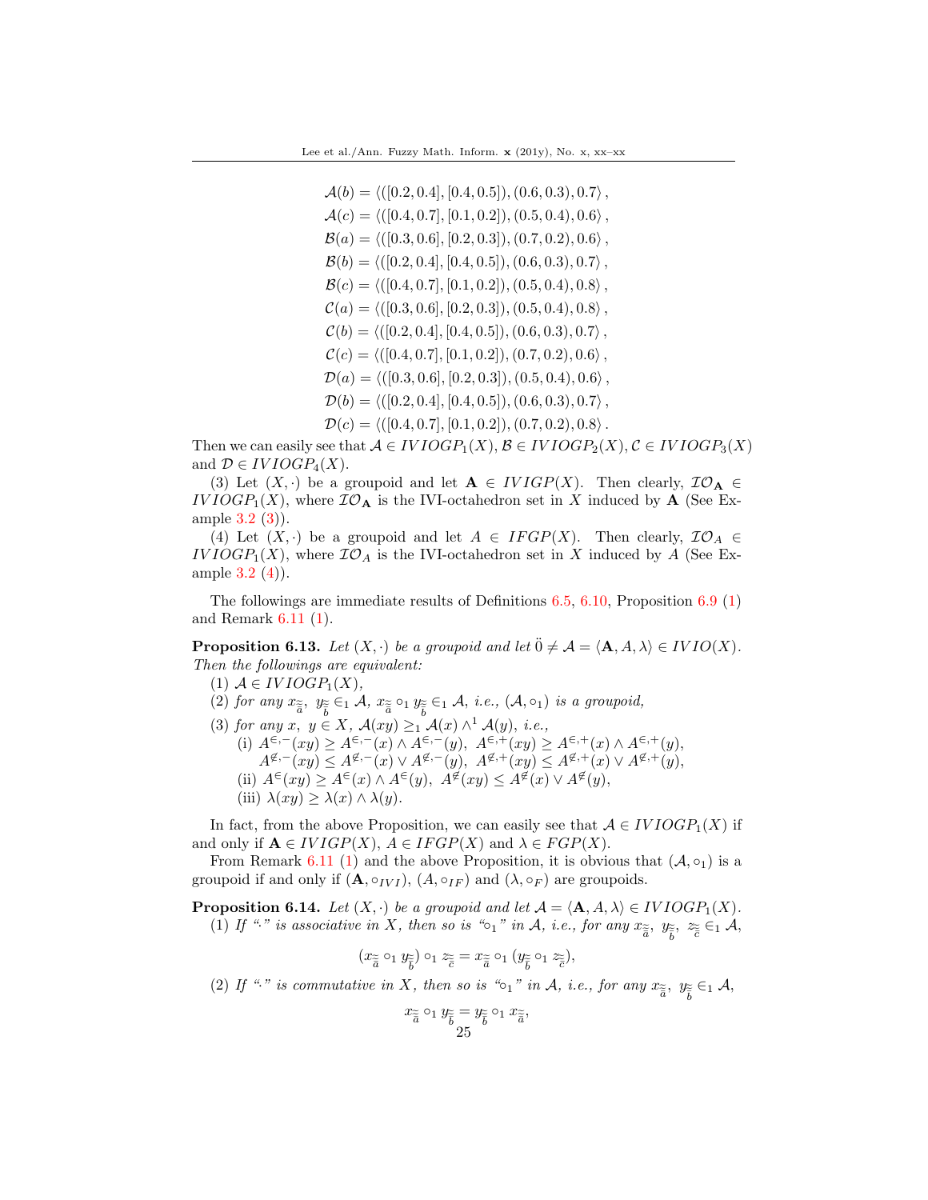$$\mathcal{A}(b) = \langle ([0.2, 0.4], [0.4, 0.5]), (0.6, 0.3), 0.7 \rangle,$$
$$\mathcal{A}(c) = \langle ([0.4, 0.7], [0.1, 0.2]), (0.5, 0.4), 0.6 \rangle,$$
$$\mathcal{B}(a) = \langle ([0.3, 0.6], [0.2, 0.3]), (0.7, 0.2), 0.6 \rangle,$$
$$\mathcal{B}(b) = \langle ([0.2, 0.4], [0.4, 0.5]), (0.6, 0.3), 0.7 \rangle,$$
$$\mathcal{B}(c) = \langle ([0.4, 0.7], [0.1, 0.2]), (0.5, 0.4), 0.8 \rangle,$$
$$\mathcal{C}(a) = \langle ([0.3, 0.6], [0.2, 0.3]), (0.5, 0.4), 0.8 \rangle,$$
$$\mathcal{C}(b) = \langle ([0.2, 0.4], [0.4, 0.5]), (0.6, 0.3), 0.7 \rangle,$$
$$\mathcal{C}(c) = \langle ([0.4, 0.7], [0.1, 0.2]), (0.7, 0.2), 0.6 \rangle,$$
$$\mathcal{D}(a) = \langle ([0.3, 0.6], [0.2, 0.3]), (0.5, 0.4), 0.6 \rangle,$$
$$\mathcal{D}(b) = \langle ([0.2, 0.4], [0.4, 0.5]), (0.6, 0.3), 0.7 \rangle,$$
$$\mathcal{D}(c) = \langle ([0.4, 0.7], [0.1, 0.2]), (0.7, 0.2), 0.8 \rangle.$$

Then we can easily see that $\mathcal{A} \in IVIOGP_1(X), \mathcal{B} \in IVIOGP_2(X), \mathcal{C} \in IVIOGP_3(X)$ and $\mathcal{D} \in IVIOGP_4(X)$.

(3) Let $(X, \cdot)$ be a groupoid and let $\mathbf{A} \in IVIGP(X)$. Then clearly, $\mathcal{IO}_{\mathbf{A}} \in IVIOGP_1(X)$, where $\mathcal{IO}_{\mathbf{A}}$ is the IVI-octahedron set in $X$ induced by $\mathbf{A}$ (See Example 3.2 (3)).

(4) Let $(X, \cdot)$ be a groupoid and let $A \in IFGP(X)$. Then clearly, $\mathcal{IO}_A \in IVIOGP_1(X)$, where $\mathcal{IO}_A$ is the IVI-octahedron set in $X$ induced by $A$ (See Example 3.2 (4)).

The followings are immediate results of Definitions 6.5, 6.10, Proposition 6.9 (1) and Remark 6.11 (1).

**Proposition 6.13.** *Let $(X, \cdot)$ be a groupoid and let $\ddot{0} \neq \mathcal{A} = \langle \mathbf{A}, A, \lambda \rangle \in IVIO(X)$. Then the followings are equivalent:*

(1) $\mathcal{A} \in IVIOGP_1(X)$,

(2) *for any $x_{\tilde{\tilde{a}}}, \ y_{\tilde{\tilde{b}}} \in_1 \mathcal{A}$, $x_{\tilde{\tilde{a}}} \circ_1 y_{\tilde{\tilde{b}}} \in_1 \mathcal{A}$, i.e., $(\mathcal{A}, \circ_1)$ is a groupoid,*

(3) *for any $x, \ y \in X$, $\mathcal{A}(xy) \geq_1 \mathcal{A}(x) \wedge^1 \mathcal{A}(y)$, i.e.,*

  (i) $A^{\in,-}(xy) \geq A^{\in,-}(x) \wedge A^{\in,-}(y), \ A^{\in,+}(xy) \geq A^{\in,+}(x) \wedge A^{\in,+}(y),$
  $A^{\not\in,-}(xy) \leq A^{\not\in,-}(x) \vee A^{\not\in,-}(y), \ A^{\not\in,+}(xy) \leq A^{\not\in,+}(x) \vee A^{\not\in,+}(y),$

  (ii) $A^{\in}(xy) \geq A^{\in}(x) \wedge A^{\in}(y), \ A^{\not\in}(xy) \leq A^{\not\in}(x) \vee A^{\not\in}(y),$

  (iii) $\lambda(xy) \geq \lambda(x) \wedge \lambda(y)$.

In fact, from the above Proposition, we can easily see that $\mathcal{A} \in IVIOGP_1(X)$ if and only if $\mathbf{A} \in IVIGP(X)$, $A \in IFGP(X)$ and $\lambda \in FGP(X)$.

From Remark 6.11 (1) and the above Proposition, it is obvious that $(\mathcal{A}, \circ_1)$ is a groupoid if and only if $(\mathbf{A}, \circ_{IVI})$, $(A, \circ_{IF})$ and $(\lambda, \circ_F)$ are groupoids.

**Proposition 6.14.** *Let $(X, \cdot)$ be a groupoid and let $\mathcal{A} = \langle \mathbf{A}, A, \lambda \rangle \in IVIOGP_1(X)$.*

(1) *If "$\cdot$" is associative in $X$, then so is "$\circ_1$" in $\mathcal{A}$, i.e., for any $x_{\tilde{\tilde{a}}}, \ y_{\tilde{\tilde{b}}}, \ z_{\tilde{\tilde{c}}} \in_1 \mathcal{A}$,*

$$(x_{\tilde{\tilde{a}}} \circ_1 y_{\tilde{\tilde{b}}}) \circ_1 z_{\tilde{\tilde{c}}} = x_{\tilde{\tilde{a}}} \circ_1 (y_{\tilde{\tilde{b}}} \circ_1 z_{\tilde{\tilde{c}}}),$$

(2) *If "$\cdot$" is commutative in $X$, then so is "$\circ_1$" in $\mathcal{A}$, i.e., for any $x_{\tilde{\tilde{a}}}, \ y_{\tilde{\tilde{b}}} \in_1 \mathcal{A}$,*

$$x_{\tilde{\tilde{a}}} \circ_1 y_{\tilde{\tilde{b}}} = y_{\tilde{\tilde{b}}} \circ_1 x_{\tilde{\tilde{a}}},$$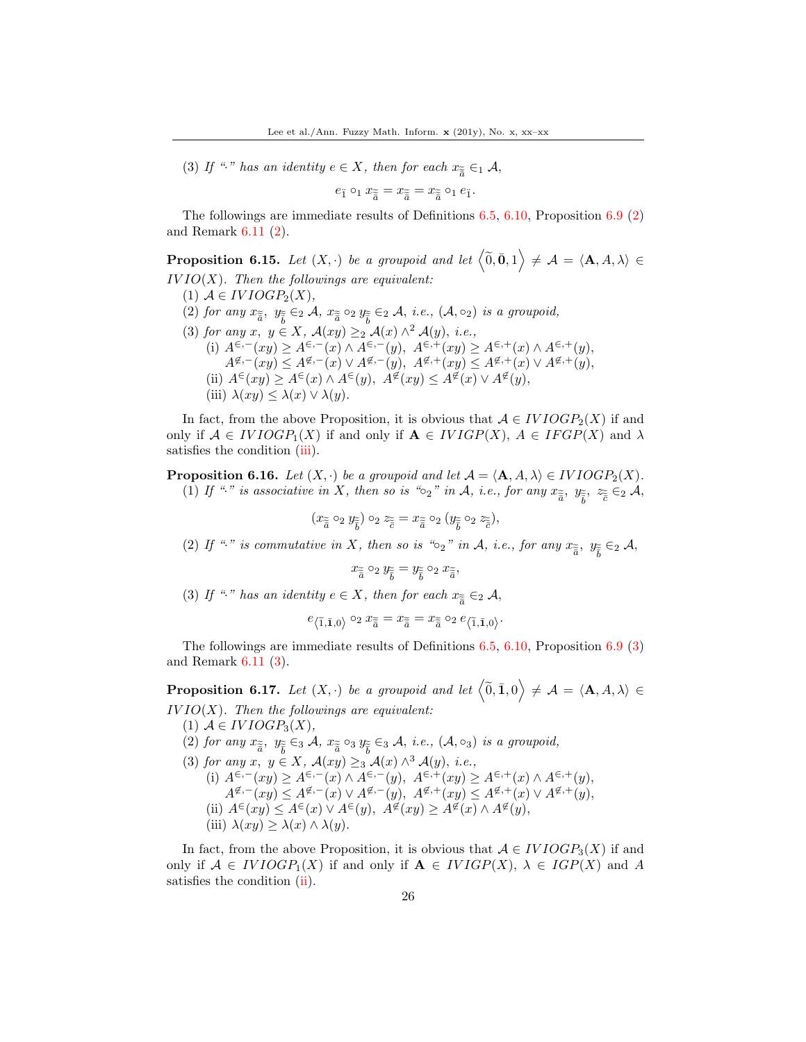(3) *If "$\cdot$" has an identity $e \in X$, then for each $x_{\tilde{\tilde{a}}} \in_1 \mathcal{A}$,*

$$e_{\ddot{1}} \circ_1 x_{\tilde{\tilde{a}}} = x_{\tilde{\tilde{a}}} = x_{\tilde{\tilde{a}}} \circ_1 e_{\ddot{1}}.$$

The followings are immediate results of Definitions 6.5, 6.10, Proposition 6.9 (2) and Remark 6.11 (2).

**Proposition 6.15.** *Let $(X, \cdot)$ be a groupoid and let $\left\langle \widetilde{0}, \bar{\mathbf{0}}, 1 \right\rangle \neq \mathcal{A} = \langle \mathbf{A}, A, \lambda \rangle \in IVIO(X)$. Then the followings are equivalent:*

(1) *$\mathcal{A} \in IVIOGP_2(X)$,*

(2) *for any $x_{\tilde{\tilde{a}}},\ y_{\tilde{\tilde{b}}} \in_2 \mathcal{A}$, $x_{\tilde{\tilde{a}}} \circ_2 y_{\tilde{\tilde{b}}} \in_2 \mathcal{A}$, i.e., $(\mathcal{A}, \circ_2)$ is a groupoid,*

(3) *for any $x,\ y \in X$, $\mathcal{A}(xy) \geq_2 \mathcal{A}(x) \wedge^2 \mathcal{A}(y)$, i.e.,*

  (i) $A^{\in,-}(xy) \geq A^{\in,-}(x) \wedge A^{\in,-}(y),\ A^{\in,+}(xy) \geq A^{\in,+}(x) \wedge A^{\in,+}(y),$
  $A^{\notin,-}(xy) \leq A^{\notin,-}(x) \vee A^{\notin,-}(y),\ A^{\notin,+}(xy) \leq A^{\notin,+}(x) \vee A^{\notin,+}(y),$

  (ii) $A^{\in}(xy) \geq A^{\in}(x) \wedge A^{\in}(y),\ A^{\notin}(xy) \leq A^{\notin}(x) \vee A^{\notin}(y),$

  (iii) $\lambda(xy) \leq \lambda(x) \vee \lambda(y).$

In fact, from the above Proposition, it is obvious that $\mathcal{A} \in IVIOGP_2(X)$ if and only if $\mathcal{A} \in IVIOGP_1(X)$ if and only if $\mathbf{A} \in IVIGP(X)$, $A \in IFGP(X)$ and $\lambda$ satisfies the condition (iii).

**Proposition 6.16.** *Let $(X, \cdot)$ be a groupoid and let $\mathcal{A} = \langle \mathbf{A}, A, \lambda \rangle \in IVIOGP_2(X)$.*

(1) *If "$\cdot$" is associative in $X$, then so is "$\circ_2$" in $\mathcal{A}$, i.e., for any $x_{\tilde{\tilde{a}}},\ y_{\tilde{\tilde{b}}},\ z_{\tilde{\tilde{c}}} \in_2 \mathcal{A}$,*

$$(x_{\tilde{\tilde{a}}} \circ_2 y_{\tilde{\tilde{b}}}) \circ_2 z_{\tilde{\tilde{c}}} = x_{\tilde{\tilde{a}}} \circ_2 (y_{\tilde{\tilde{b}}} \circ_2 z_{\tilde{\tilde{c}}}),$$

(2) *If "$\cdot$" is commutative in $X$, then so is "$\circ_2$" in $\mathcal{A}$, i.e., for any $x_{\tilde{\tilde{a}}},\ y_{\tilde{\tilde{b}}} \in_2 \mathcal{A}$,*

$$x_{\tilde{\tilde{a}}} \circ_2 y_{\tilde{\tilde{b}}} = y_{\tilde{\tilde{b}}} \circ_2 x_{\tilde{\tilde{a}}},$$

(3) *If "$\cdot$" has an identity $e \in X$, then for each $x_{\tilde{\tilde{a}}} \in_2 \mathcal{A}$,*

$$e_{\langle \widetilde{1}, \bar{\mathbf{1}}, 0 \rangle} \circ_2 x_{\tilde{\tilde{a}}} = x_{\tilde{\tilde{a}}} = x_{\tilde{\tilde{a}}} \circ_2 e_{\langle \widetilde{1}, \bar{\mathbf{1}}, 0 \rangle}.$$

The followings are immediate results of Definitions 6.5, 6.10, Proposition 6.9 (3) and Remark 6.11 (3).

**Proposition 6.17.** *Let $(X, \cdot)$ be a groupoid and let $\left\langle \widetilde{0}, \bar{\mathbf{1}}, 0 \right\rangle \neq \mathcal{A} = \langle \mathbf{A}, A, \lambda \rangle \in IVIO(X)$. Then the followings are equivalent:*

(1) *$\mathcal{A} \in IVIOGP_3(X)$,*

(2) *for any $x_{\tilde{\tilde{a}}},\ y_{\tilde{\tilde{b}}} \in_3 \mathcal{A}$, $x_{\tilde{\tilde{a}}} \circ_3 y_{\tilde{\tilde{b}}} \in_3 \mathcal{A}$, i.e., $(\mathcal{A}, \circ_3)$ is a groupoid,*

(3) *for any $x,\ y \in X$, $\mathcal{A}(xy) \geq_3 \mathcal{A}(x) \wedge^3 \mathcal{A}(y)$, i.e.,*

  (i) $A^{\in,-}(xy) \geq A^{\in,-}(x) \wedge A^{\in,-}(y),\ A^{\in,+}(xy) \geq A^{\in,+}(x) \wedge A^{\in,+}(y),$
  $A^{\notin,-}(xy) \leq A^{\notin,-}(x) \vee A^{\notin,-}(y),\ A^{\notin,+}(xy) \leq A^{\notin,+}(x) \vee A^{\notin,+}(y),$

  (ii) $A^{\in}(xy) \leq A^{\in}(x) \vee A^{\in}(y),\ A^{\notin}(xy) \geq A^{\notin}(x) \wedge A^{\notin}(y),$

  (iii) $\lambda(xy) \geq \lambda(x) \wedge \lambda(y).$

In fact, from the above Proposition, it is obvious that $\mathcal{A} \in IVIOGP_3(X)$ if and only if $\mathcal{A} \in IVIOGP_1(X)$ if and only if $\mathbf{A} \in IVIGP(X)$, $\lambda \in IGP(X)$ and $A$ satisfies the condition (ii).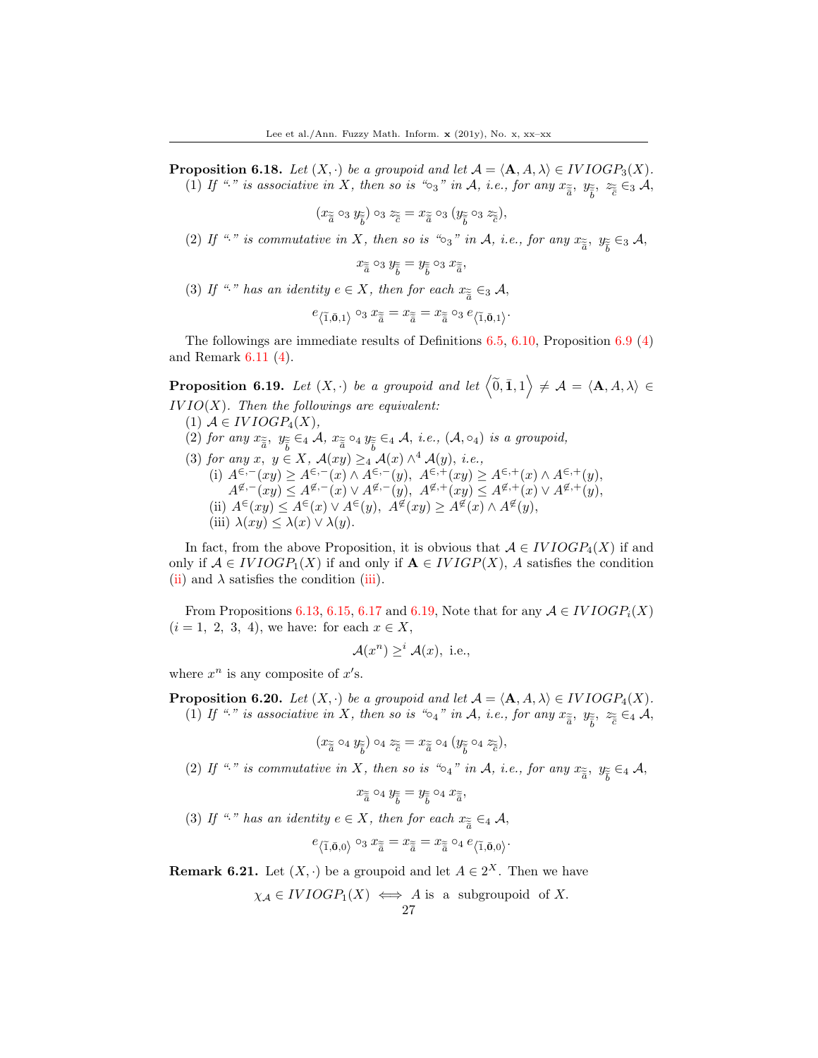**Proposition 6.18.** *Let $(X, \cdot)$ be a groupoid and let $\mathcal{A} = \langle \mathbf{A}, A, \lambda \rangle \in IVIOGP_3(X)$.*

(1) *If "$\cdot$" is associative in $X$, then so is "$\circ_3$" in $\mathcal{A}$, i.e., for any $x_{\tilde{\bar{a}}},\ y_{\tilde{\bar{b}}},\ z_{\tilde{\bar{c}}} \in_3 \mathcal{A}$,*

$$(x_{\tilde{\bar{a}}} \circ_3 y_{\tilde{\bar{b}}}) \circ_3 z_{\tilde{\bar{c}}} = x_{\tilde{\bar{a}}} \circ_3 (y_{\tilde{\bar{b}}} \circ_3 z_{\tilde{\bar{c}}}),$$

(2) *If "$\cdot$" is commutative in $X$, then so is "$\circ_3$" in $\mathcal{A}$, i.e., for any $x_{\tilde{\bar{a}}},\ y_{\tilde{\bar{b}}} \in_3 \mathcal{A}$,*

$$x_{\tilde{\bar{a}}} \circ_3 y_{\tilde{\bar{b}}} = y_{\tilde{\bar{b}}} \circ_3 x_{\tilde{\bar{a}}},$$

(3) *If "$\cdot$" has an identity $e \in X$, then for each $x_{\tilde{\bar{a}}} \in_3 \mathcal{A}$,*

$$e_{\langle \tilde{1}, \bar{\mathbf{0}}, 1 \rangle} \circ_3 x_{\tilde{\bar{a}}} = x_{\tilde{\bar{a}}} = x_{\tilde{\bar{a}}} \circ_3 e_{\langle \tilde{1}, \bar{\mathbf{0}}, 1 \rangle}.$$

The followings are immediate results of Definitions 6.5, 6.10, Proposition 6.9 (4) and Remark 6.11 (4).

**Proposition 6.19.** *Let $(X, \cdot)$ be a groupoid and let $\left\langle \widetilde{0}, \bar{\mathbf{1}}, 1 \right\rangle \neq \mathcal{A} = \langle \mathbf{A}, A, \lambda \rangle \in IVIO(X)$. Then the followings are equivalent:*

(1) *$\mathcal{A} \in IVIOGP_4(X)$,*

(2) *for any $x_{\tilde{\bar{a}}},\ y_{\tilde{\bar{b}}} \in_4 \mathcal{A}$, $x_{\tilde{\bar{a}}} \circ_4 y_{\tilde{\bar{b}}} \in_4 \mathcal{A}$, i.e., $(\mathcal{A}, \circ_4)$ is a groupoid,*

(3) *for any $x,\ y \in X$, $\mathcal{A}(xy) \geq_4 \mathcal{A}(x) \wedge^4 \mathcal{A}(y)$, i.e.,*

(i) $A^{\in,-}(xy) \geq A^{\in,-}(x) \wedge A^{\in,-}(y),\ A^{\in,+}(xy) \geq A^{\in,+}(x) \wedge A^{\in,+}(y),$
$A^{\notin,-}(xy) \leq A^{\notin,-}(x) \vee A^{\notin,-}(y),\ A^{\notin,+}(xy) \leq A^{\notin,+}(x) \vee A^{\notin,+}(y),$

(ii) $A^{\in}(xy) \leq A^{\in}(x) \vee A^{\in}(y),\ A^{\notin}(xy) \geq A^{\notin}(x) \wedge A^{\notin}(y),$

(iii) $\lambda(xy) \leq \lambda(x) \vee \lambda(y).$

In fact, from the above Proposition, it is obvious that $\mathcal{A} \in IVIOGP_4(X)$ if and only if $\mathcal{A} \in IVIOGP_1(X)$ if and only if $\mathbf{A} \in IVIGP(X)$, $A$ satisfies the condition (ii) and $\lambda$ satisfies the condition (iii).

From Propositions 6.13, 6.15, 6.17 and 6.19, Note that for any $\mathcal{A} \in IVIOGP_i(X)$ ($i = 1,\ 2,\ 3,\ 4$), we have: for each $x \in X$,

$$\mathcal{A}(x^n) \geq^i \mathcal{A}(x), \text{ i.e.,}$$

where $x^n$ is any composite of $x'$s.

**Proposition 6.20.** *Let $(X, \cdot)$ be a groupoid and let $\mathcal{A} = \langle \mathbf{A}, A, \lambda \rangle \in IVIOGP_4(X)$.*

(1) *If "$\cdot$" is associative in $X$, then so is "$\circ_4$" in $\mathcal{A}$, i.e., for any $x_{\tilde{\bar{a}}},\ y_{\tilde{\bar{b}}},\ z_{\tilde{\bar{c}}} \in_4 \mathcal{A}$,*

$$(x_{\tilde{\bar{a}}} \circ_4 y_{\tilde{\bar{b}}}) \circ_4 z_{\tilde{\bar{c}}} = x_{\tilde{\bar{a}}} \circ_4 (y_{\tilde{\bar{b}}} \circ_4 z_{\tilde{\bar{c}}}),$$

(2) *If "$\cdot$" is commutative in $X$, then so is "$\circ_4$" in $\mathcal{A}$, i.e., for any $x_{\tilde{\bar{a}}},\ y_{\tilde{\bar{b}}} \in_4 \mathcal{A}$,*

$$x_{\tilde{\bar{a}}} \circ_4 y_{\tilde{\bar{b}}} = y_{\tilde{\bar{b}}} \circ_4 x_{\tilde{\bar{a}}},$$

(3) *If "$\cdot$" has an identity $e \in X$, then for each $x_{\tilde{\bar{a}}} \in_4 \mathcal{A}$,*

$$e_{\langle \tilde{1}, \bar{\mathbf{0}}, 0 \rangle} \circ_3 x_{\tilde{\bar{a}}} = x_{\tilde{\bar{a}}} = x_{\tilde{\bar{a}}} \circ_4 e_{\langle \tilde{1}, \bar{\mathbf{0}}, 0 \rangle}.$$

**Remark 6.21.** Let $(X, \cdot)$ be a groupoid and let $A \in 2^X$. Then we have

$$\chi_{\mathcal{A}} \in IVIOGP_1(X) \iff A \text{ is a subgroupoid of } X.$$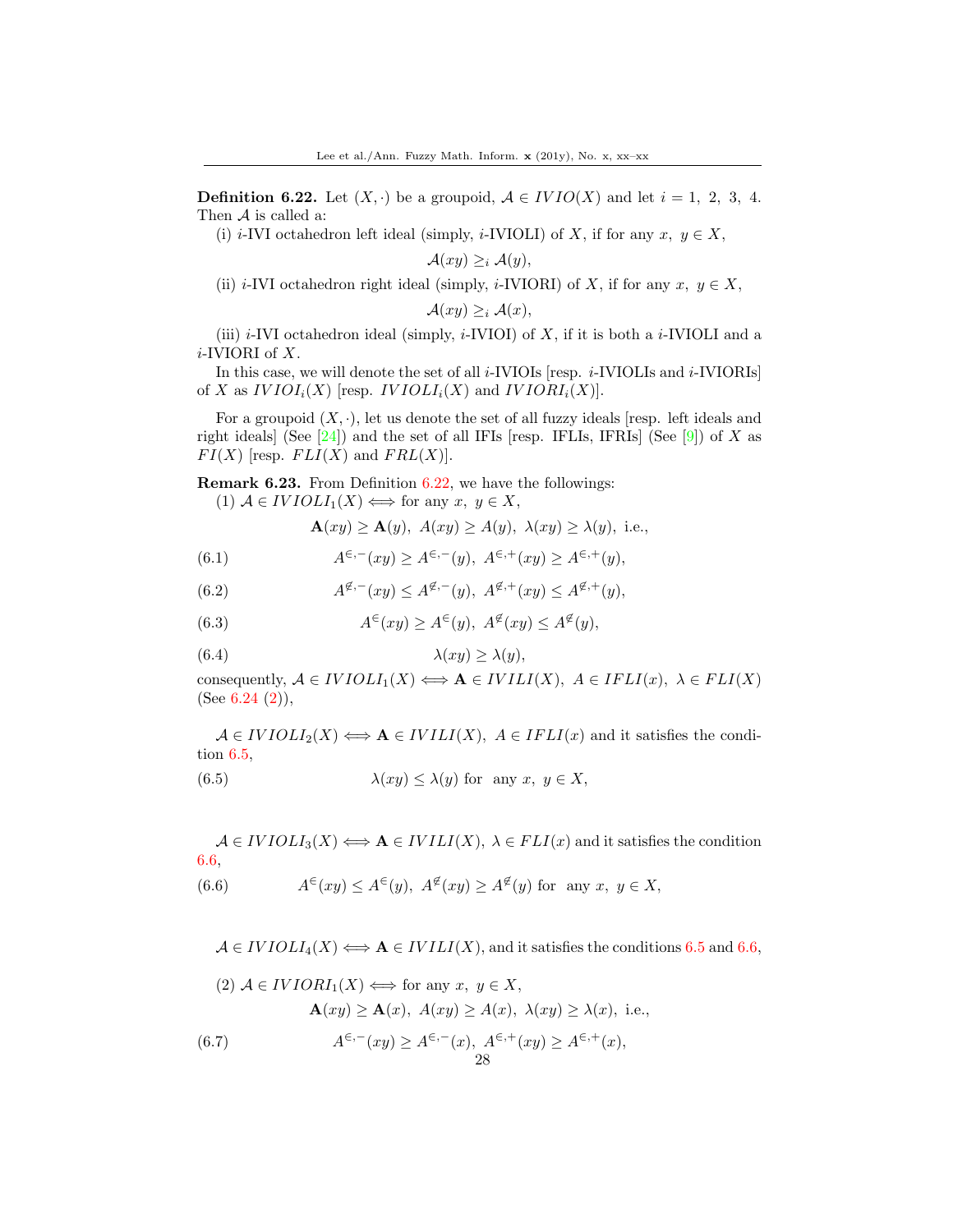**Definition 6.22.** Let $(X, \cdot)$ be a groupoid, $\mathcal{A} \in IVIO(X)$ and let $i = 1,\ 2,\ 3,\ 4$. Then $\mathcal{A}$ is called a:

(i) $i$-IVI octahedron left ideal (simply, $i$-IVIOLI) of $X$, if for any $x,\ y \in X$,

$$\mathcal{A}(xy) \geq_i \mathcal{A}(y),$$

(ii) $i$-IVI octahedron right ideal (simply, $i$-IVIORI) of $X$, if for any $x,\ y \in X$,

$$\mathcal{A}(xy) \geq_i \mathcal{A}(x),$$

(iii) $i$-IVI octahedron ideal (simply, $i$-IVIOI) of $X$, if it is both a $i$-IVIOLI and a $i$-IVIORI of $X$.

In this case, we will denote the set of all $i$-IVIOIs [resp. $i$-IVIOLIs and $i$-IVIORIs] of $X$ as $IVIOI_i(X)$ [resp. $IVIOLI_i(X)$ and $IVIORI_i(X)$].

For a groupoid $(X, \cdot)$, let us denote the set of all fuzzy ideals [resp. left ideals and right ideals] (See [24]) and the set of all IFIs [resp. IFLIs, IFRIs] (See [9]) of $X$ as $FI(X)$ [resp. $FLI(X)$ and $FRL(X)$].

**Remark 6.23.** From Definition 6.22, we have the followings:

(1) $\mathcal{A} \in IVIOLI_1(X) \Longleftrightarrow$ for any $x,\ y \in X$,

$$\mathbf{A}(xy) \geq \mathbf{A}(y),\ A(xy) \geq A(y),\ \lambda(xy) \geq \lambda(y),\ \text{i.e.,}$$

$$A^{\in,-}(xy) \geq A^{\in,-}(y),\ A^{\in,+}(xy) \geq A^{\in,+}(y), \tag{6.1}$$

$$A^{\notin,-}(xy) \leq A^{\notin,-}(y),\ A^{\notin,+}(xy) \leq A^{\notin,+}(y), \tag{6.2}$$

$$A^{\in}(xy) \geq A^{\in}(y),\ A^{\notin}(xy) \leq A^{\notin}(y), \tag{6.3}$$

$$\lambda(xy) \geq \lambda(y), \tag{6.4}$$

consequently, $\mathcal{A} \in IVIOLI_1(X) \Longleftrightarrow \mathbf{A} \in IVILI(X),\ A \in IFLI(x),\ \lambda \in FLI(X)$ (See 6.24 (2)),

$\mathcal{A} \in IVIOLI_2(X) \Longleftrightarrow \mathbf{A} \in IVILI(X),\ A \in IFLI(x)$ and it satisfies the condition 6.5,

$$\lambda(xy) \leq \lambda(y) \text{ for any } x,\ y \in X, \tag{6.5}$$

$\mathcal{A} \in IVIOLI_3(X) \Longleftrightarrow \mathbf{A} \in IVILI(X),\ \lambda \in FLI(x)$ and it satisfies the condition 6.6,

$$A^{\in}(xy) \leq A^{\in}(y),\ A^{\notin}(xy) \geq A^{\notin}(y) \text{ for any } x,\ y \in X, \tag{6.6}$$

$\mathcal{A} \in IVIOLI_4(X) \Longleftrightarrow \mathbf{A} \in IVILI(X)$, and it satisfies the conditions 6.5 and 6.6,

(2) $\mathcal{A} \in IVIORI_1(X) \Longleftrightarrow$ for any $x,\ y \in X$,

$$\mathbf{A}(xy) \geq \mathbf{A}(x),\ A(xy) \geq A(x),\ \lambda(xy) \geq \lambda(x),\ \text{i.e.,}$$

$$A^{\in,-}(xy) \geq A^{\in,-}(x),\ A^{\in,+}(xy) \geq A^{\in,+}(x), \tag{6.7}$$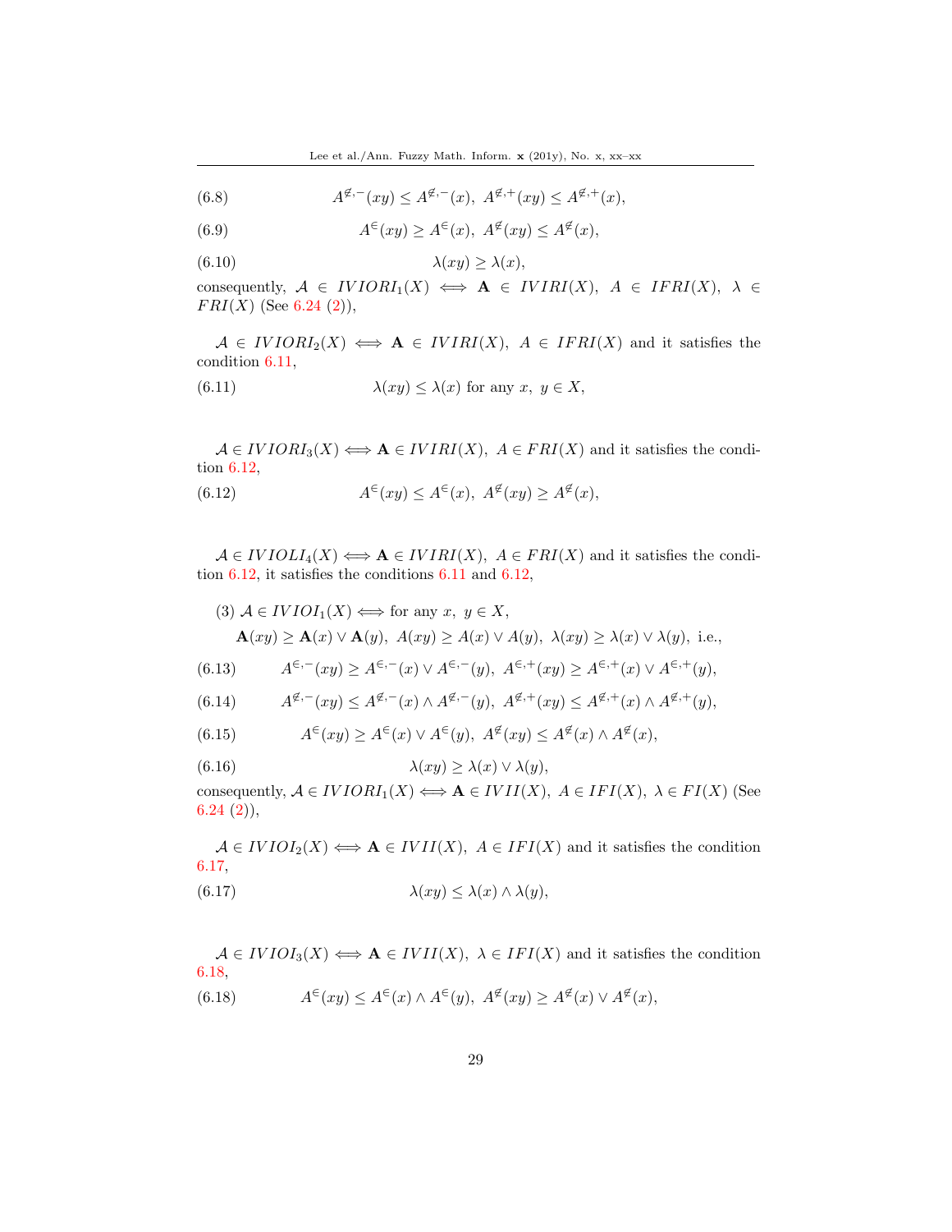$$A^{\notin,-}(xy) \leq A^{\notin,-}(x),\ A^{\notin,+}(xy) \leq A^{\notin,+}(x), \tag{6.8}$$

$$A^{\in}(xy) \geq A^{\in}(x),\ A^{\notin}(xy) \leq A^{\notin}(x), \tag{6.9}$$

$$\lambda(xy) \geq \lambda(x), \tag{6.10}$$

consequently, $\mathcal{A} \in IVIORI_1(X) \Longleftrightarrow \mathbf{A} \in IVIRI(X),\ A \in IFRI(X),\ \lambda \in FRI(X)$ (See 6.24 (2)),

$\mathcal{A} \in IVIORI_2(X) \Longleftrightarrow \mathbf{A} \in IVIRI(X),\ A \in IFRI(X)$ and it satisfies the condition 6.11,

$$\lambda(xy) \leq \lambda(x) \text{ for any } x,\ y \in X, \tag{6.11}$$

$\mathcal{A} \in IVIORI_3(X) \Longleftrightarrow \mathbf{A} \in IVIRI(X),\ A \in FRI(X)$ and it satisfies the condition 6.12,

$$A^{\in}(xy) \leq A^{\in}(x),\ A^{\notin}(xy) \geq A^{\notin}(x), \tag{6.12}$$

$\mathcal{A} \in IVIOLI_4(X) \Longleftrightarrow \mathbf{A} \in IVIRI(X),\ A \in FRI(X)$ and it satisfies the condition 6.12, it satisfies the conditions 6.11 and 6.12,

(3) $\mathcal{A} \in IVIOI_1(X) \Longleftrightarrow$ for any $x,\ y \in X$,

$\mathbf{A}(xy) \geq \mathbf{A}(x) \vee \mathbf{A}(y),\ A(xy) \geq A(x) \vee A(y),\ \lambda(xy) \geq \lambda(x) \vee \lambda(y)$, i.e.,

$$A^{\in,-}(xy) \geq A^{\in,-}(x) \vee A^{\in,-}(y),\ A^{\in,+}(xy) \geq A^{\in,+}(x) \vee A^{\in,+}(y), \tag{6.13}$$

$$A^{\notin,-}(xy) \leq A^{\notin,-}(x) \wedge A^{\notin,-}(y),\ A^{\notin,+}(xy) \leq A^{\notin,+}(x) \wedge A^{\notin,+}(y), \tag{6.14}$$

$$A^{\in}(xy) \geq A^{\in}(x) \vee A^{\in}(y),\ A^{\notin}(xy) \leq A^{\notin}(x) \wedge A^{\notin}(x), \tag{6.15}$$

$$\lambda(xy) \geq \lambda(x) \vee \lambda(y), \tag{6.16}$$

consequently, $\mathcal{A} \in IVIORI_1(X) \Longleftrightarrow \mathbf{A} \in IVII(X),\ A \in IFI(X),\ \lambda \in FI(X)$ (See 6.24 (2)),

$\mathcal{A} \in IVIOI_2(X) \Longleftrightarrow \mathbf{A} \in IVII(X),\ A \in IFI(X)$ and it satisfies the condition 6.17,

$$\lambda(xy) \leq \lambda(x) \wedge \lambda(y), \tag{6.17}$$

$\mathcal{A} \in IVIOI_3(X) \Longleftrightarrow \mathbf{A} \in IVII(X),\ \lambda \in IFI(X)$ and it satisfies the condition 6.18,

$$A^{\in}(xy) \leq A^{\in}(x) \wedge A^{\in}(y),\ A^{\notin}(xy) \geq A^{\notin}(x) \vee A^{\notin}(x), \tag{6.18}$$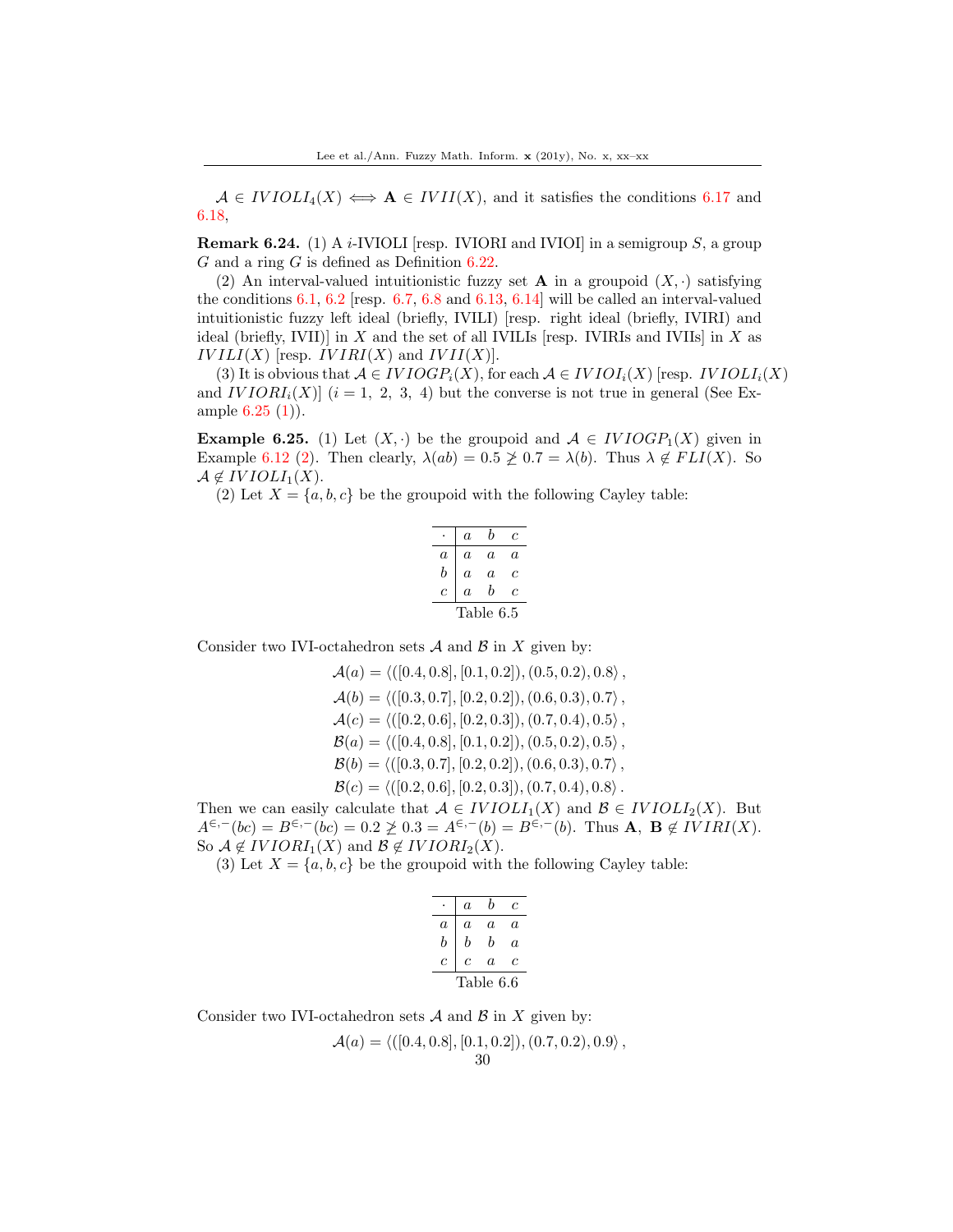$\mathcal{A} \in IVIOLI_4(X) \Longleftrightarrow \mathbf{A} \in IVII(X)$, and it satisfies the conditions 6.17 and 6.18,

**Remark 6.24.** (1) A $i$-IVIOLI [resp. IVIORI and IVIOI] in a semigroup $S$, a group $G$ and a ring $G$ is defined as Definition 6.22.

(2) An interval-valued intuitionistic fuzzy set $\mathbf{A}$ in a groupoid $(X, \cdot)$ satisfying the conditions 6.1, 6.2 [resp. 6.7, 6.8 and 6.13, 6.14] will be called an interval-valued intuitionistic fuzzy left ideal (briefly, IVILI) [resp. right ideal (briefly, IVIRI) and ideal (briefly, IVII)] in $X$ and the set of all IVILIs [resp. IVIRIs and IVIIs] in $X$ as $IVILI(X)$ [resp. $IVIRI(X)$ and $IVII(X)$].

(3) It is obvious that $\mathcal{A} \in IVIOGP_i(X)$, for each $\mathcal{A} \in IVIOI_i(X)$ [resp. $IVIOLI_i(X)$ and $IVIORI_i(X)$] $(i = 1,\ 2,\ 3,\ 4)$ but the converse is not true in general (See Example 6.25 (1)).

**Example 6.25.** (1) Let $(X, \cdot)$ be the groupoid and $\mathcal{A} \in IVIOGP_1(X)$ given in Example 6.12 (2). Then clearly, $\lambda(ab) = 0.5 \ngeq 0.7 = \lambda(b)$. Thus $\lambda \notin FLI(X)$. So $\mathcal{A} \notin IVIOLI_1(X)$.

(2) Let $X = \{a, b, c\}$ be the groupoid with the following Cayley table:

| $\cdot$ | $a$ | $b$ | $c$ |
|---|---|---|---|
| $a$ | $a$ | $a$ | $a$ |
| $b$ | $a$ | $a$ | $c$ |
| $c$ | $a$ | $b$ | $c$ |

Table 6.5

Consider two IVI-octahedron sets $\mathcal{A}$ and $\mathcal{B}$ in $X$ given by:

$$\mathcal{A}(a) = \langle ([0.4, 0.8], [0.1, 0.2]), (0.5, 0.2), 0.8\rangle,$$
$$\mathcal{A}(b) = \langle ([0.3, 0.7], [0.2, 0.2]), (0.6, 0.3), 0.7\rangle,$$
$$\mathcal{A}(c) = \langle ([0.2, 0.6], [0.2, 0.3]), (0.7, 0.4), 0.5\rangle,$$
$$\mathcal{B}(a) = \langle ([0.4, 0.8], [0.1, 0.2]), (0.5, 0.2), 0.5\rangle,$$
$$\mathcal{B}(b) = \langle ([0.3, 0.7], [0.2, 0.2]), (0.6, 0.3), 0.7\rangle,$$
$$\mathcal{B}(c) = \langle ([0.2, 0.6], [0.2, 0.3]), (0.7, 0.4), 0.8\rangle.$$

Then we can easily calculate that $\mathcal{A} \in IVIOLI_1(X)$ and $\mathcal{B} \in IVIOLI_2(X)$. But $A^{\in,-}(bc) = B^{\in,-}(bc) = 0.2 \ngeq 0.3 = A^{\in,-}(b) = B^{\in,-}(b)$. Thus $\mathbf{A},\ \mathbf{B} \notin IVIRI(X)$. So $\mathcal{A} \notin IVIORI_1(X)$ and $\mathcal{B} \notin IVIORI_2(X)$.

(3) Let $X = \{a, b, c\}$ be the groupoid with the following Cayley table:

| $\cdot$ | $a$ | $b$ | $c$ |
|---|---|---|---|
| $a$ | $a$ | $a$ | $a$ |
| $b$ | $b$ | $b$ | $a$ |
| $c$ | $c$ | $a$ | $c$ |

Table 6.6

Consider two IVI-octahedron sets $\mathcal{A}$ and $\mathcal{B}$ in $X$ given by:

$$\mathcal{A}(a) = \langle ([0.4, 0.8], [0.1, 0.2]), (0.7, 0.2), 0.9\rangle,$$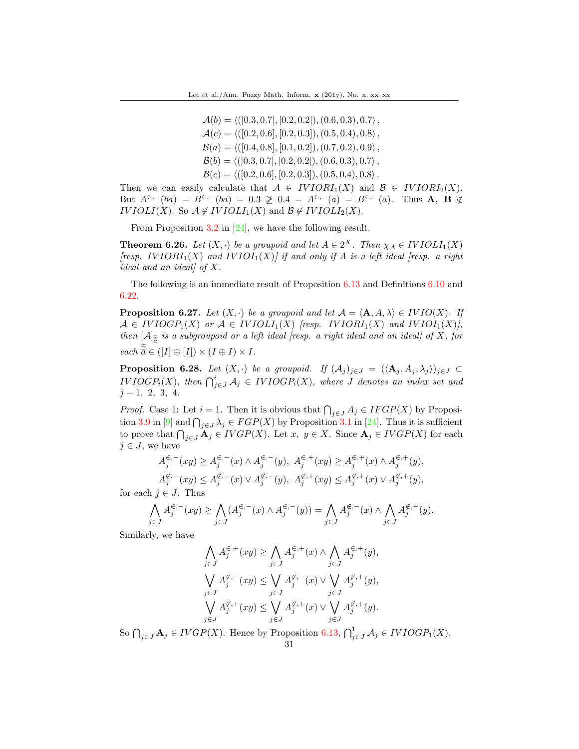$$\mathcal{A}(b) = \langle([0.3, 0.7], [0.2, 0.2]), (0.6, 0.3), 0.7\rangle,$$
$$\mathcal{A}(c) = \langle([0.2, 0.6], [0.2, 0.3]), (0.5, 0.4), 0.8\rangle,$$
$$\mathcal{B}(a) = \langle([0.4, 0.8], [0.1, 0.2]), (0.7, 0.2), 0.9\rangle,$$
$$\mathcal{B}(b) = \langle([0.3, 0.7], [0.2, 0.2]), (0.6, 0.3), 0.7\rangle,$$
$$\mathcal{B}(c) = \langle([0.2, 0.6], [0.2, 0.3]), (0.5, 0.4), 0.8\rangle.$$

Then we can easily calculate that $\mathcal{A} \in IVIORI_1(X)$ and $\mathcal{B} \in IVIORI_2(X)$. But $A^{\in,-}(ba) = B^{\in,-}(ba) = 0.3 \ngeq 0.4 = A^{\in,-}(a) = B^{\in,-}(a)$. Thus $\mathbf{A}$, $\mathbf{B} \notin IVIOLI(X)$. So $\mathcal{A} \notin IVIOLI_1(X)$ and $\mathcal{B} \notin IVIOLI_2(X)$.

From Proposition 3.2 in [24], we have the following result.

**Theorem 6.26.** *Let $(X, \cdot)$ be a groupoid and let $A \in 2^X$. Then $\chi_{\mathcal{A}} \in IVIOLI_1(X)$ [resp. $IVIORI_1(X)$ and $IVIOI_1(X)$] if and only if $A$ is a left ideal [resp. a right ideal and an ideal] of $X$.*

The following is an immediate result of Proposition 6.13 and Definitions 6.10 and 6.22.

**Proposition 6.27.** *Let $(X, \cdot)$ be a groupoid and let $\mathcal{A} = \langle \mathbf{A}, A, \lambda\rangle \in IVIO(X)$. If $\mathcal{A} \in IVIOGP_1(X)$ or $\mathcal{A} \in IVIOLI_1(X)$ [resp. $IVIORI_1(X)$ and $IVIOI_1(X)$], then $[\mathcal{A}]_{\widetilde{\widetilde{a}}}$ is a subgroupoid or a left ideal [resp. a right ideal and an ideal] of $X$, for each $\widetilde{\widetilde{a}} \in ([I] \oplus [I]) \times (I \oplus I) \times I$.*

**Proposition 6.28.** *Let $(X, \cdot)$ be a groupoid. If $(\mathcal{A}_j)_{j\in J} = (\langle \mathbf{A}_j, A_j, \lambda_j\rangle)_{j\in J} \subset IVIOGP_i(X)$, then $\bigcap^i_{j\in J} \mathcal{A}_j \in IVIOGP_i(X)$, where $J$ denotes an index set and $j - 1,\ 2,\ 3,\ 4$.*

*Proof.* Case 1: Let $i = 1$. Then it is obvious that $\bigcap_{j\in J} A_j \in IFGP(X)$ by Proposition 3.9 in [9] and $\bigcap_{j\in J} \lambda_j \in FGP(X)$ by Proposition 3.1 in [24]. Thus it is sufficient to prove that $\bigcap_{j\in J} \mathbf{A}_j \in IVGP(X)$. Let $x,\ y \in X$. Since $\mathbf{A}_j \in IVGP(X)$ for each $j \in J$, we have

$$A_j^{\in,-}(xy) \geq A_j^{\in,-}(x) \wedge A_j^{\in,-}(y),\ A_j^{\in,+}(xy) \geq A_j^{\in,+}(x) \wedge A_j^{\in,+}(y),$$
$$A_j^{\notin,-}(xy) \leq A_j^{\notin,-}(x) \vee A_j^{\notin,-}(y),\ A_j^{\notin,+}(xy) \leq A_j^{\notin,+}(x) \vee A_j^{\notin,+}(y),$$

for each $j \in J$. Thus

$$\bigwedge_{j\in J} A_j^{\in,-}(xy) \geq \bigwedge_{j\in J} (A_j^{\in,-}(x) \wedge A_j^{\in,-}(y)) = \bigwedge_{j\in J} A_j^{\notin,-}(x) \wedge \bigwedge_{j\in J} A_j^{\notin,-}(y).$$

Similarly, we have

$$\bigwedge_{j\in J} A_j^{\in,+}(xy) \geq \bigwedge_{j\in J} A_j^{\in,+}(x) \wedge \bigwedge_{j\in J} A_j^{\in,+}(y),$$
$$\bigvee_{j\in J} A_j^{\notin,-}(xy) \leq \bigvee_{j\in J} A_j^{\notin,-}(x) \vee \bigvee_{j\in J} A_j^{\notin,+}(y),$$
$$\bigvee_{j\in J} A_j^{\notin,+}(xy) \leq \bigvee_{j\in J} A_j^{\notin,+}(x) \vee \bigvee_{j\in J} A_j^{\notin,+}(y).$$

So $\bigcap_{j\in J} \mathbf{A}_j \in IVGP(X)$. Hence by Proposition 6.13, $\bigcap^1_{j\in J} \mathcal{A}_j \in IVIOGP_1(X)$.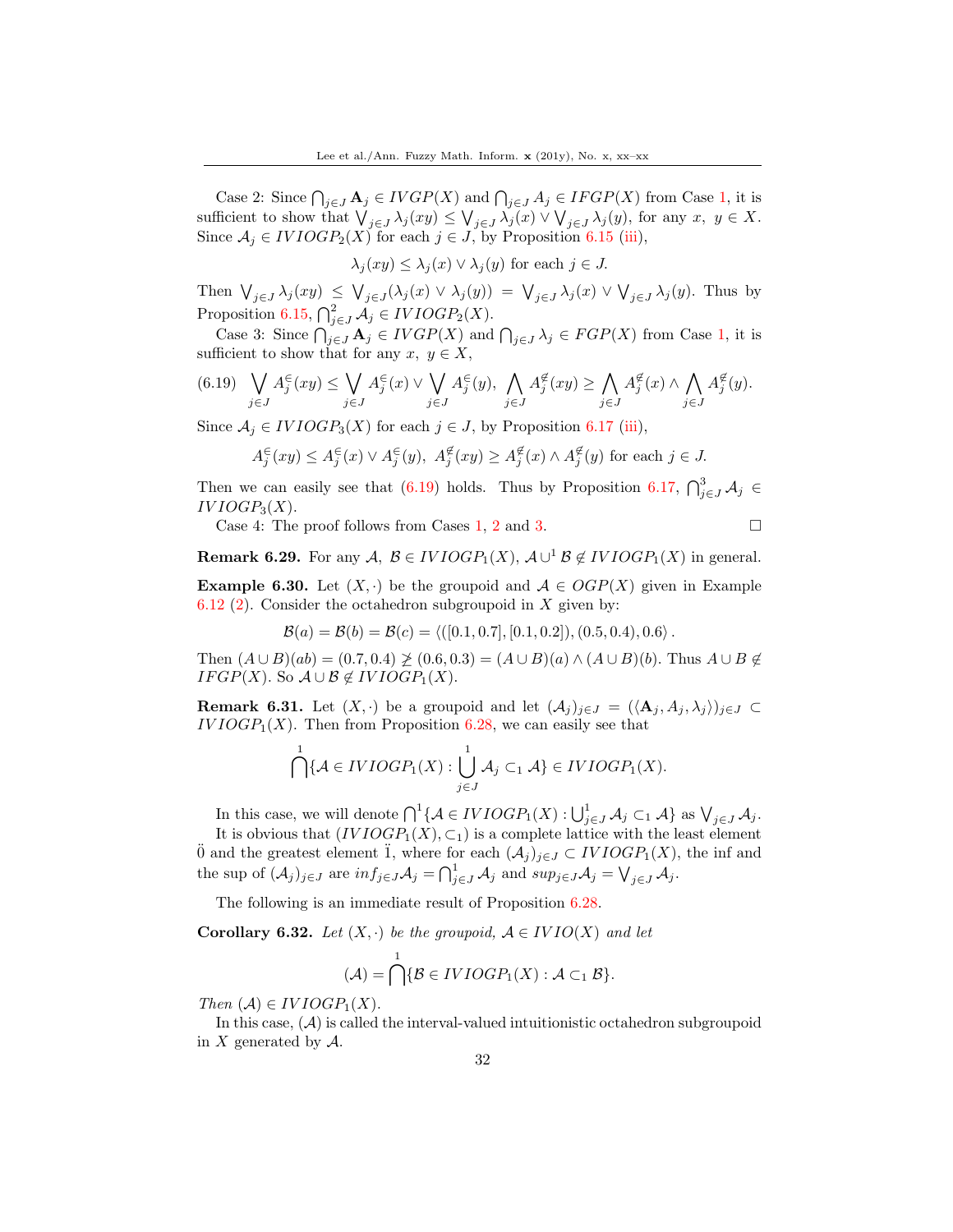Case 2: Since $\bigcap_{j\in J} \mathbf{A}_j \in IVGP(X)$ and $\bigcap_{j\in J} A_j \in IFGP(X)$ from Case 1, it is sufficient to show that $\bigvee_{j\in J} \lambda_j(xy) \leq \bigvee_{j\in J} \lambda_j(x) \vee \bigvee_{j\in J} \lambda_j(y)$, for any $x,\ y \in X$. Since $\mathcal{A}_j \in IVIOGP_2(X)$ for each $j \in J$, by Proposition 6.15 (iii),

$$\lambda_j(xy) \leq \lambda_j(x) \vee \lambda_j(y) \text{ for each } j \in J.$$

Then $\bigvee_{j\in J} \lambda_j(xy) \leq \bigvee_{j\in J}(\lambda_j(x) \vee \lambda_j(y)) = \bigvee_{j\in J} \lambda_j(x) \vee \bigvee_{j\in J} \lambda_j(y)$. Thus by Proposition 6.15, $\bigcap^2_{j\in J} \mathcal{A}_j \in IVIOGP_2(X)$.

Case 3: Since $\bigcap_{j\in J} \mathbf{A}_j \in IVGP(X)$ and $\bigcap_{j\in J} \lambda_j \in FGP(X)$ from Case 1, it is sufficient to show that for any $x,\ y \in X$,

$$(6.19)\quad \bigvee_{j\in J} A^{\in}_j(xy) \leq \bigvee_{j\in J} A^{\in}_j(x) \vee \bigvee_{j\in J} A^{\in}_j(y),\ \bigwedge_{j\in J} A^{\notin}_j(xy) \geq \bigwedge_{j\in J} A^{\notin}_j(x) \wedge \bigwedge_{j\in J} A^{\notin}_j(y).$$

Since $\mathcal{A}_j \in IVIOGP_3(X)$ for each $j \in J$, by Proposition 6.17 (iii),

$$A^{\in}_j(xy) \leq A^{\in}_j(x) \vee A^{\in}_j(y),\ A^{\notin}_j(xy) \geq A^{\notin}_j(x) \wedge A^{\notin}_j(y) \text{ for each } j \in J.$$

Then we can easily see that (6.19) holds. Thus by Proposition 6.17, $\bigcap^3_{j\in J} \mathcal{A}_j \in IVIOGP_3(X)$.

Case 4: The proof follows from Cases 1, 2 and 3. □

**Remark 6.29.** For any $\mathcal{A},\ \mathcal{B} \in IVIOGP_1(X)$, $\mathcal{A} \cup^1 \mathcal{B} \notin IVIOGP_1(X)$ in general.

**Example 6.30.** Let $(X, \cdot)$ be the groupoid and $\mathcal{A} \in OGP(X)$ given in Example 6.12 (2). Consider the octahedron subgroupoid in $X$ given by:

$$\mathcal{B}(a) = \mathcal{B}(b) = \mathcal{B}(c) = \langle([0.1, 0.7], [0.1, 0.2]), (0.5, 0.4), 0.6\rangle .$$

Then $(A \cup B)(ab) = (0.7, 0.4) \ngeq (0.6, 0.3) = (A \cup B)(a) \wedge (A \cup B)(b)$. Thus $A \cup B \notin IFGP(X)$. So $\mathcal{A} \cup \mathcal{B} \notin IVIOGP_1(X)$.

**Remark 6.31.** Let $(X, \cdot)$ be a groupoid and let $(\mathcal{A}_j)_{j\in J} = (\langle \mathbf{A}_j, A_j, \lambda_j\rangle)_{j\in J} \subset IVIOGP_1(X)$. Then from Proposition 6.28, we can easily see that

$$\bigcap^1 \{\mathcal{A} \in IVIOGP_1(X) : \bigcup^1_{j\in J} \mathcal{A}_j \subset_1 \mathcal{A}\} \in IVIOGP_1(X).$$

In this case, we will denote $\bigcap^1\{\mathcal{A} \in IVIOGP_1(X) : \bigcup^1_{j\in J} \mathcal{A}_j \subset_1 \mathcal{A}\}$ as $\bigvee_{j\in J} \mathcal{A}_j$.

It is obvious that $(IVIOGP_1(X), \subset_1)$ is a complete lattice with the least element $\ddot{0}$ and the greatest element $\ddot{1}$, where for each $(\mathcal{A}_j)_{j\in J} \subset IVIOGP_1(X)$, the inf and the sup of $(\mathcal{A}_j)_{j\in J}$ are $inf_{j\in J}\mathcal{A}_j = \bigcap^1_{j\in J} \mathcal{A}_j$ and $sup_{j\in J}\mathcal{A}_j = \bigvee_{j\in J} \mathcal{A}_j$.

The following is an immediate result of Proposition 6.28.

**Corollary 6.32.** *Let $(X, \cdot)$ be the groupoid, $\mathcal{A} \in IVIO(X)$ and let*

$$(\mathcal{A}) = \bigcap^1 \{\mathcal{B} \in IVIOGP_1(X) : \mathcal{A} \subset_1 \mathcal{B}\}.$$

*Then $(\mathcal{A}) \in IVIOGP_1(X)$.*

In this case, $(\mathcal{A})$ is called the interval-valued intuitionistic octahedron subgroupoid in $X$ generated by $\mathcal{A}$.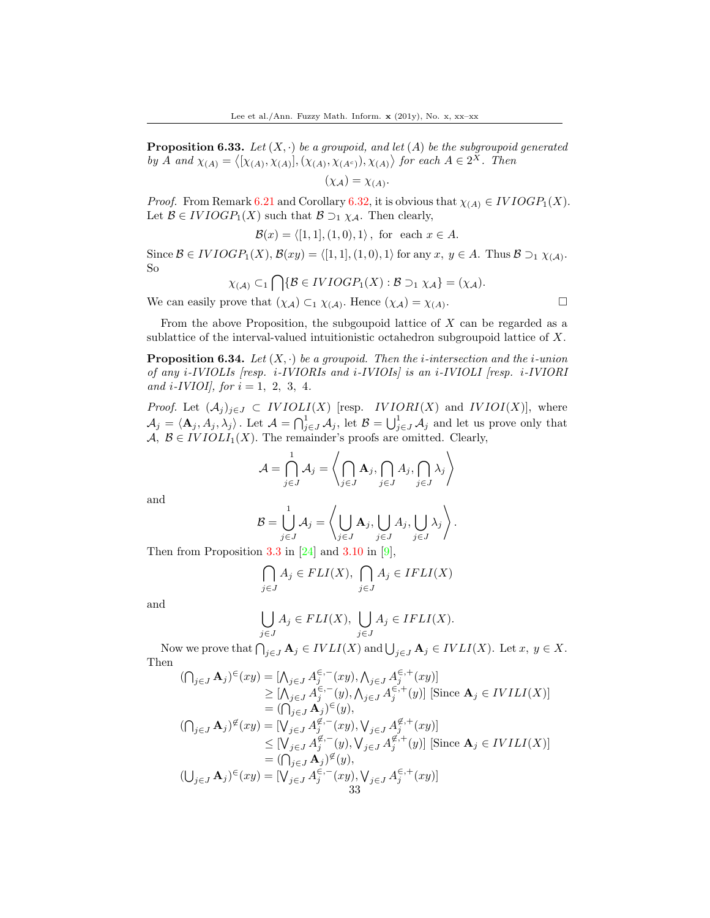**Proposition 6.33.** *Let $(X, \cdot)$ be a groupoid, and let $(A)$ be the subgroupoid generated by $A$ and $\chi_{(A)} = \left\langle [\chi_{(A)}, \chi_{(A)}], (\chi_{(A)}, \chi_{(A^c)}), \chi_{(A)} \right\rangle$ for each $A \in 2^X$. Then*

$$(\chi_{\mathcal{A}}) = \chi_{(A)}.$$

*Proof.* From Remark 6.21 and Corollary 6.32, it is obvious that $\chi_{(A)} \in IVIOGP_1(X)$. Let $\mathcal{B} \in IVIOGP_1(X)$ such that $\mathcal{B} \supset_1 \chi_{\mathcal{A}}$. Then clearly,

$$\mathcal{B}(x) = \langle [1,1], (1,0), 1 \rangle\,, \text{ for each } x \in A.$$

Since $\mathcal{B} \in IVIOGP_1(X)$, $\mathcal{B}(xy) = \langle [1,1], (1,0), 1 \rangle$ for any $x,\ y \in A$. Thus $\mathcal{B} \supset_1 \chi_{(\mathcal{A})}$. So

$$\chi_{(\mathcal{A})} \subset_1 \bigcap \{\mathcal{B} \in IVIOGP_1(X) : \mathcal{B} \supset_1 \chi_{\mathcal{A}}\} = (\chi_{\mathcal{A}}).$$

We can easily prove that $(\chi_{\mathcal{A}}) \subset_1 \chi_{(\mathcal{A})}$. Hence $(\chi_{\mathcal{A}}) = \chi_{(A)}$. □

From the above Proposition, the subgoupoid lattice of $X$ can be regarded as a sublattice of the interval-valued intuitionistic octahedron subgroupoid lattice of $X$.

**Proposition 6.34.** *Let $(X, \cdot)$ be a groupoid. Then the $i$-intersection and the $i$-union of any $i$-IVIOLIs [resp. $i$-IVIORIs and $i$-IVIOIs] is an $i$-IVIOLI [resp. $i$-IVIORI and $i$-IVIOI], for $i = 1,\ 2,\ 3,\ 4$.*

*Proof.* Let $(\mathcal{A}_j)_{j\in J} \subset IVIOLI(X)$ [resp. $IVIORI(X)$ and $IVIOI(X)$], where $\mathcal{A}_j = \langle \mathbf{A}_j, A_j, \lambda_j \rangle$. Let $\mathcal{A} = \bigcap^1_{j\in J} \mathcal{A}_j$, let $\mathcal{B} = \bigcup^1_{j\in J} \mathcal{A}_j$ and let us prove only that $\mathcal{A},\ \mathcal{B} \in IVIOLI_1(X)$. The remainder's proofs are omitted. Clearly,

$$\mathcal{A} = \bigcap^1_{j\in J} \mathcal{A}_j = \left\langle \bigcap_{j\in J} \mathbf{A}_j, \bigcap_{j\in J} A_j, \bigcap_{j\in J} \lambda_j \right\rangle$$

and

$$\mathcal{B} = \bigcup^1_{j\in J} \mathcal{A}_j = \left\langle \bigcup_{j\in J} \mathbf{A}_j, \bigcup_{j\in J} A_j, \bigcup_{j\in J} \lambda_j \right\rangle.$$

Then from Proposition 3.3 in [24] and 3.10 in [9],

$$\bigcap_{j\in J} A_j \in FLI(X),\ \bigcap_{j\in J} A_j \in IFLI(X)$$

and

$$\bigcup_{j\in J} A_j \in FLI(X),\ \bigcup_{j\in J} A_j \in IFLI(X).$$

Now we prove that $\bigcap_{j\in J} \mathbf{A}_j \in IVLI(X)$ and $\bigcup_{j\in J} \mathbf{A}_j \in IVLI(X)$. Let $x,\ y \in X$. Then

$$\begin{aligned}
(\textstyle\bigcap_{j\in J} \mathbf{A}_j)^{\in}(xy) &= [\textstyle\bigwedge_{j\in J} A_j^{\in,-}(xy), \bigwedge_{j\in J} A_j^{\in,+}(xy)] \\
&\geq [\textstyle\bigwedge_{j\in J} A_j^{\in,-}(y), \bigwedge_{j\in J} A_j^{\in,+}(y)] \text{ [Since } \mathbf{A}_j \in IVILI(X)] \\
&= (\textstyle\bigcap_{j\in J} \mathbf{A}_j)^{\in}(y), \\
(\textstyle\bigcap_{j\in J} \mathbf{A}_j)^{\notin}(xy) &= [\textstyle\bigvee_{j\in J} A_j^{\notin,-}(xy), \bigvee_{j\in J} A_j^{\notin,+}(xy)] \\
&\leq [\textstyle\bigvee_{j\in J} A_j^{\notin,-}(y), \bigvee_{j\in J} A_j^{\notin,+}(y)] \text{ [Since } \mathbf{A}_j \in IVILI(X)] \\
&= (\textstyle\bigcap_{j\in J} \mathbf{A}_j)^{\notin}(y), \\
(\textstyle\bigcup_{j\in J} \mathbf{A}_j)^{\in}(xy) &= [\textstyle\bigvee_{j\in J} A_j^{\in,-}(xy), \bigvee_{j\in J} A_j^{\in,+}(xy)]
\end{aligned}$$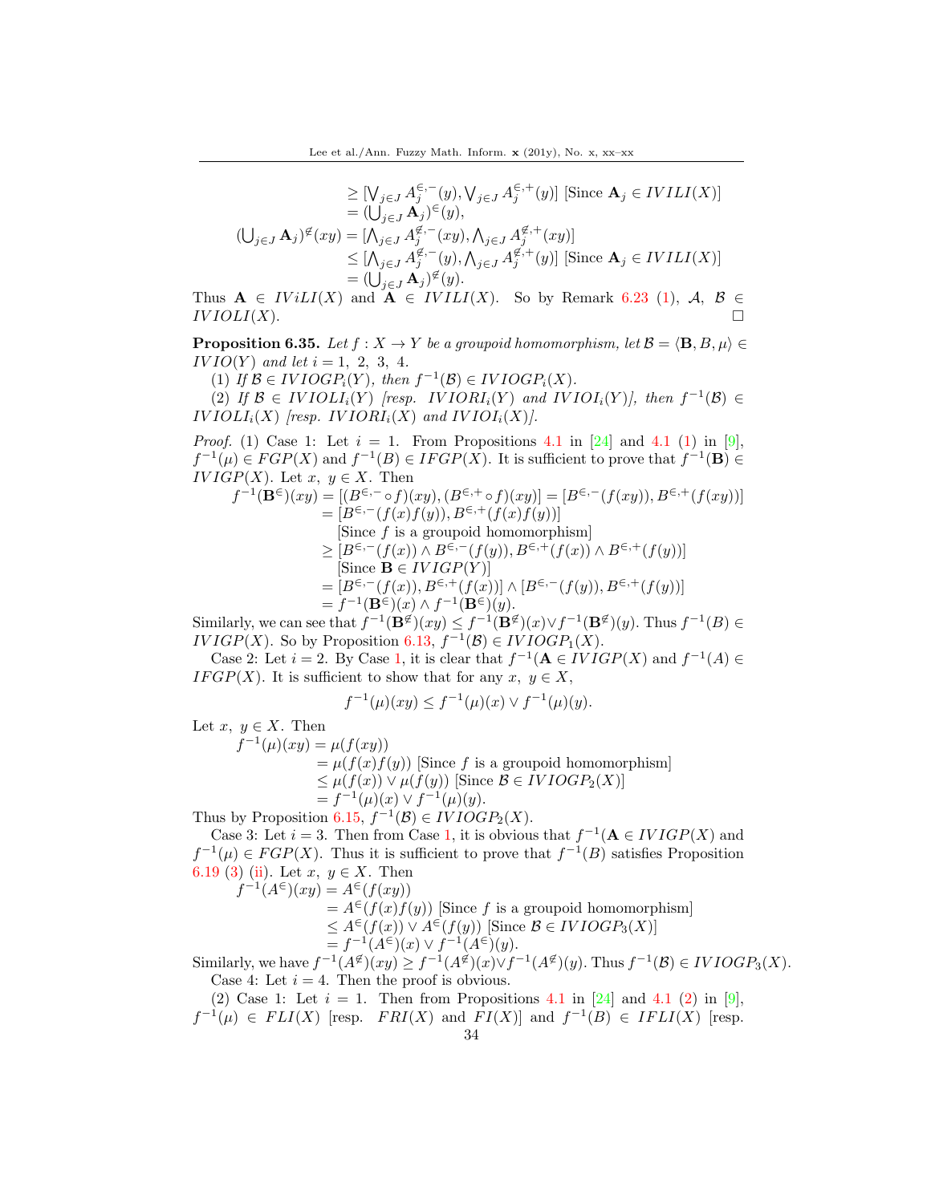$$
\begin{aligned}
&\geq [\bigvee_{j\in J} A_j^{\in,-}(y), \bigvee_{j\in J} A_j^{\in,+}(y)] \text{ [Since } \mathbf{A}_j \in IVILI(X)] \\
&= (\bigcup_{j\in J} \mathbf{A}_j)^{\in}(y), \\
(\bigcup_{j\in J} \mathbf{A}_j)^{\notin}(xy) &= [\bigwedge_{j\in J} A_j^{\notin,-}(xy), \bigwedge_{j\in J} A_j^{\notin,+}(xy)] \\
&\leq [\bigwedge_{j\in J} A_j^{\notin,-}(y), \bigwedge_{j\in J} A_j^{\notin,+}(y)] \text{ [Since } \mathbf{A}_j \in IVILI(X)] \\
&= (\bigcup_{j\in J} \mathbf{A}_j)^{\notin}(y).
\end{aligned}
$$

Thus $\mathbf{A} \in IViLI(X)$ and $\mathbf{A} \in IVILI(X)$. So by Remark 6.23 (1), $\mathcal{A}$, $\mathcal{B} \in IVIOLI(X)$. □

**Proposition 6.35.** *Let $f : X \to Y$ be a groupoid homomorphism, let $\mathcal{B} = \langle \mathbf{B}, B, \mu \rangle \in IVIO(Y)$ and let $i = 1, 2, 3, 4$.*

*(1) If $\mathcal{B} \in IVIOGP_i(Y)$, then $f^{-1}(\mathcal{B}) \in IVIOGP_i(X)$.*

*(2) If $\mathcal{B} \in IVIOLI_i(Y)$ [resp. $IVIORI_i(Y)$ and $IVIOI_i(Y)$], then $f^{-1}(\mathcal{B}) \in IVIOLI_i(X)$ [resp. $IVIORI_i(X)$ and $IVIOI_i(X)$].*

*Proof.* (1) Case 1: Let $i = 1$. From Propositions 4.1 in [24] and 4.1 (1) in [9], $f^{-1}(\mu) \in FGP(X)$ and $f^{-1}(B) \in IFGP(X)$. It is sufficient to prove that $f^{-1}(\mathbf{B}) \in IVIGP(X)$. Let $x, y \in X$. Then

$$
\begin{aligned}
f^{-1}(\mathbf{B}^{\in})(xy) &= [(B^{\in,-} \circ f)(xy), (B^{\in,+} \circ f)(xy)] = [B^{\in,-}(f(xy)), B^{\in,+}(f(xy))] \\
&= [B^{\in,-}(f(x)f(y)), B^{\in,+}(f(x)f(y))] \\
&\quad \text{[Since } f \text{ is a groupoid homomorphism]} \\
&\geq [B^{\in,-}(f(x)) \wedge B^{\in,-}(f(y)), B^{\in,+}(f(x)) \wedge B^{\in,+}(f(y))] \\
&\quad \text{[Since } \mathbf{B} \in IVIGP(Y)] \\
&= [B^{\in,-}(f(x)), B^{\in,+}(f(x))] \wedge [B^{\in,-}(f(y)), B^{\in,+}(f(y))] \\
&= f^{-1}(\mathbf{B}^{\in})(x) \wedge f^{-1}(\mathbf{B}^{\in})(y).
\end{aligned}
$$

Similarly, we can see that $f^{-1}(\mathbf{B}^{\notin})(xy) \leq f^{-1}(\mathbf{B}^{\notin})(x) \vee f^{-1}(\mathbf{B}^{\notin})(y)$. Thus $f^{-1}(B) \in IVIGP(X)$. So by Proposition 6.13, $f^{-1}(\mathcal{B}) \in IVIOGP_1(X)$.

Case 2: Let $i = 2$. By Case 1, it is clear that $f^{-1}(\mathbf{A} \in IVIGP(X)$ and $f^{-1}(A) \in IFGP(X)$. It is sufficient to show that for any $x, y \in X$,

$$f^{-1}(\mu)(xy) \leq f^{-1}(\mu)(x) \vee f^{-1}(\mu)(y).$$

Let $x, y \in X$. Then

$$
\begin{aligned}
f^{-1}(\mu)(xy) &= \mu(f(xy)) \\
&= \mu(f(x)f(y)) \text{ [Since } f \text{ is a groupoid homomorphism]} \\
&\leq \mu(f(x)) \vee \mu(f(y)) \text{ [Since } \mathcal{B} \in IVIOGP_2(X)] \\
&= f^{-1}(\mu)(x) \vee f^{-1}(\mu)(y).
\end{aligned}
$$

Thus by Proposition 6.15, $f^{-1}(\mathcal{B}) \in IVIOGP_2(X)$.

Case 3: Let $i = 3$. Then from Case 1, it is obvious that $f^{-1}(\mathbf{A} \in IVIGP(X)$ and $f^{-1}(\mu) \in FGP(X)$. Thus it is sufficient to prove that $f^{-1}(B)$ satisfies Proposition 6.19 (3) (ii). Let $x, y \in X$. Then

$$
\begin{aligned}
f^{-1}(A^{\in})(xy) &= A^{\in}(f(xy)) \\
&= A^{\in}(f(x)f(y)) \text{ [Since } f \text{ is a groupoid homomorphism]} \\
&\leq A^{\in}(f(x)) \vee A^{\in}(f(y)) \text{ [Since } \mathcal{B} \in IVIOGP_3(X)] \\
&= f^{-1}(A^{\in})(x) \vee f^{-1}(A^{\in})(y).
\end{aligned}
$$

Similarly, we have $f^{-1}(A^{\notin})(xy) \geq f^{-1}(A^{\notin})(x) \vee f^{-1}(A^{\notin})(y)$. Thus $f^{-1}(\mathcal{B}) \in IVIOGP_3(X)$.

Case 4: Let $i = 4$. Then the proof is obvious.

(2) Case 1: Let $i = 1$. Then from Propositions 4.1 in [24] and 4.1 (2) in [9], $f^{-1}(\mu) \in FLI(X)$ [resp. $FRI(X)$ and $FI(X)$] and $f^{-1}(B) \in IFLI(X)$ [resp.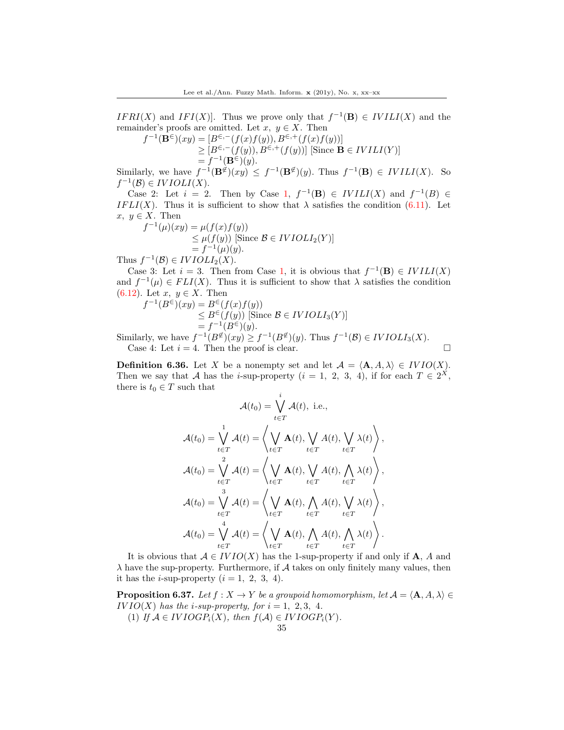$IFRI(X)$ and $IFI(X)$]. Thus we prove only that $f^{-1}(\mathbf{B}) \in IVILI(X)$ and the remainder's proofs are omitted. Let $x,\ y \in X$. Then

$$
\begin{aligned}
f^{-1}(\mathbf{B}^{\in})(xy) &= [B^{\in,-}(f(x)f(y)), B^{\in,+}(f(x)f(y))] \\
&\geq [B^{\in,-}(f(y)), B^{\in,+}(f(y))] \text{ [Since } \mathbf{B} \in IVILI(Y)] \\
&= f^{-1}(\mathbf{B}^{\in})(y).
\end{aligned}
$$

Similarly, we have $f^{-1}(\mathbf{B}^{\notin})(xy) \leq f^{-1}(\mathbf{B}^{\notin})(y)$. Thus $f^{-1}(\mathbf{B}) \in IVILI(X)$. So $f^{-1}(\mathcal{B}) \in IVIOLI(X)$.

Case 2: Let $i = 2$. Then by Case 1, $f^{-1}(\mathbf{B}) \in IVILI(X)$ and $f^{-1}(B) \in IFLI(X)$. Thus it is sufficient to show that $\lambda$ satisfies the condition (6.11). Let $x,\ y \in X$. Then

$$
\begin{aligned}
f^{-1}(\mu)(xy) &= \mu(f(x)f(y)) \\
&\leq \mu(f(y)) \text{ [Since } \mathcal{B} \in IVIOLI_2(Y)] \\
&= f^{-1}(\mu)(y).
\end{aligned}
$$

Thus $f^{-1}(\mathcal{B}) \in IVIOLI_2(X)$.

Case 3: Let $i = 3$. Then from Case 1, it is obvious that $f^{-1}(\mathbf{B}) \in IVILI(X)$ and $f^{-1}(\mu) \in FLI(X)$. Thus it is sufficient to show that $\lambda$ satisfies the condition (6.12). Let $x,\ y \in X$. Then

$$
\begin{aligned}
f^{-1}(B^{\in})(xy) &= B^{\in}(f(x)f(y)) \\
&\leq B^{\in}(f(y)) \text{ [Since } \mathcal{B} \in IVIOLI_3(Y)] \\
&= f^{-1}(B^{\in})(y).
\end{aligned}
$$

Similarly, we have $f^{-1}(B^{\notin})(xy) \geq f^{-1}(B^{\notin})(y)$. Thus $f^{-1}(\mathcal{B}) \in IVIOLI_3(X)$.

Case 4: Let $i = 4$. Then the proof is clear. $\square$

**Definition 6.36.** Let $X$ be a nonempty set and let $\mathcal{A} = \langle \mathbf{A}, A, \lambda \rangle \in IVIO(X)$. Then we say that $\mathcal{A}$ has the $i$-sup-property ($i = 1,\ 2,\ 3,\ 4$), if for each $T \in 2^X$, there is $t_0 \in T$ such that

$$
\mathcal{A}(t_0) = \overset{i}{\bigvee_{t \in T}} \mathcal{A}(t), \text{ i.e.,}
$$

$$
\mathcal{A}(t_0) = \overset{1}{\bigvee_{t \in T}} \mathcal{A}(t) = \left\langle \bigvee_{t \in T} \mathbf{A}(t), \bigvee_{t \in T} A(t), \bigvee_{t \in T} \lambda(t) \right\rangle,
$$

$$
\mathcal{A}(t_0) = \overset{2}{\bigvee_{t \in T}} \mathcal{A}(t) = \left\langle \bigvee_{t \in T} \mathbf{A}(t), \bigvee_{t \in T} A(t), \bigwedge_{t \in T} \lambda(t) \right\rangle,
$$

$$
\mathcal{A}(t_0) = \overset{3}{\bigvee_{t \in T}} \mathcal{A}(t) = \left\langle \bigvee_{t \in T} \mathbf{A}(t), \bigwedge_{t \in T} A(t), \bigvee_{t \in T} \lambda(t) \right\rangle,
$$

$$
\mathcal{A}(t_0) = \overset{4}{\bigvee_{t \in T}} \mathcal{A}(t) = \left\langle \bigvee_{t \in T} \mathbf{A}(t), \bigwedge_{t \in T} A(t), \bigwedge_{t \in T} \lambda(t) \right\rangle.
$$

It is obvious that $\mathcal{A} \in IVIO(X)$ has the 1-sup-property if and only if $\mathbf{A}$, $A$ and $\lambda$ have the sup-property. Furthermore, if $\mathcal{A}$ takes on only finitely many values, then it has the $i$-sup-property ($i = 1,\ 2,\ 3,\ 4$).

**Proposition 6.37.** *Let $f : X \to Y$ be a groupoid homomorphism, let $\mathcal{A} = \langle \mathbf{A}, A, \lambda \rangle \in IVIO(X)$ has the $i$-sup-property, for $i = 1,\ 2, 3,\ 4$.*

(1) *If $\mathcal{A} \in IVIOGP_i(X)$, then $f(\mathcal{A}) \in IVIOGP_i(Y)$.*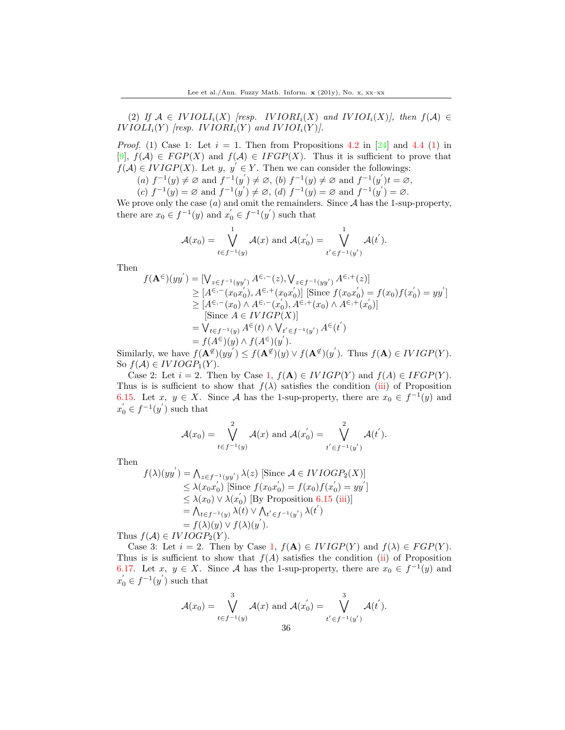(2) *If* $\mathcal{A} \in IVIOLI_i(X)$ *[resp.* $IVIORI_i(X)$ *and* $IVIOI_i(X)$*], then* $f(\mathcal{A}) \in IVIOLI_i(Y)$ *[resp.* $IVIORI_i(Y)$ *and* $IVIOI_i(Y)$*].*

*Proof.* (1) Case 1: Let $i = 1$. Then from Propositions 4.2 in [24] and 4.4 (1) in [9], $f(\mathcal{A}) \in FGP(X)$ and $f(\mathcal{A}) \in IFGP(X)$. Thus it is sufficient to prove that $f(\mathcal{A}) \in IVIGP(X)$. Let $y,\ y' \in Y$. Then we can consider the followings:

(a) $f^{-1}(y) \neq \varnothing$ and $f^{-1}(y') \neq \varnothing$, (b) $f^{-1}(y) \neq \varnothing$ and $f^{-1}(y')t = \varnothing$,

(c) $f^{-1}(y) = \varnothing$ and $f^{-1}(y') \neq \varnothing$, (d) $f^{-1}(y) = \varnothing$ and $f^{-1}(y') = \varnothing$.

We prove only the case $(a)$ and omit the remainders. Since $\mathcal{A}$ has the 1-sup-property, there are $x_0 \in f^{-1}(y)$ and $x_0' \in f^{-1}(y')$ such that

$$\mathcal{A}(x_0) = \bigvee^{1}_{t \in f^{-1}(y)} \mathcal{A}(x) \text{ and } \mathcal{A}(x_0') = \bigvee^{1}_{t' \in f^{-1}(y')} \mathcal{A}(t').$$

Then

$$\begin{aligned}
f(\mathbf{A}^{\in})(yy') &= [\textstyle\bigvee_{z \in f^{-1}(yy')} A^{\in,-}(z), \bigvee_{z \in f^{-1}(yy')} A^{\in,+}(z)] \\
&\geq [A^{\in,-}(x_0x_0'), A^{\in,+}(x_0x_0')] \text{ [Since } f(x_0x_0') = f(x_0)f(x_0') = yy'] \\
&\geq [A^{\in,-}(x_0) \wedge A^{\in,-}(x_0'), A^{\in,+}(x_0) \wedge A^{\in,+}(x_0')] \\
&\quad \text{[Since } A \in IVIGP(X)] \\
&= \textstyle\bigvee_{t \in f^{-1}(y)} A^{\in}(t) \wedge \bigvee_{t' \in f^{-1}(y')} A^{\in}(t') \\
&= f(A^{\in})(y) \wedge f(A^{\in})(y').
\end{aligned}$$

Similarly, we have $f(\mathbf{A}^{\notin})(yy') \leq f(\mathbf{A}^{\notin})(y) \vee f(\mathbf{A}^{\notin})(y')$. Thus $f(\mathbf{A}) \in IVIGP(Y)$. So $f(\mathcal{A}) \in IVIOGP_1(Y)$.

Case 2: Let $i = 2$. Then by Case 1, $f(\mathbf{A}) \in IVIGP(Y)$ and $f(A) \in IFGP(Y)$. Thus is is sufficient to show that $f(\lambda)$ satisfies the condition (iii) of Proposition 6.15. Let $x,\ y \in X$. Since $\mathcal{A}$ has the 1-sup-property, there are $x_0 \in f^{-1}(y)$ and $x_0' \in f^{-1}(y')$ such that

$$\mathcal{A}(x_0) = \bigvee^{2}_{t \in f^{-1}(y)} \mathcal{A}(x) \text{ and } \mathcal{A}(x_0') = \bigvee^{2}_{t' \in f^{-1}(y')} \mathcal{A}(t').$$

Then

$$\begin{aligned}
f(\lambda)(yy') &= \textstyle\bigwedge_{z \in f^{-1}(yy')} \lambda(z) \text{ [Since } \mathcal{A} \in IVIOGP_2(X)] \\
&\leq \lambda(x_0x_0') \text{ [Since } f(x_0x_0') = f(x_0)f(x_0') = yy'] \\
&\leq \lambda(x_0) \vee \lambda(x_0') \text{ [By Proposition 6.15 (iii)]} \\
&= \textstyle\bigwedge_{t \in f^{-1}(y)} \lambda(t) \vee \bigwedge_{t' \in f^{-1}(y')} \lambda(t') \\
&= f(\lambda)(y) \vee f(\lambda)(y').
\end{aligned}$$

Thus $f(\mathcal{A}) \in IVIOGP_2(Y)$.

Case 3: Let $i = 2$. Then by Case 1, $f(\mathbf{A}) \in IVIGP(Y)$ and $f(\lambda) \in FGP(Y)$. Thus is is sufficient to show that $f(A)$ satisfies the condition (ii) of Proposition 6.17. Let $x,\ y \in X$. Since $\mathcal{A}$ has the 1-sup-property, there are $x_0 \in f^{-1}(y)$ and $x_0' \in f^{-1}(y')$ such that

$$\mathcal{A}(x_0) = \bigvee^{3}_{t \in f^{-1}(y)} \mathcal{A}(x) \text{ and } \mathcal{A}(x_0') = \bigvee^{3}_{t' \in f^{-1}(y')} \mathcal{A}(t').$$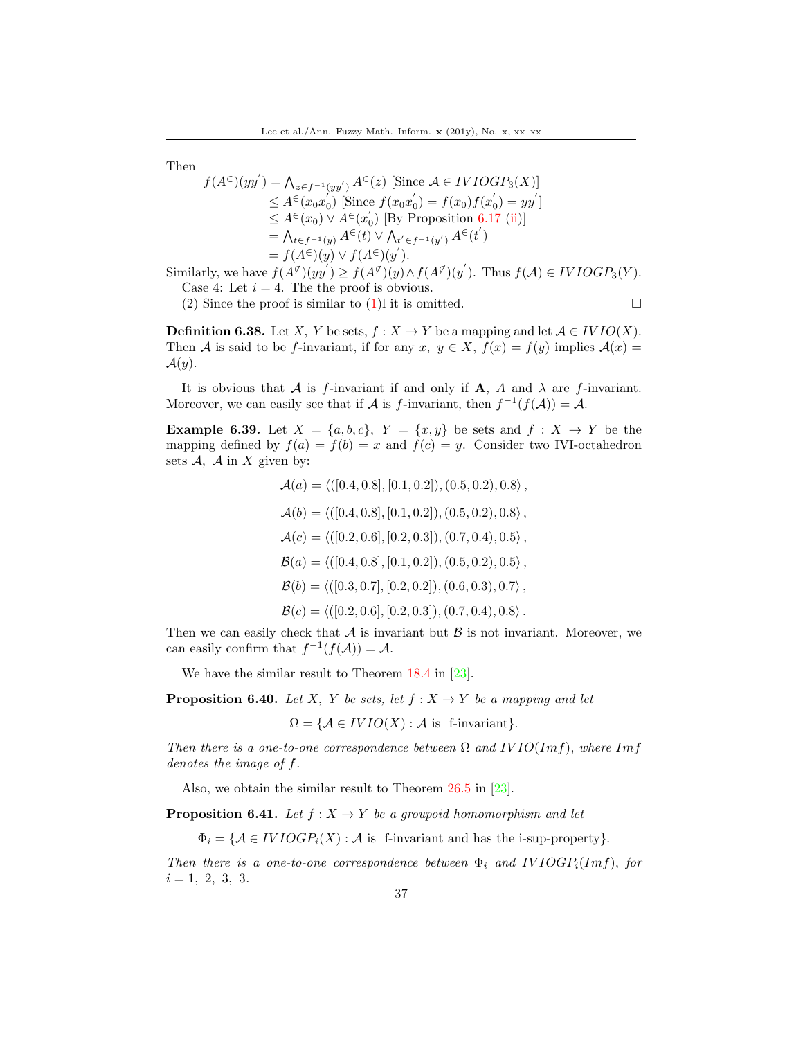Then

$$\begin{aligned}
f(A^{\in})(yy^{'}) &= \bigwedge_{z\in f^{-1}(yy^{'})} A^{\in}(z) \text{ [Since } \mathcal{A}\in IVIOGP_3(X)] \\
&\leq A^{\in}(x_0x_0^{'}) \text{ [Since } f(x_0x_0^{'}) = f(x_0)f(x_0^{'}) = yy^{'}] \\
&\leq A^{\in}(x_0)\vee A^{\in}(x_0^{'}) \text{ [By Proposition 6.17 (ii)]} \\
&= \bigwedge_{t\in f^{-1}(y)} A^{\in}(t)\vee \bigwedge_{t^{'}\in f^{-1}(y^{'})} A^{\in}(t^{'}) \\
&= f(A^{\in})(y)\vee f(A^{\in})(y^{'}).
\end{aligned}$$

Similarly, we have $f(A^{\not\in})(yy^{'}) \geq f(A^{\not\in})(y)\wedge f(A^{\not\in})(y^{'})$. Thus $f(\mathcal{A})\in IVIOGP_3(Y)$.

Case 4: Let $i=4$. The the proof is obvious.

(2) Since the proof is similar to (1)l it is omitted. □

**Definition 6.38.** Let $X,\ Y$ be sets, $f: X\to Y$ be a mapping and let $\mathcal{A}\in IVIO(X)$. Then $\mathcal{A}$ is said to be $f$-invariant, if for any $x,\ y\in X$, $f(x)=f(y)$ implies $\mathcal{A}(x)=\mathcal{A}(y)$.

It is obvious that $\mathcal{A}$ is $f$-invariant if and only if $\mathbf{A}$, $A$ and $\lambda$ are $f$-invariant. Moreover, we can easily see that if $\mathcal{A}$ is $f$-invariant, then $f^{-1}(f(\mathcal{A}))=\mathcal{A}$.

**Example 6.39.** Let $X=\{a,b,c\},\ Y=\{x,y\}$ be sets and $f: X\to Y$ be the mapping defined by $f(a)=f(b)=x$ and $f(c)=y$. Consider two IVI-octahedron sets $\mathcal{A},\ \mathcal{A}$ in $X$ given by:

$$\mathcal{A}(a)=\langle([0.4,0.8],[0.1,0.2]),(0.5,0.2),0.8\rangle,$$

$$\mathcal{A}(b)=\langle([0.4,0.8],[0.1,0.2]),(0.5,0.2),0.8\rangle,$$

$$\mathcal{A}(c)=\langle([0.2,0.6],[0.2,0.3]),(0.7,0.4),0.5\rangle,$$

$$\mathcal{B}(a)=\langle([0.4,0.8],[0.1,0.2]),(0.5,0.2),0.5\rangle,$$

$$\mathcal{B}(b)=\langle([0.3,0.7],[0.2,0.2]),(0.6,0.3),0.7\rangle,$$

$$\mathcal{B}(c)=\langle([0.2,0.6],[0.2,0.3]),(0.7,0.4),0.8\rangle.$$

Then we can easily check that $\mathcal{A}$ is invariant but $\mathcal{B}$ is not invariant. Moreover, we can easily confirm that $f^{-1}(f(\mathcal{A}))=\mathcal{A}$.

We have the similar result to Theorem 18.4 in [23].

**Proposition 6.40.** *Let $X,\ Y$ be sets, let $f: X\to Y$ be a mapping and let*

$$\Omega=\{\mathcal{A}\in IVIO(X):\mathcal{A}\text{ is f-invariant}\}.$$

*Then there is a one-to-one correspondence between $\Omega$ and $IVIO(Imf)$, where $Imf$ denotes the image of $f$.*

Also, we obtain the similar result to Theorem 26.5 in [23].

**Proposition 6.41.** *Let $f: X\to Y$ be a groupoid homomorphism and let*

$$\Phi_i=\{\mathcal{A}\in IVIOGP_i(X):\mathcal{A}\text{ is f-invariant and has the i-sup-property}\}.$$

*Then there is a one-to-one correspondence between $\Phi_i$ and $IVIOGP_i(Imf)$, for $i=1,\ 2,\ 3,\ 3$.*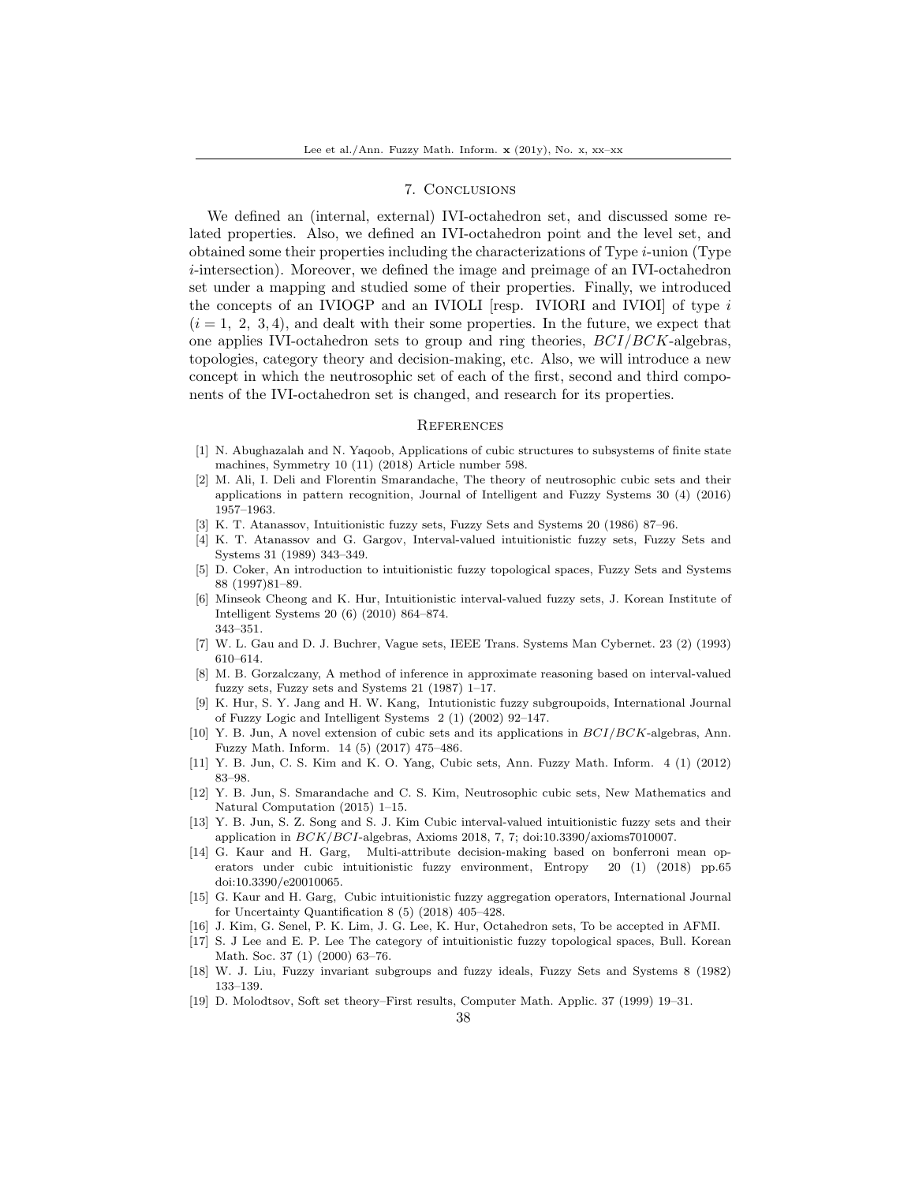## 7. Conclusions

We defined an (internal, external) IVI-octahedron set, and discussed some related properties. Also, we defined an IVI-octahedron point and the level set, and obtained some their properties including the characterizations of Type $i$-union (Type $i$-intersection). Moreover, we defined the image and preimage of an IVI-octahedron set under a mapping and studied some of their properties. Finally, we introduced the concepts of an IVIOGP and an IVIOLI [resp. IVIORI and IVIOI] of type $i$ ($i = 1, 2, 3, 4$), and dealt with their some properties. In the future, we expect that one applies IVI-octahedron sets to group and ring theories, $BCI/BCK$-algebras, topologies, category theory and decision-making, etc. Also, we will introduce a new concept in which the neutrosophic set of each of the first, second and third components of the IVI-octahedron set is changed, and research for its properties.

## References

[1] N. Abughazalah and N. Yaqoob, Applications of cubic structures to subsystems of finite state machines, Symmetry 10 (11) (2018) Article number 598.

[2] M. Ali, I. Deli and Florentin Smarandache, The theory of neutrosophic cubic sets and their applications in pattern recognition, Journal of Intelligent and Fuzzy Systems 30 (4) (2016) 1957–1963.

[3] K. T. Atanassov, Intuitionistic fuzzy sets, Fuzzy Sets and Systems 20 (1986) 87–96.

[4] K. T. Atanassov and G. Gargov, Interval-valued intuitionistic fuzzy sets, Fuzzy Sets and Systems 31 (1989) 343–349.

[5] D. Coker, An introduction to intuitionistic fuzzy topological spaces, Fuzzy Sets and Systems 88 (1997)81–89.

[6] Minseok Cheong and K. Hur, Intuitionistic interval-valued fuzzy sets, J. Korean Institute of Intelligent Systems 20 (6) (2010) 864–874. 343–351.

[7] W. L. Gau and D. J. Buchrer, Vague sets, IEEE Trans. Systems Man Cybernet. 23 (2) (1993) 610–614.

[8] M. B. Gorzalczany, A method of inference in approximate reasoning based on interval-valued fuzzy sets, Fuzzy sets and Systems 21 (1987) 1–17.

[9] K. Hur, S. Y. Jang and H. W. Kang, Intutionistic fuzzy subgroupoids, International Journal of Fuzzy Logic and Intelligent Systems 2 (1) (2002) 92–147.

[10] Y. B. Jun, A novel extension of cubic sets and its applications in $BCI/BCK$-algebras, Ann. Fuzzy Math. Inform. 14 (5) (2017) 475–486.

[11] Y. B. Jun, C. S. Kim and K. O. Yang, Cubic sets, Ann. Fuzzy Math. Inform. 4 (1) (2012) 83–98.

[12] Y. B. Jun, S. Smarandache and C. S. Kim, Neutrosophic cubic sets, New Mathematics and Natural Computation (2015) 1–15.

[13] Y. B. Jun, S. Z. Song and S. J. Kim Cubic interval-valued intuitionistic fuzzy sets and their application in $BCK/BCI$-algebras, Axioms 2018, 7, 7; doi:10.3390/axioms7010007.

[14] G. Kaur and H. Garg, Multi-attribute decision-making based on bonferroni mean operators under cubic intuitionistic fuzzy environment, Entropy 20 (1) (2018) pp.65 doi:10.3390/e20010065.

[15] G. Kaur and H. Garg, Cubic intuitionistic fuzzy aggregation operators, International Journal for Uncertainty Quantification 8 (5) (2018) 405–428.

[16] J. Kim, G. Senel, P. K. Lim, J. G. Lee, K. Hur, Octahedron sets, To be accepted in AFMI.

[17] S. J Lee and E. P. Lee The category of intuitionistic fuzzy topological spaces, Bull. Korean Math. Soc. 37 (1) (2000) 63–76.

[18] W. J. Liu, Fuzzy invariant subgroups and fuzzy ideals, Fuzzy Sets and Systems 8 (1982) 133–139.

[19] D. Molodtsov, Soft set theory–First results, Computer Math. Applic. 37 (1999) 19–31.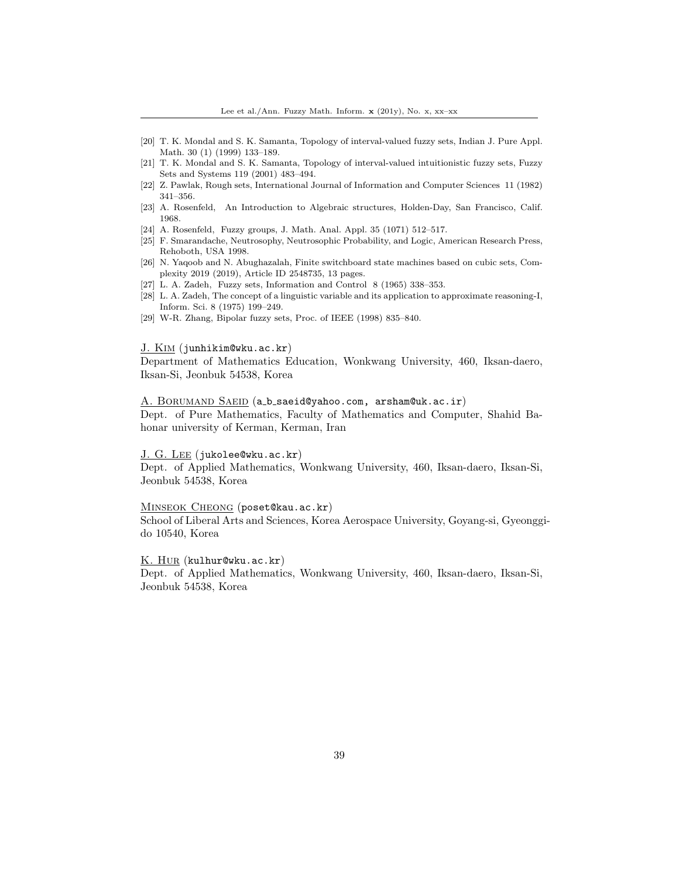[20] T. K. Mondal and S. K. Samanta, Topology of interval-valued fuzzy sets, Indian J. Pure Appl. Math. 30 (1) (1999) 133–189.

[21] T. K. Mondal and S. K. Samanta, Topology of interval-valued intuitionistic fuzzy sets, Fuzzy Sets and Systems 119 (2001) 483–494.

[22] Z. Pawlak, Rough sets, International Journal of Information and Computer Sciences 11 (1982) 341–356.

[23] A. Rosenfeld, An Introduction to Algebraic structures, Holden-Day, San Francisco, Calif. 1968.

[24] A. Rosenfeld, Fuzzy groups, J. Math. Anal. Appl. 35 (1071) 512–517.

[25] F. Smarandache, Neutrosophy, Neutrosophic Probability, and Logic, American Research Press, Rehoboth, USA 1998.

[26] N. Yaqoob and N. Abughazalah, Finite switchboard state machines based on cubic sets, Complexity 2019 (2019), Article ID 2548735, 13 pages.

[27] L. A. Zadeh, Fuzzy sets, Information and Control 8 (1965) 338–353.

[28] L. A. Zadeh, The concept of a linguistic variable and its application to approximate reasoning-I, Inform. Sci. 8 (1975) 199–249.

[29] W-R. Zhang, Bipolar fuzzy sets, Proc. of IEEE (1998) 835–840.

J. Kim (junhikim@wku.ac.kr)
Department of Mathematics Education, Wonkwang University, 460, Iksan-daero, Iksan-Si, Jeonbuk 54538, Korea

A. Borumand Saeid (a_b_saeid@yahoo.com, arsham@uk.ac.ir)
Dept. of Pure Mathematics, Faculty of Mathematics and Computer, Shahid Bahonar university of Kerman, Kerman, Iran

J. G. Lee (jukolee@wku.ac.kr)
Dept. of Applied Mathematics, Wonkwang University, 460, Iksan-daero, Iksan-Si, Jeonbuk 54538, Korea

Minseok Cheong (poset@kau.ac.kr)
School of Liberal Arts and Sciences, Korea Aerospace University, Goyang-si, Gyeonggi-do 10540, Korea

K. Hur (kulhur@wku.ac.kr)
Dept. of Applied Mathematics, Wonkwang University, 460, Iksan-daero, Iksan-Si, Jeonbuk 54538, Korea